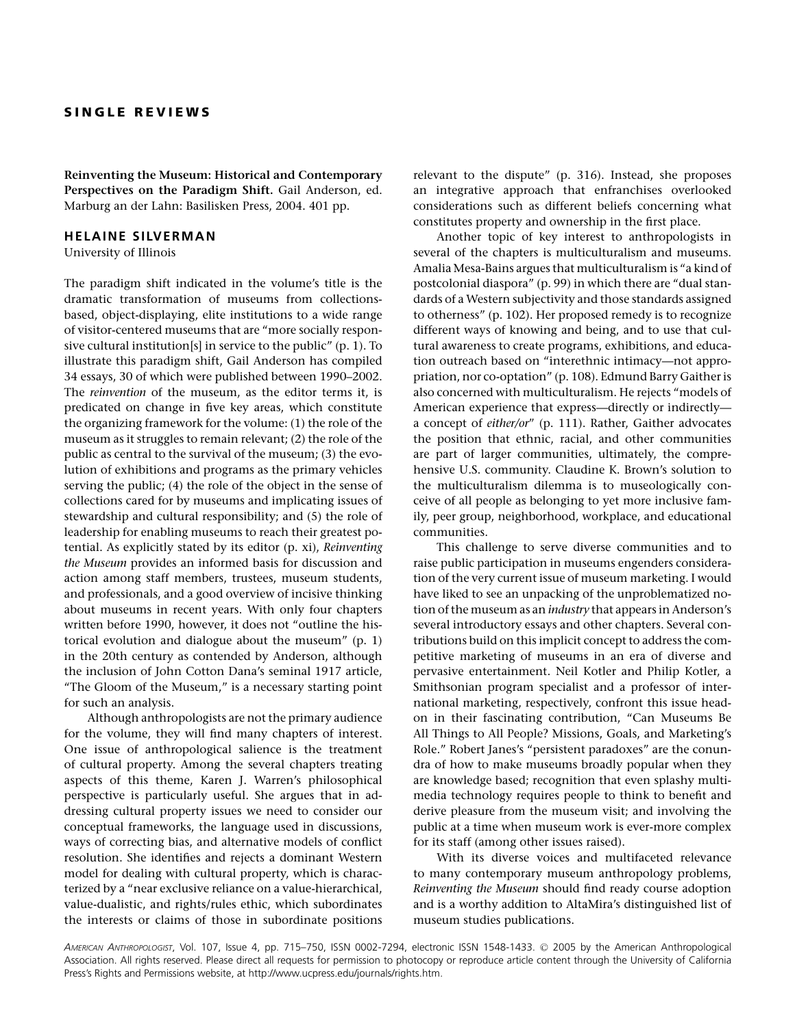## SINGLE REVIEWS

**Reinventing the Museum: Historical and Contemporary Perspectives on the Paradigm Shift.** Gail Anderson, ed. Marburg an der Lahn: Basilisken Press, 2004. 401 pp.

### HELAINE SILVERMAN

University of Illinois

The paradigm shift indicated in the volume's title is the dramatic transformation of museums from collections-based, object-displaying, elite institutions to a wide range of visitor-centered museums that are "more socially responsive cultural institution[s] in service to the public" (p. 1). To illustrate this paradigm shift, Gail Anderson has compiled 34 essays, 30 of which were published between 1990–2002. The *reinvention* of the museum, as the editor terms it, is predicated on change in five key areas, which constitute the organizing framework for the volume: (1) the role of the museum as it struggles to remain relevant; (2) the role of the public as central to the survival of the museum; (3) the evolution of exhibitions and programs as the primary vehicles serving the public; (4) the role of the object in the sense of collections cared for by museums and implicating issues of stewardship and cultural responsibility; and (5) the role of leadership for enabling museums to reach their greatest potential. As explicitly stated by its editor (p. xi), *Reinventing the Museum* provides an informed basis for discussion and action among staff members, trustees, museum students, and professionals, and a good overview of incisive thinking about museums in recent years. With only four chapters written before 1990, however, it does not "outline the historical evolution and dialogue about the museum" (p. 1) in the 20th century as contended by Anderson, although the inclusion of John Cotton Dana's seminal 1917 article, "The Gloom of the Museum," is a necessary starting point for such an analysis.

Although anthropologists are not the primary audience for the volume, they will find many chapters of interest. One issue of anthropological salience is the treatment of cultural property. Among the several chapters treating aspects of this theme, Karen J. Warren's philosophical perspective is particularly useful. She argues that in addressing cultural property issues we need to consider our conceptual frameworks, the language used in discussions, ways of correcting bias, and alternative models of conflict resolution. She identifies and rejects a dominant Western model for dealing with cultural property, which is characterized by a "near exclusive reliance on a value-hierarchical, value-dualistic, and rights/rules ethic, which subordinates the interests or claims of those in subordinate positions relevant to the dispute" (p. 316). Instead, she proposes an integrative approach that enfranchises overlooked considerations such as different beliefs concerning what constitutes property and ownership in the first place.

Another topic of key interest to anthropologists in several of the chapters is multiculturalism and museums. Amalia Mesa-Bains argues that multiculturalism is "a kind of postcolonial diaspora" (p. 99) in which there are "dual standards of a Western subjectivity and those standards assigned to otherness" (p. 102). Her proposed remedy is to recognize different ways of knowing and being, and to use that cultural awareness to create programs, exhibitions, and education outreach based on "interethnic intimacy—not appropriation, nor co-optation" (p. 108). Edmund Barry Gaither is also concerned with multiculturalism. He rejects "models of American experience that express—directly or indirectly—a concept of *either/or*" (p. 111). Rather, Gaither advocates the position that ethnic, racial, and other communities are part of larger communities, ultimately, the comprehensive U.S. community. Claudine K. Brown's solution to the multiculturalism dilemma is to museologically conceive of all people as belonging to yet more inclusive family, peer group, neighborhood, workplace, and educational communities.

This challenge to serve diverse communities and to raise public participation in museums engenders consideration of the very current issue of museum marketing. I would have liked to see an unpacking of the unproblematized notion of the museum as an *industry* that appears in Anderson's several introductory essays and other chapters. Several contributions build on this implicit concept to address the competitive marketing of museums in an era of diverse and pervasive entertainment. Neil Kotler and Philip Kotler, a Smithsonian program specialist and a professor of international marketing, respectively, confront this issue head-on in their fascinating contribution, "Can Museums Be All Things to All People? Missions, Goals, and Marketing's Role." Robert Janes's "persistent paradoxes" are the conundra of how to make museums broadly popular when they are knowledge based; recognition that even splashy multimedia technology requires people to think to benefit and derive pleasure from the museum visit; and involving the public at a time when museum work is ever-more complex for its staff (among other issues raised).

With its diverse voices and multifaceted relevance to many contemporary museum anthropology problems, *Reinventing the Museum* should find ready course adoption and is a worthy addition to AltaMira's distinguished list of museum studies publications.

*American Anthropologist*, Vol. 107, Issue 4, pp. 715–750, ISSN 0002-7294, electronic ISSN 1548-1433. © 2005 by the American Anthropological Association. All rights reserved. Please direct all requests for permission to photocopy or reproduce article content through the University of California Press's Rights and Permissions website, at http://www.ucpress.edu/journals/rights.htm.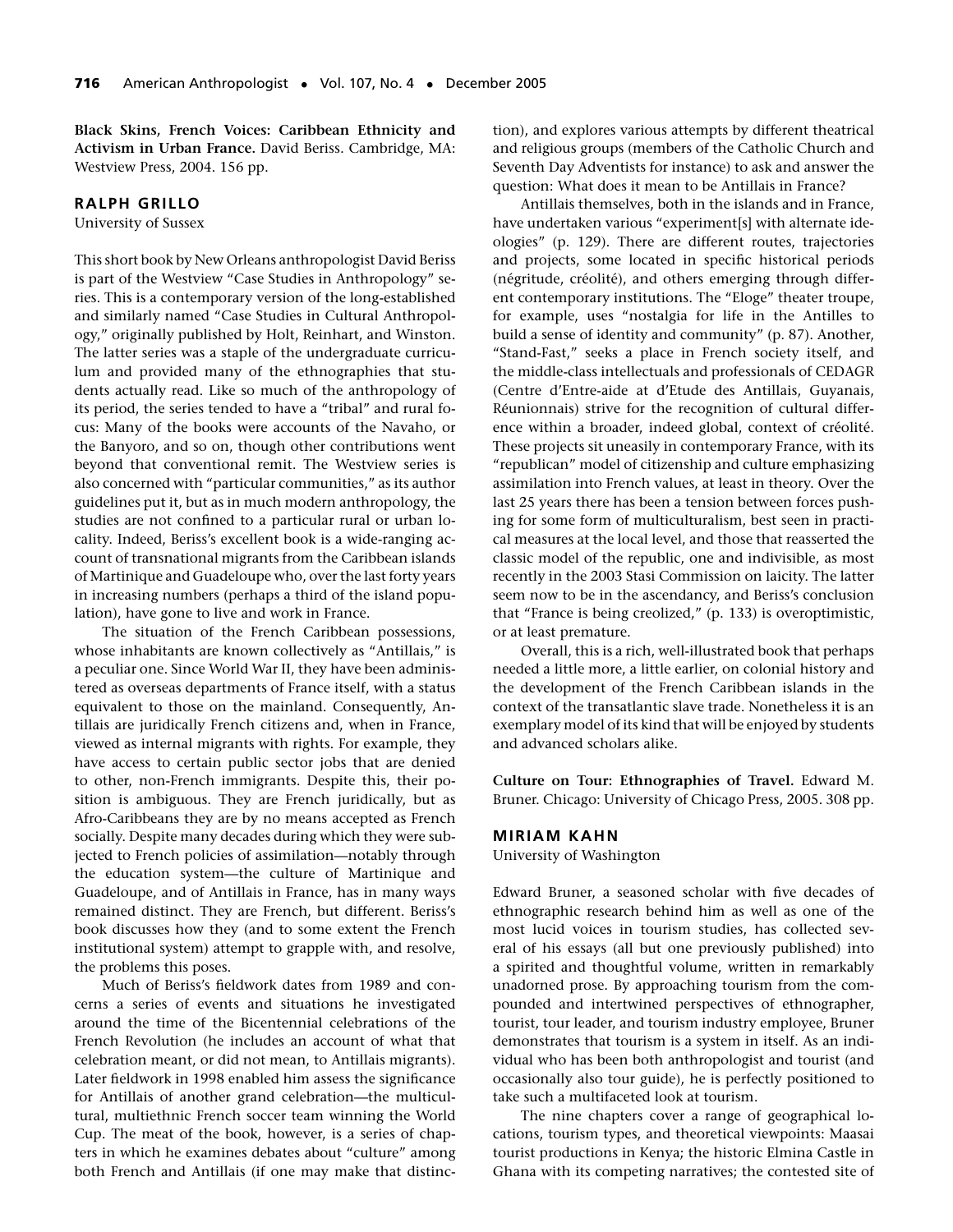**Black Skins, French Voices: Caribbean Ethnicity and Activism in Urban France.** David Beriss. Cambridge, MA: Westview Press, 2004. 156 pp.

### RALPH GRILLO

University of Sussex

This short book by New Orleans anthropologist David Beriss is part of the Westview "Case Studies in Anthropology" series. This is a contemporary version of the long-established and similarly named "Case Studies in Cultural Anthropology," originally published by Holt, Reinhart, and Winston. The latter series was a staple of the undergraduate curriculum and provided many of the ethnographies that students actually read. Like so much of the anthropology of its period, the series tended to have a "tribal" and rural focus: Many of the books were accounts of the Navaho, or the Banyoro, and so on, though other contributions went beyond that conventional remit. The Westview series is also concerned with "particular communities," as its author guidelines put it, but as in much modern anthropology, the studies are not confined to a particular rural or urban locality. Indeed, Beriss's excellent book is a wide-ranging account of transnational migrants from the Caribbean islands of Martinique and Guadeloupe who, over the last forty years in increasing numbers (perhaps a third of the island population), have gone to live and work in France.

The situation of the French Caribbean possessions, whose inhabitants are known collectively as "Antillais," is a peculiar one. Since World War II, they have been administered as overseas departments of France itself, with a status equivalent to those on the mainland. Consequently, Antillais are juridically French citizens and, when in France, viewed as internal migrants with rights. For example, they have access to certain public sector jobs that are denied to other, non-French immigrants. Despite this, their position is ambiguous. They are French juridically, but as Afro-Caribbeans they are by no means accepted as French socially. Despite many decades during which they were subjected to French policies of assimilation—notably through the education system—the culture of Martinique and Guadeloupe, and of Antillais in France, has in many ways remained distinct. They are French, but different. Beriss's book discusses how they (and to some extent the French institutional system) attempt to grapple with, and resolve, the problems this poses.

Much of Beriss's fieldwork dates from 1989 and concerns a series of events and situations he investigated around the time of the Bicentennial celebrations of the French Revolution (he includes an account of what that celebration meant, or did not mean, to Antillais migrants). Later fieldwork in 1998 enabled him assess the significance for Antillais of another grand celebration—the multicultural, multiethnic French soccer team winning the World Cup. The meat of the book, however, is a series of chapters in which he examines debates about "culture" among both French and Antillais (if one may make that distinction), and explores various attempts by different theatrical and religious groups (members of the Catholic Church and Seventh Day Adventists for instance) to ask and answer the question: What does it mean to be Antillais in France?

Antillais themselves, both in the islands and in France, have undertaken various "experiment[s] with alternate ideologies" (p. 129). There are different routes, trajectories and projects, some located in specific historical periods (négritude, créolité), and others emerging through different contemporary institutions. The "Eloge" theater troupe, for example, uses "nostalgia for life in the Antilles to build a sense of identity and community" (p. 87). Another, "Stand-Fast," seeks a place in French society itself, and the middle-class intellectuals and professionals of CEDAGR (Centre d'Entre-aide at d'Etude des Antillais, Guyanais, Réunionnais) strive for the recognition of cultural difference within a broader, indeed global, context of créolité. These projects sit uneasily in contemporary France, with its "republican" model of citizenship and culture emphasizing assimilation into French values, at least in theory. Over the last 25 years there has been a tension between forces pushing for some form of multiculturalism, best seen in practical measures at the local level, and those that reasserted the classic model of the republic, one and indivisible, as most recently in the 2003 Stasi Commission on laicity. The latter seem now to be in the ascendancy, and Beriss's conclusion that "France is being creolized," (p. 133) is overoptimistic, or at least premature.

Overall, this is a rich, well-illustrated book that perhaps needed a little more, a little earlier, on colonial history and the development of the French Caribbean islands in the context of the transatlantic slave trade. Nonetheless it is an exemplary model of its kind that will be enjoyed by students and advanced scholars alike.

**Culture on Tour: Ethnographies of Travel.** Edward M. Bruner. Chicago: University of Chicago Press, 2005. 308 pp.

### MIRIAM KAHN

University of Washington

Edward Bruner, a seasoned scholar with five decades of ethnographic research behind him as well as one of the most lucid voices in tourism studies, has collected several of his essays (all but one previously published) into a spirited and thoughtful volume, written in remarkably unadorned prose. By approaching tourism from the compounded and intertwined perspectives of ethnographer, tourist, tour leader, and tourism industry employee, Bruner demonstrates that tourism is a system in itself. As an individual who has been both anthropologist and tourist (and occasionally also tour guide), he is perfectly positioned to take such a multifaceted look at tourism.

The nine chapters cover a range of geographical locations, tourism types, and theoretical viewpoints: Maasai tourist productions in Kenya; the historic Elmina Castle in Ghana with its competing narratives; the contested site of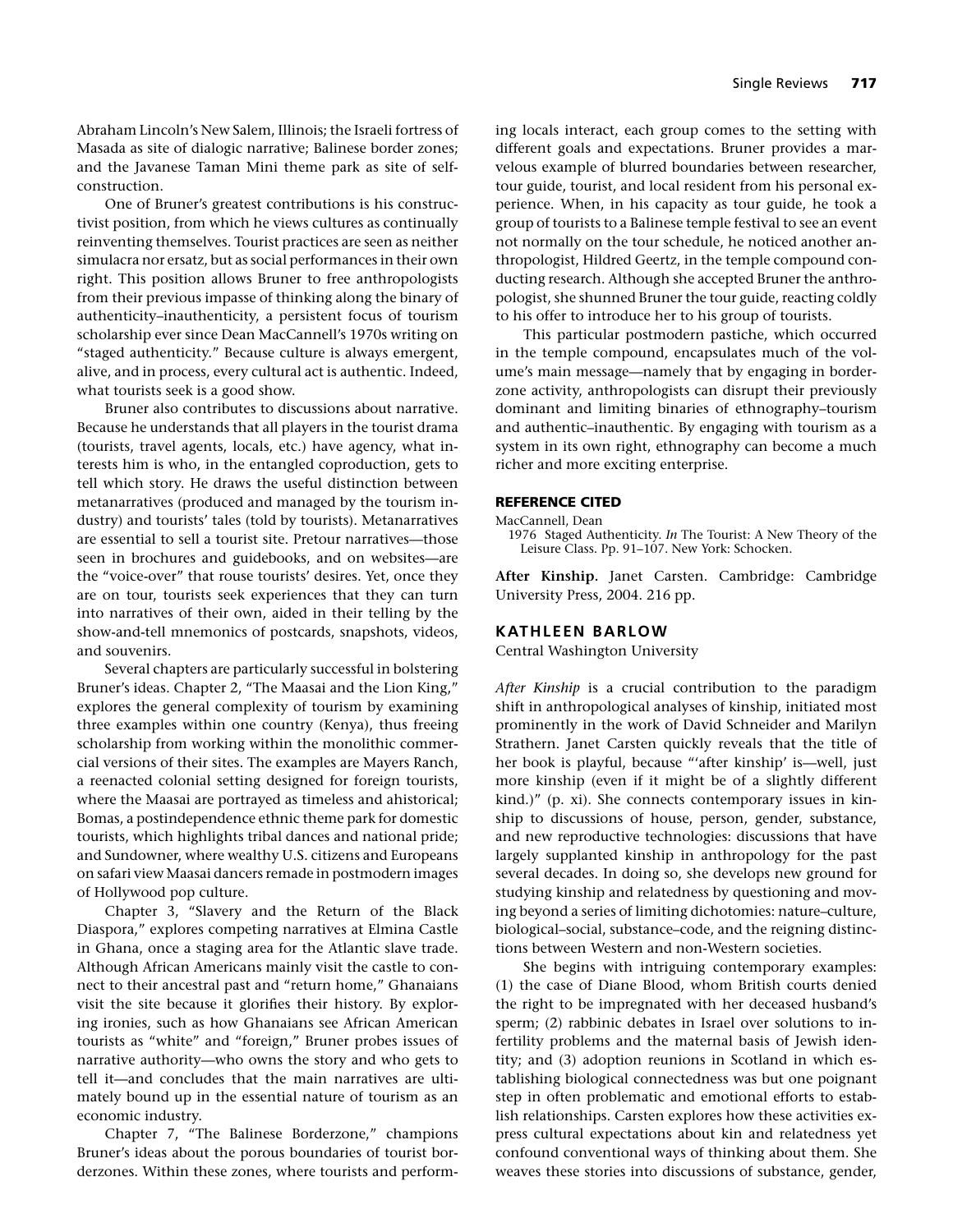Abraham Lincoln's New Salem, Illinois; the Israeli fortress of Masada as site of dialogic narrative; Balinese border zones; and the Javanese Taman Mini theme park as site of self-construction.

One of Bruner's greatest contributions is his constructivist position, from which he views cultures as continually reinventing themselves. Tourist practices are seen as neither simulacra nor ersatz, but as social performances in their own right. This position allows Bruner to free anthropologists from their previous impasse of thinking along the binary of authenticity–inauthenticity, a persistent focus of tourism scholarship ever since Dean MacCannell's 1970s writing on "staged authenticity." Because culture is always emergent, alive, and in process, every cultural act is authentic. Indeed, what tourists seek is a good show.

Bruner also contributes to discussions about narrative. Because he understands that all players in the tourist drama (tourists, travel agents, locals, etc.) have agency, what interests him is who, in the entangled coproduction, gets to tell which story. He draws the useful distinction between metanarratives (produced and managed by the tourism industry) and tourists' tales (told by tourists). Metanarratives are essential to sell a tourist site. Pretour narratives—those seen in brochures and guidebooks, and on websites—are the "voice-over" that rouse tourists' desires. Yet, once they are on tour, tourists seek experiences that they can turn into narratives of their own, aided in their telling by the show-and-tell mnemonics of postcards, snapshots, videos, and souvenirs.

Several chapters are particularly successful in bolstering Bruner's ideas. Chapter 2, "The Maasai and the Lion King," explores the general complexity of tourism by examining three examples within one country (Kenya), thus freeing scholarship from working within the monolithic commercial versions of their sites. The examples are Mayers Ranch, a reenacted colonial setting designed for foreign tourists, where the Maasai are portrayed as timeless and ahistorical; Bomas, a postindependence ethnic theme park for domestic tourists, which highlights tribal dances and national pride; and Sundowner, where wealthy U.S. citizens and Europeans on safari view Maasai dancers remade in postmodern images of Hollywood pop culture.

Chapter 3, "Slavery and the Return of the Black Diaspora," explores competing narratives at Elmina Castle in Ghana, once a staging area for the Atlantic slave trade. Although African Americans mainly visit the castle to connect to their ancestral past and "return home," Ghanaians visit the site because it glorifies their history. By exploring ironies, such as how Ghanaians see African American tourists as "white" and "foreign," Bruner probes issues of narrative authority—who owns the story and who gets to tell it—and concludes that the main narratives are ultimately bound up in the essential nature of tourism as an economic industry.

Chapter 7, "The Balinese Borderzone," champions Bruner's ideas about the porous boundaries of tourist borderzones. Within these zones, where tourists and performing locals interact, each group comes to the setting with different goals and expectations. Bruner provides a marvelous example of blurred boundaries between researcher, tour guide, tourist, and local resident from his personal experience. When, in his capacity as tour guide, he took a group of tourists to a Balinese temple festival to see an event not normally on the tour schedule, he noticed another anthropologist, Hildred Geertz, in the temple compound conducting research. Although she accepted Bruner the anthropologist, she shunned Bruner the tour guide, reacting coldly to his offer to introduce her to his group of tourists.

This particular postmodern pastiche, which occurred in the temple compound, encapsulates much of the volume's main message—namely that by engaging in borderzone activity, anthropologists can disrupt their previously dominant and limiting binaries of ethnography–tourism and authentic–inauthentic. By engaging with tourism as a system in its own right, ethnography can become a much richer and more exciting enterprise.

#### REFERENCE CITED

MacCannell, Dean
1976 Staged Authenticity. *In* The Tourist: A New Theory of the Leisure Class. Pp. 91–107. New York: Schocken.

**After Kinship.** Janet Carsten. Cambridge: Cambridge University Press, 2004. 216 pp.

### KATHLEEN BARLOW

Central Washington University

*After Kinship* is a crucial contribution to the paradigm shift in anthropological analyses of kinship, initiated most prominently in the work of David Schneider and Marilyn Strathern. Janet Carsten quickly reveals that the title of her book is playful, because "'after kinship' is—well, just more kinship (even if it might be of a slightly different kind.)" (p. xi). She connects contemporary issues in kinship to discussions of house, person, gender, substance, and new reproductive technologies: discussions that have largely supplanted kinship in anthropology for the past several decades. In doing so, she develops new ground for studying kinship and relatedness by questioning and moving beyond a series of limiting dichotomies: nature–culture, biological–social, substance–code, and the reigning distinctions between Western and non-Western societies.

She begins with intriguing contemporary examples: (1) the case of Diane Blood, whom British courts denied the right to be impregnated with her deceased husband's sperm; (2) rabbinic debates in Israel over solutions to infertility problems and the maternal basis of Jewish identity; and (3) adoption reunions in Scotland in which establishing biological connectedness was but one poignant step in often problematic and emotional efforts to establish relationships. Carsten explores how these activities express cultural expectations about kin and relatedness yet confound conventional ways of thinking about them. She weaves these stories into discussions of substance, gender,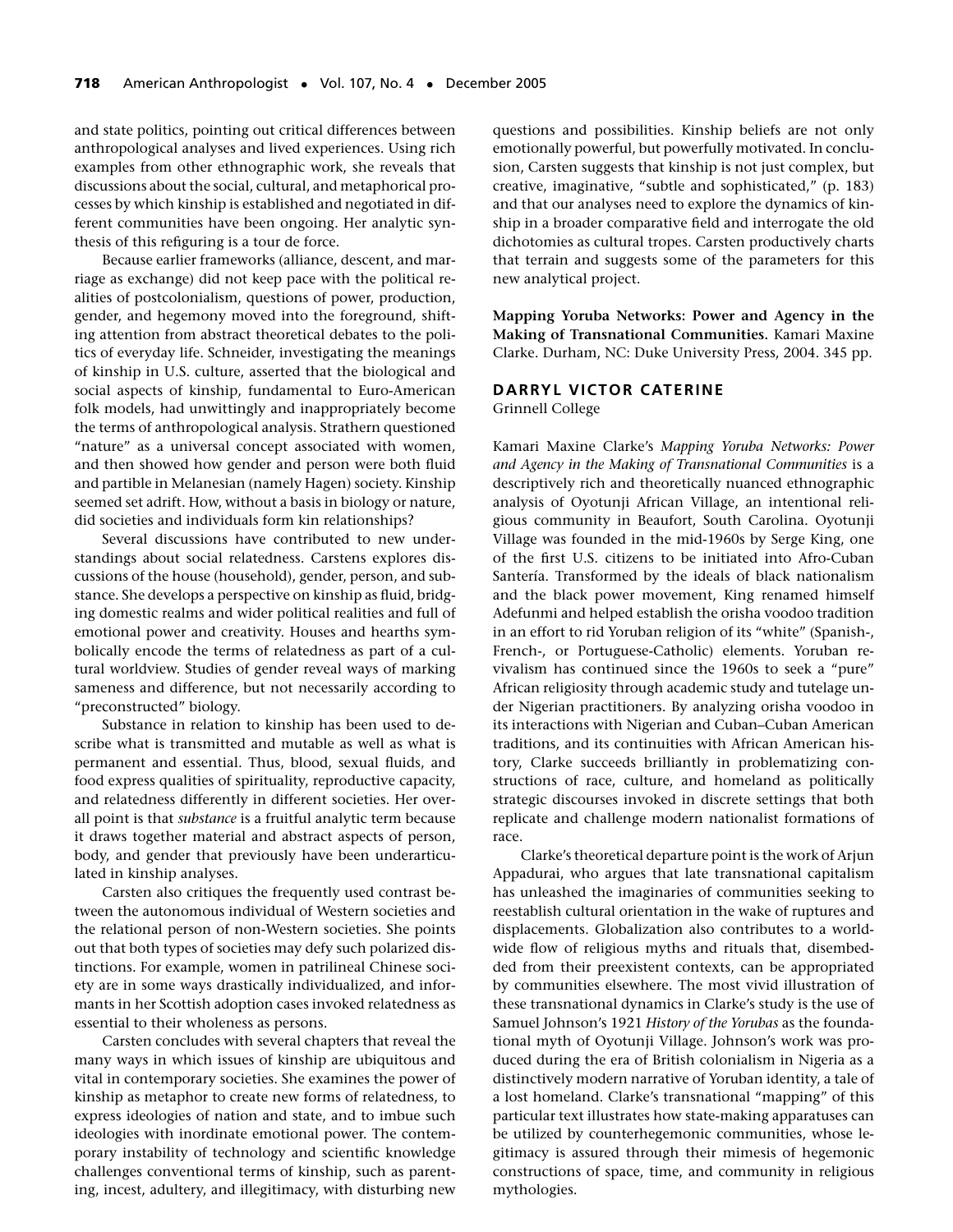and state politics, pointing out critical differences between anthropological analyses and lived experiences. Using rich examples from other ethnographic work, she reveals that discussions about the social, cultural, and metaphorical processes by which kinship is established and negotiated in different communities have been ongoing. Her analytic synthesis of this refiguring is a tour de force.

Because earlier frameworks (alliance, descent, and marriage as exchange) did not keep pace with the political realities of postcolonialism, questions of power, production, gender, and hegemony moved into the foreground, shifting attention from abstract theoretical debates to the politics of everyday life. Schneider, investigating the meanings of kinship in U.S. culture, asserted that the biological and social aspects of kinship, fundamental to Euro-American folk models, had unwittingly and inappropriately become the terms of anthropological analysis. Strathern questioned "nature" as a universal concept associated with women, and then showed how gender and person were both fluid and partible in Melanesian (namely Hagen) society. Kinship seemed set adrift. How, without a basis in biology or nature, did societies and individuals form kin relationships?

Several discussions have contributed to new understandings about social relatedness. Carstens explores discussions of the house (household), gender, person, and substance. She develops a perspective on kinship as fluid, bridging domestic realms and wider political realities and full of emotional power and creativity. Houses and hearths symbolically encode the terms of relatedness as part of a cultural worldview. Studies of gender reveal ways of marking sameness and difference, but not necessarily according to "preconstructed" biology.

Substance in relation to kinship has been used to describe what is transmitted and mutable as well as what is permanent and essential. Thus, blood, sexual fluids, and food express qualities of spirituality, reproductive capacity, and relatedness differently in different societies. Her overall point is that *substance* is a fruitful analytic term because it draws together material and abstract aspects of person, body, and gender that previously have been underarticulated in kinship analyses.

Carsten also critiques the frequently used contrast between the autonomous individual of Western societies and the relational person of non-Western societies. She points out that both types of societies may defy such polarized distinctions. For example, women in patrilineal Chinese society are in some ways drastically individualized, and informants in her Scottish adoption cases invoked relatedness as essential to their wholeness as persons.

Carsten concludes with several chapters that reveal the many ways in which issues of kinship are ubiquitous and vital in contemporary societies. She examines the power of kinship as metaphor to create new forms of relatedness, to express ideologies of nation and state, and to imbue such ideologies with inordinate emotional power. The contemporary instability of technology and scientific knowledge challenges conventional terms of kinship, such as parenting, incest, adultery, and illegitimacy, with disturbing new questions and possibilities. Kinship beliefs are not only emotionally powerful, but powerfully motivated. In conclusion, Carsten suggests that kinship is not just complex, but creative, imaginative, "subtle and sophisticated," (p. 183) and that our analyses need to explore the dynamics of kinship in a broader comparative field and interrogate the old dichotomies as cultural tropes. Carsten productively charts that terrain and suggests some of the parameters for this new analytical project.

**Mapping Yoruba Networks: Power and Agency in the Making of Transnational Communities.** Kamari Maxine Clarke. Durham, NC: Duke University Press, 2004. 345 pp.

**DARRYL VICTOR CATERINE**
Grinnell College

Kamari Maxine Clarke's *Mapping Yoruba Networks: Power and Agency in the Making of Transnational Communities* is a descriptively rich and theoretically nuanced ethnographic analysis of Oyotunji African Village, an intentional religious community in Beaufort, South Carolina. Oyotunji Village was founded in the mid-1960s by Serge King, one of the first U.S. citizens to be initiated into Afro-Cuban Santería. Transformed by the ideals of black nationalism and the black power movement, King renamed himself Adefunmi and helped establish the orisha voodoo tradition in an effort to rid Yoruban religion of its "white" (Spanish-, French-, or Portuguese-Catholic) elements. Yoruban revivalism has continued since the 1960s to seek a "pure" African religiosity through academic study and tutelage under Nigerian practitioners. By analyzing orisha voodoo in its interactions with Nigerian and Cuban–Cuban American traditions, and its continuities with African American history, Clarke succeeds brilliantly in problematizing constructions of race, culture, and homeland as politically strategic discourses invoked in discrete settings that both replicate and challenge modern nationalist formations of race.

Clarke's theoretical departure point is the work of Arjun Appadurai, who argues that late transnational capitalism has unleashed the imaginaries of communities seeking to reestablish cultural orientation in the wake of ruptures and displacements. Globalization also contributes to a worldwide flow of religious myths and rituals that, disembedded from their preexistent contexts, can be appropriated by communities elsewhere. The most vivid illustration of these transnational dynamics in Clarke's study is the use of Samuel Johnson's 1921 *History of the Yorubas* as the foundational myth of Oyotunji Village. Johnson's work was produced during the era of British colonialism in Nigeria as a distinctively modern narrative of Yoruban identity, a tale of a lost homeland. Clarke's transnational "mapping" of this particular text illustrates how state-making apparatuses can be utilized by counterhegemonic communities, whose legitimacy is assured through their mimesis of hegemonic constructions of space, time, and community in religious mythologies.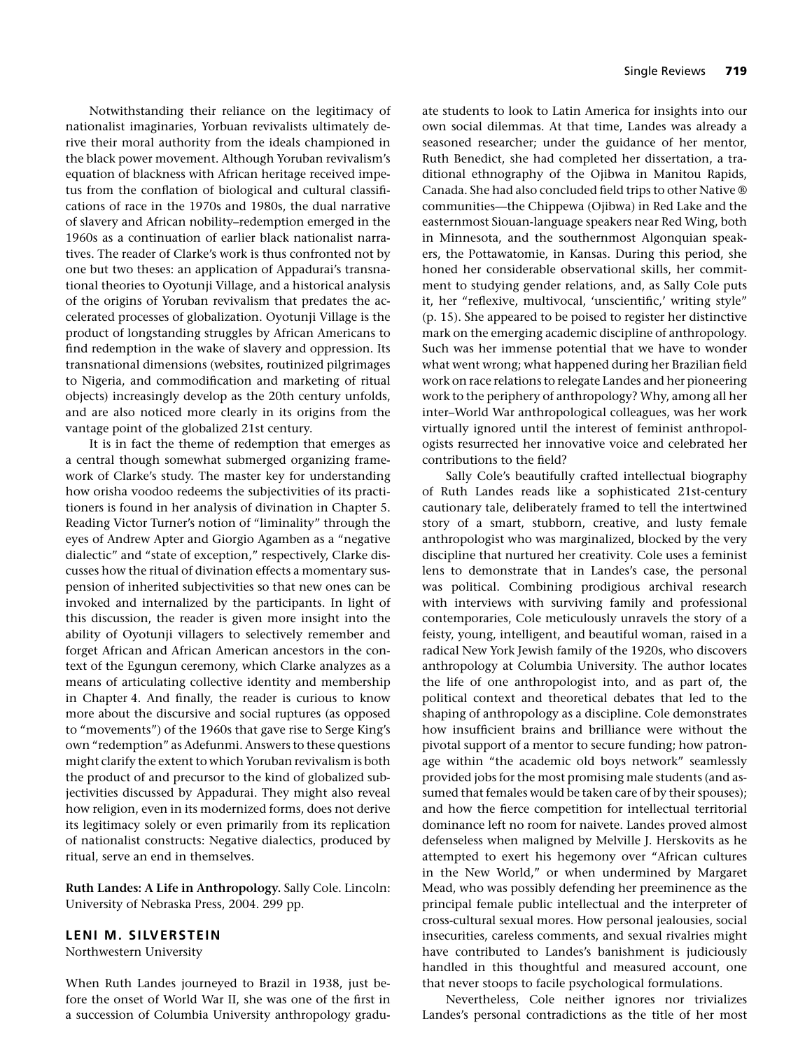Notwithstanding their reliance on the legitimacy of nationalist imaginaries, Yorbuan revivalists ultimately derive their moral authority from the ideals championed in the black power movement. Although Yoruban revivalism's equation of blackness with African heritage received impetus from the conflation of biological and cultural classifications of race in the 1970s and 1980s, the dual narrative of slavery and African nobility–redemption emerged in the 1960s as a continuation of earlier black nationalist narratives. The reader of Clarke's work is thus confronted not by one but two theses: an application of Appadurai's transnational theories to Oyotunji Village, and a historical analysis of the origins of Yoruban revivalism that predates the accelerated processes of globalization. Oyotunji Village is the product of longstanding struggles by African Americans to find redemption in the wake of slavery and oppression. Its transnational dimensions (websites, routinized pilgrimages to Nigeria, and commodification and marketing of ritual objects) increasingly develop as the 20th century unfolds, and are also noticed more clearly in its origins from the vantage point of the globalized 21st century.

It is in fact the theme of redemption that emerges as a central though somewhat submerged organizing framework of Clarke's study. The master key for understanding how orisha voodoo redeems the subjectivities of its practitioners is found in her analysis of divination in Chapter 5. Reading Victor Turner's notion of "liminality" through the eyes of Andrew Apter and Giorgio Agamben as a "negative dialectic" and "state of exception," respectively, Clarke discusses how the ritual of divination effects a momentary suspension of inherited subjectivities so that new ones can be invoked and internalized by the participants. In light of this discussion, the reader is given more insight into the ability of Oyotunji villagers to selectively remember and forget African and African American ancestors in the context of the Egungun ceremony, which Clarke analyzes as a means of articulating collective identity and membership in Chapter 4. And finally, the reader is curious to know more about the discursive and social ruptures (as opposed to "movements") of the 1960s that gave rise to Serge King's own "redemption" as Adefunmi. Answers to these questions might clarify the extent to which Yoruban revivalism is both the product of and precursor to the kind of globalized subjectivities discussed by Appadurai. They might also reveal how religion, even in its modernized forms, does not derive its legitimacy solely or even primarily from its replication of nationalist constructs: Negative dialectics, produced by ritual, serve an end in themselves.

**Ruth Landes: A Life in Anthropology.** Sally Cole. Lincoln: University of Nebraska Press, 2004. 299 pp.

**LENI M. SILVERSTEIN**
Northwestern University

When Ruth Landes journeyed to Brazil in 1938, just before the onset of World War II, she was one of the first in a succession of Columbia University anthropology graduate students to look to Latin America for insights into our own social dilemmas. At that time, Landes was already a seasoned researcher; under the guidance of her mentor, Ruth Benedict, she had completed her dissertation, a traditional ethnography of the Ojibwa in Manitou Rapids, Canada. She had also concluded field trips to other Native ® communities—the Chippewa (Ojibwa) in Red Lake and the easternmost Siouan-language speakers near Red Wing, both in Minnesota, and the southernmost Algonquian speakers, the Pottawatomie, in Kansas. During this period, she honed her considerable observational skills, her commitment to studying gender relations, and, as Sally Cole puts it, her "reflexive, multivocal, 'unscientific,' writing style" (p. 15). She appeared to be poised to register her distinctive mark on the emerging academic discipline of anthropology. Such was her immense potential that we have to wonder what went wrong; what happened during her Brazilian field work on race relations to relegate Landes and her pioneering work to the periphery of anthropology? Why, among all her inter–World War anthropological colleagues, was her work virtually ignored until the interest of feminist anthropologists resurrected her innovative voice and celebrated her contributions to the field?

Sally Cole's beautifully crafted intellectual biography of Ruth Landes reads like a sophisticated 21st-century cautionary tale, deliberately framed to tell the intertwined story of a smart, stubborn, creative, and lusty female anthropologist who was marginalized, blocked by the very discipline that nurtured her creativity. Cole uses a feminist lens to demonstrate that in Landes's case, the personal was political. Combining prodigious archival research with interviews with surviving family and professional contemporaries, Cole meticulously unravels the story of a feisty, young, intelligent, and beautiful woman, raised in a radical New York Jewish family of the 1920s, who discovers anthropology at Columbia University. The author locates the life of one anthropologist into, and as part of, the political context and theoretical debates that led to the shaping of anthropology as a discipline. Cole demonstrates how insufficient brains and brilliance were without the pivotal support of a mentor to secure funding; how patronage within "the academic old boys network" seamlessly provided jobs for the most promising male students (and assumed that females would be taken care of by their spouses); and how the fierce competition for intellectual territorial dominance left no room for naivete. Landes proved almost defenseless when maligned by Melville J. Herskovits as he attempted to exert his hegemony over "African cultures in the New World," or when undermined by Margaret Mead, who was possibly defending her preeminence as the principal female public intellectual and the interpreter of cross-cultural sexual mores. How personal jealousies, social insecurities, careless comments, and sexual rivalries might have contributed to Landes's banishment is judiciously handled in this thoughtful and measured account, one that never stoops to facile psychological formulations.

Nevertheless, Cole neither ignores nor trivializes Landes's personal contradictions as the title of her most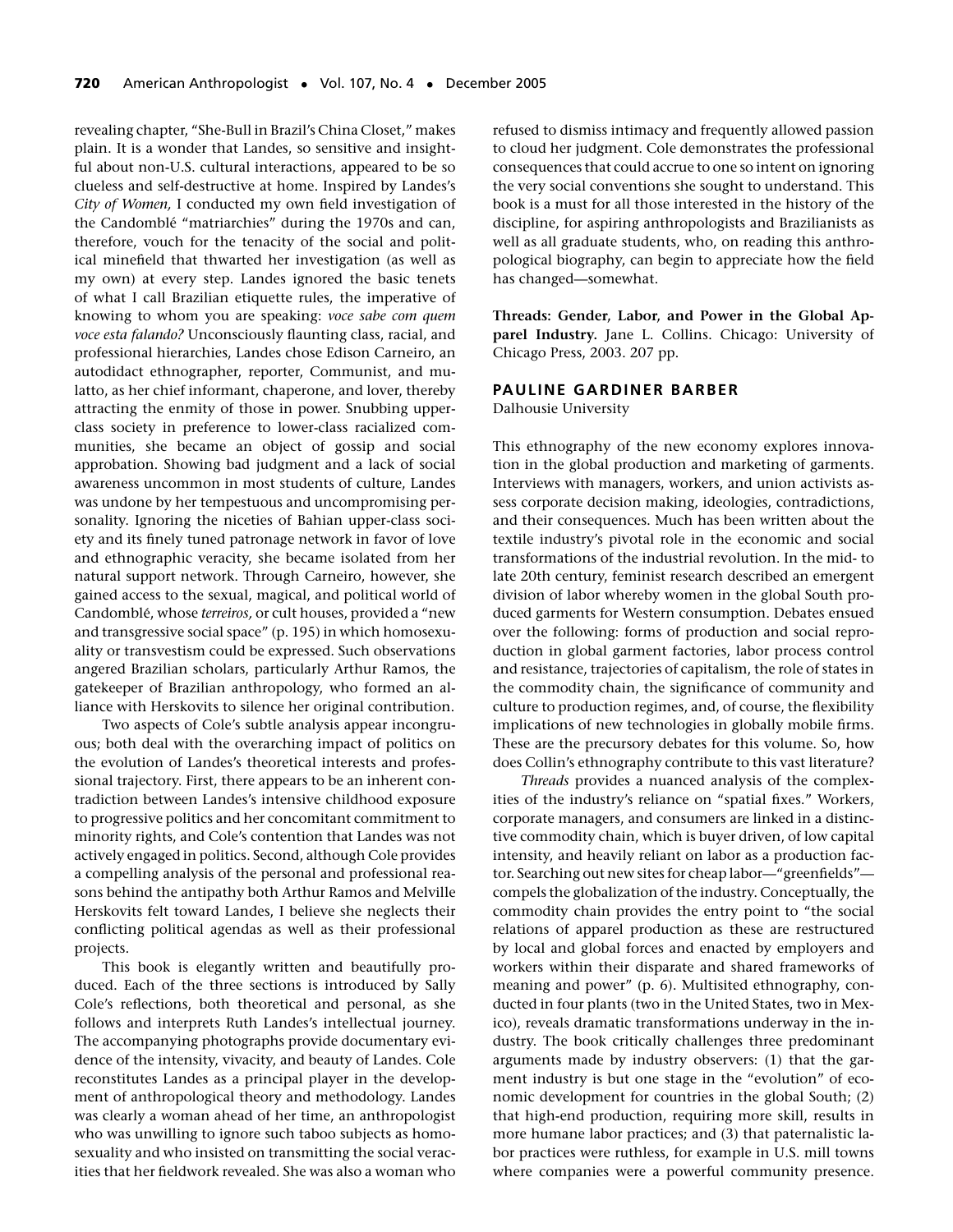revealing chapter, "She-Bull in Brazil's China Closet," makes plain. It is a wonder that Landes, so sensitive and insightful about non-U.S. cultural interactions, appeared to be so clueless and self-destructive at home. Inspired by Landes's *City of Women,* I conducted my own field investigation of the Candomblé "matriarchies" during the 1970s and can, therefore, vouch for the tenacity of the social and political minefield that thwarted her investigation (as well as my own) at every step. Landes ignored the basic tenets of what I call Brazilian etiquette rules, the imperative of knowing to whom you are speaking: *voce sabe com quem voce esta falando?* Unconsciously flaunting class, racial, and professional hierarchies, Landes chose Edison Carneiro, an autodidact ethnographer, reporter, Communist, and mulatto, as her chief informant, chaperone, and lover, thereby attracting the enmity of those in power. Snubbing upper-class society in preference to lower-class racialized communities, she became an object of gossip and social approbation. Showing bad judgment and a lack of social awareness uncommon in most students of culture, Landes was undone by her tempestuous and uncompromising personality. Ignoring the niceties of Bahian upper-class society and its finely tuned patronage network in favor of love and ethnographic veracity, she became isolated from her natural support network. Through Carneiro, however, she gained access to the sexual, magical, and political world of Candomblé, whose *terreiros,* or cult houses, provided a "new and transgressive social space" (p. 195) in which homosexuality or transvestism could be expressed. Such observations angered Brazilian scholars, particularly Arthur Ramos, the gatekeeper of Brazilian anthropology, who formed an alliance with Herskovits to silence her original contribution.

Two aspects of Cole's subtle analysis appear incongruous; both deal with the overarching impact of politics on the evolution of Landes's theoretical interests and professional trajectory. First, there appears to be an inherent contradiction between Landes's intensive childhood exposure to progressive politics and her concomitant commitment to minority rights, and Cole's contention that Landes was not actively engaged in politics. Second, although Cole provides a compelling analysis of the personal and professional reasons behind the antipathy both Arthur Ramos and Melville Herskovits felt toward Landes, I believe she neglects their conflicting political agendas as well as their professional projects.

This book is elegantly written and beautifully produced. Each of the three sections is introduced by Sally Cole's reflections, both theoretical and personal, as she follows and interprets Ruth Landes's intellectual journey. The accompanying photographs provide documentary evidence of the intensity, vivacity, and beauty of Landes. Cole reconstitutes Landes as a principal player in the development of anthropological theory and methodology. Landes was clearly a woman ahead of her time, an anthropologist who was unwilling to ignore such taboo subjects as homosexuality and who insisted on transmitting the social veracities that her fieldwork revealed. She was also a woman who refused to dismiss intimacy and frequently allowed passion to cloud her judgment. Cole demonstrates the professional consequences that could accrue to one so intent on ignoring the very social conventions she sought to understand. This book is a must for all those interested in the history of the discipline, for aspiring anthropologists and Brazilianists as well as all graduate students, who, on reading this anthropological biography, can begin to appreciate how the field has changed—somewhat.

**Threads: Gender, Labor, and Power in the Global Apparel Industry.** Jane L. Collins. Chicago: University of Chicago Press, 2003. 207 pp.

## PAULINE GARDINER BARBER

Dalhousie University

This ethnography of the new economy explores innovation in the global production and marketing of garments. Interviews with managers, workers, and union activists assess corporate decision making, ideologies, contradictions, and their consequences. Much has been written about the textile industry's pivotal role in the economic and social transformations of the industrial revolution. In the mid- to late 20th century, feminist research described an emergent division of labor whereby women in the global South produced garments for Western consumption. Debates ensued over the following: forms of production and social reproduction in global garment factories, labor process control and resistance, trajectories of capitalism, the role of states in the commodity chain, the significance of community and culture to production regimes, and, of course, the flexibility implications of new technologies in globally mobile firms. These are the precursory debates for this volume. So, how does Collin's ethnography contribute to this vast literature?

*Threads* provides a nuanced analysis of the complexities of the industry's reliance on "spatial fixes." Workers, corporate managers, and consumers are linked in a distinctive commodity chain, which is buyer driven, of low capital intensity, and heavily reliant on labor as a production factor. Searching out new sites for cheap labor—"greenfields"—compels the globalization of the industry. Conceptually, the commodity chain provides the entry point to "the social relations of apparel production as these are restructured by local and global forces and enacted by employers and workers within their disparate and shared frameworks of meaning and power" (p. 6). Multisited ethnography, conducted in four plants (two in the United States, two in Mexico), reveals dramatic transformations underway in the industry. The book critically challenges three predominant arguments made by industry observers: (1) that the garment industry is but one stage in the "evolution" of economic development for countries in the global South; (2) that high-end production, requiring more skill, results in more humane labor practices; and (3) that paternalistic labor practices were ruthless, for example in U.S. mill towns where companies were a powerful community presence.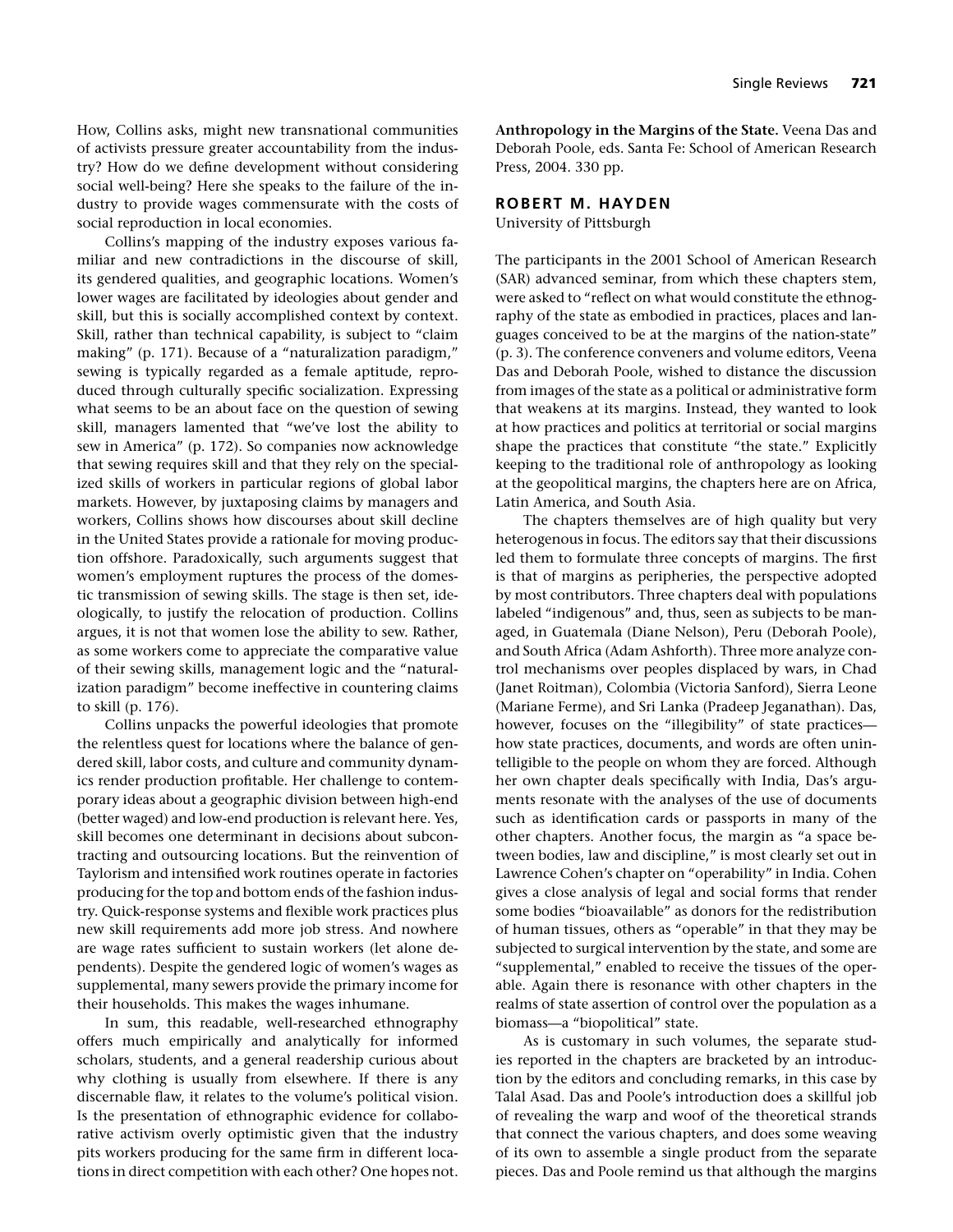How, Collins asks, might new transnational communities of activists pressure greater accountability from the industry? How do we define development without considering social well-being? Here she speaks to the failure of the industry to provide wages commensurate with the costs of social reproduction in local economies.

Collins's mapping of the industry exposes various familiar and new contradictions in the discourse of skill, its gendered qualities, and geographic locations. Women's lower wages are facilitated by ideologies about gender and skill, but this is socially accomplished context by context. Skill, rather than technical capability, is subject to "claim making" (p. 171). Because of a "naturalization paradigm," sewing is typically regarded as a female aptitude, reproduced through culturally specific socialization. Expressing what seems to be an about face on the question of sewing skill, managers lamented that "we've lost the ability to sew in America" (p. 172). So companies now acknowledge that sewing requires skill and that they rely on the specialized skills of workers in particular regions of global labor markets. However, by juxtaposing claims by managers and workers, Collins shows how discourses about skill decline in the United States provide a rationale for moving production offshore. Paradoxically, such arguments suggest that women's employment ruptures the process of the domestic transmission of sewing skills. The stage is then set, ideologically, to justify the relocation of production. Collins argues, it is not that women lose the ability to sew. Rather, as some workers come to appreciate the comparative value of their sewing skills, management logic and the "naturalization paradigm" become ineffective in countering claims to skill (p. 176).

Collins unpacks the powerful ideologies that promote the relentless quest for locations where the balance of gendered skill, labor costs, and culture and community dynamics render production profitable. Her challenge to contemporary ideas about a geographic division between high-end (better waged) and low-end production is relevant here. Yes, skill becomes one determinant in decisions about subcontracting and outsourcing locations. But the reinvention of Taylorism and intensified work routines operate in factories producing for the top and bottom ends of the fashion industry. Quick-response systems and flexible work practices plus new skill requirements add more job stress. And nowhere are wage rates sufficient to sustain workers (let alone dependents). Despite the gendered logic of women's wages as supplemental, many sewers provide the primary income for their households. This makes the wages inhumane.

In sum, this readable, well-researched ethnography offers much empirically and analytically for informed scholars, students, and a general readership curious about why clothing is usually from elsewhere. If there is any discernable flaw, it relates to the volume's political vision. Is the presentation of ethnographic evidence for collaborative activism overly optimistic given that the industry pits workers producing for the same firm in different locations in direct competition with each other? One hopes not.

**Anthropology in the Margins of the State.** Veena Das and Deborah Poole, eds. Santa Fe: School of American Research Press, 2004. 330 pp.

### ROBERT M. HAYDEN

University of Pittsburgh

The participants in the 2001 School of American Research (SAR) advanced seminar, from which these chapters stem, were asked to "reflect on what would constitute the ethnography of the state as embodied in practices, places and languages conceived to be at the margins of the nation-state" (p. 3). The conference conveners and volume editors, Veena Das and Deborah Poole, wished to distance the discussion from images of the state as a political or administrative form that weakens at its margins. Instead, they wanted to look at how practices and politics at territorial or social margins shape the practices that constitute "the state." Explicitly keeping to the traditional role of anthropology as looking at the geopolitical margins, the chapters here are on Africa, Latin America, and South Asia.

The chapters themselves are of high quality but very heterogenous in focus. The editors say that their discussions led them to formulate three concepts of margins. The first is that of margins as peripheries, the perspective adopted by most contributors. Three chapters deal with populations labeled "indigenous" and, thus, seen as subjects to be managed, in Guatemala (Diane Nelson), Peru (Deborah Poole), and South Africa (Adam Ashforth). Three more analyze control mechanisms over peoples displaced by wars, in Chad (Janet Roitman), Colombia (Victoria Sanford), Sierra Leone (Mariane Ferme), and Sri Lanka (Pradeep Jeganathan). Das, however, focuses on the "illegibility" of state practices—how state practices, documents, and words are often unintelligible to the people on whom they are forced. Although her own chapter deals specifically with India, Das's arguments resonate with the analyses of the use of documents such as identification cards or passports in many of the other chapters. Another focus, the margin as "a space between bodies, law and discipline," is most clearly set out in Lawrence Cohen's chapter on "operability" in India. Cohen gives a close analysis of legal and social forms that render some bodies "bioavailable" as donors for the redistribution of human tissues, others as "operable" in that they may be subjected to surgical intervention by the state, and some are "supplemental," enabled to receive the tissues of the operable. Again there is resonance with other chapters in the realms of state assertion of control over the population as a biomass—a "biopolitical" state.

As is customary in such volumes, the separate studies reported in the chapters are bracketed by an introduction by the editors and concluding remarks, in this case by Talal Asad. Das and Poole's introduction does a skillful job of revealing the warp and woof of the theoretical strands that connect the various chapters, and does some weaving of its own to assemble a single product from the separate pieces. Das and Poole remind us that although the margins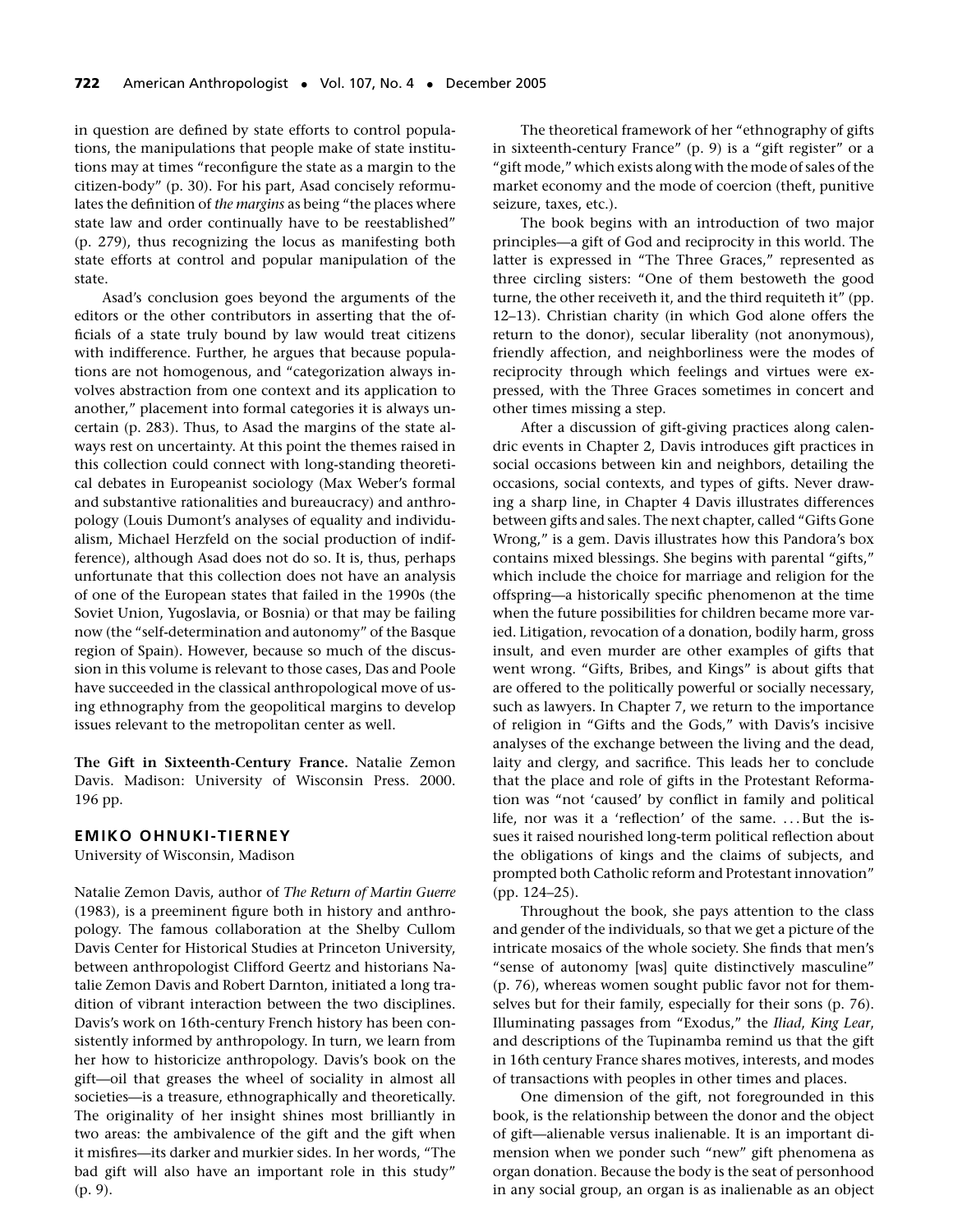in question are defined by state efforts to control populations, the manipulations that people make of state institutions may at times "reconfigure the state as a margin to the citizen-body" (p. 30). For his part, Asad concisely reformulates the definition of *the margins* as being "the places where state law and order continually have to be reestablished" (p. 279), thus recognizing the locus as manifesting both state efforts at control and popular manipulation of the state.

Asad's conclusion goes beyond the arguments of the editors or the other contributors in asserting that the officials of a state truly bound by law would treat citizens with indifference. Further, he argues that because populations are not homogenous, and "categorization always involves abstraction from one context and its application to another," placement into formal categories it is always uncertain (p. 283). Thus, to Asad the margins of the state always rest on uncertainty. At this point the themes raised in this collection could connect with long-standing theoretical debates in Europeanist sociology (Max Weber's formal and substantive rationalities and bureaucracy) and anthropology (Louis Dumont's analyses of equality and individualism, Michael Herzfeld on the social production of indifference), although Asad does not do so. It is, thus, perhaps unfortunate that this collection does not have an analysis of one of the European states that failed in the 1990s (the Soviet Union, Yugoslavia, or Bosnia) or that may be failing now (the "self-determination and autonomy" of the Basque region of Spain). However, because so much of the discussion in this volume is relevant to those cases, Das and Poole have succeeded in the classical anthropological move of using ethnography from the geopolitical margins to develop issues relevant to the metropolitan center as well.

**The Gift in Sixteenth-Century France.** Natalie Zemon Davis. Madison: University of Wisconsin Press. 2000. 196 pp.

**EMIKO OHNUKI-TIERNEY**
University of Wisconsin, Madison

Natalie Zemon Davis, author of *The Return of Martin Guerre* (1983), is a preeminent figure both in history and anthropology. The famous collaboration at the Shelby Cullom Davis Center for Historical Studies at Princeton University, between anthropologist Clifford Geertz and historians Natalie Zemon Davis and Robert Darnton, initiated a long tradition of vibrant interaction between the two disciplines. Davis's work on 16th-century French history has been consistently informed by anthropology. In turn, we learn from her how to historicize anthropology. Davis's book on the gift—oil that greases the wheel of sociality in almost all societies—is a treasure, ethnographically and theoretically. The originality of her insight shines most brilliantly in two areas: the ambivalence of the gift and the gift when it misfires—its darker and murkier sides. In her words, "The bad gift will also have an important role in this study" (p. 9).

The theoretical framework of her "ethnography of gifts in sixteenth-century France" (p. 9) is a "gift register" or a "gift mode," which exists along with the mode of sales of the market economy and the mode of coercion (theft, punitive seizure, taxes, etc.).

The book begins with an introduction of two major principles—a gift of God and reciprocity in this world. The latter is expressed in "The Three Graces," represented as three circling sisters: "One of them bestoweth the good turne, the other receiveth it, and the third requiteth it" (pp. 12–13). Christian charity (in which God alone offers the return to the donor), secular liberality (not anonymous), friendly affection, and neighborliness were the modes of reciprocity through which feelings and virtues were expressed, with the Three Graces sometimes in concert and other times missing a step.

After a discussion of gift-giving practices along calendric events in Chapter 2, Davis introduces gift practices in social occasions between kin and neighbors, detailing the occasions, social contexts, and types of gifts. Never drawing a sharp line, in Chapter 4 Davis illustrates differences between gifts and sales. The next chapter, called "Gifts Gone Wrong," is a gem. Davis illustrates how this Pandora's box contains mixed blessings. She begins with parental "gifts," which include the choice for marriage and religion for the offspring—a historically specific phenomenon at the time when the future possibilities for children became more varied. Litigation, revocation of a donation, bodily harm, gross insult, and even murder are other examples of gifts that went wrong. "Gifts, Bribes, and Kings" is about gifts that are offered to the politically powerful or socially necessary, such as lawyers. In Chapter 7, we return to the importance of religion in "Gifts and the Gods," with Davis's incisive analyses of the exchange between the living and the dead, laity and clergy, and sacrifice. This leads her to conclude that the place and role of gifts in the Protestant Reformation was "not 'caused' by conflict in family and political life, nor was it a 'reflection' of the same. . . . But the issues it raised nourished long-term political reflection about the obligations of kings and the claims of subjects, and prompted both Catholic reform and Protestant innovation" (pp. 124–25).

Throughout the book, she pays attention to the class and gender of the individuals, so that we get a picture of the intricate mosaics of the whole society. She finds that men's "sense of autonomy [was] quite distinctively masculine" (p. 76), whereas women sought public favor not for themselves but for their family, especially for their sons (p. 76). Illuminating passages from "Exodus," the *Iliad*, *King Lear*, and descriptions of the Tupinamba remind us that the gift in 16th century France shares motives, interests, and modes of transactions with peoples in other times and places.

One dimension of the gift, not foregrounded in this book, is the relationship between the donor and the object of gift—alienable versus inalienable. It is an important dimension when we ponder such "new" gift phenomena as organ donation. Because the body is the seat of personhood in any social group, an organ is as inalienable as an object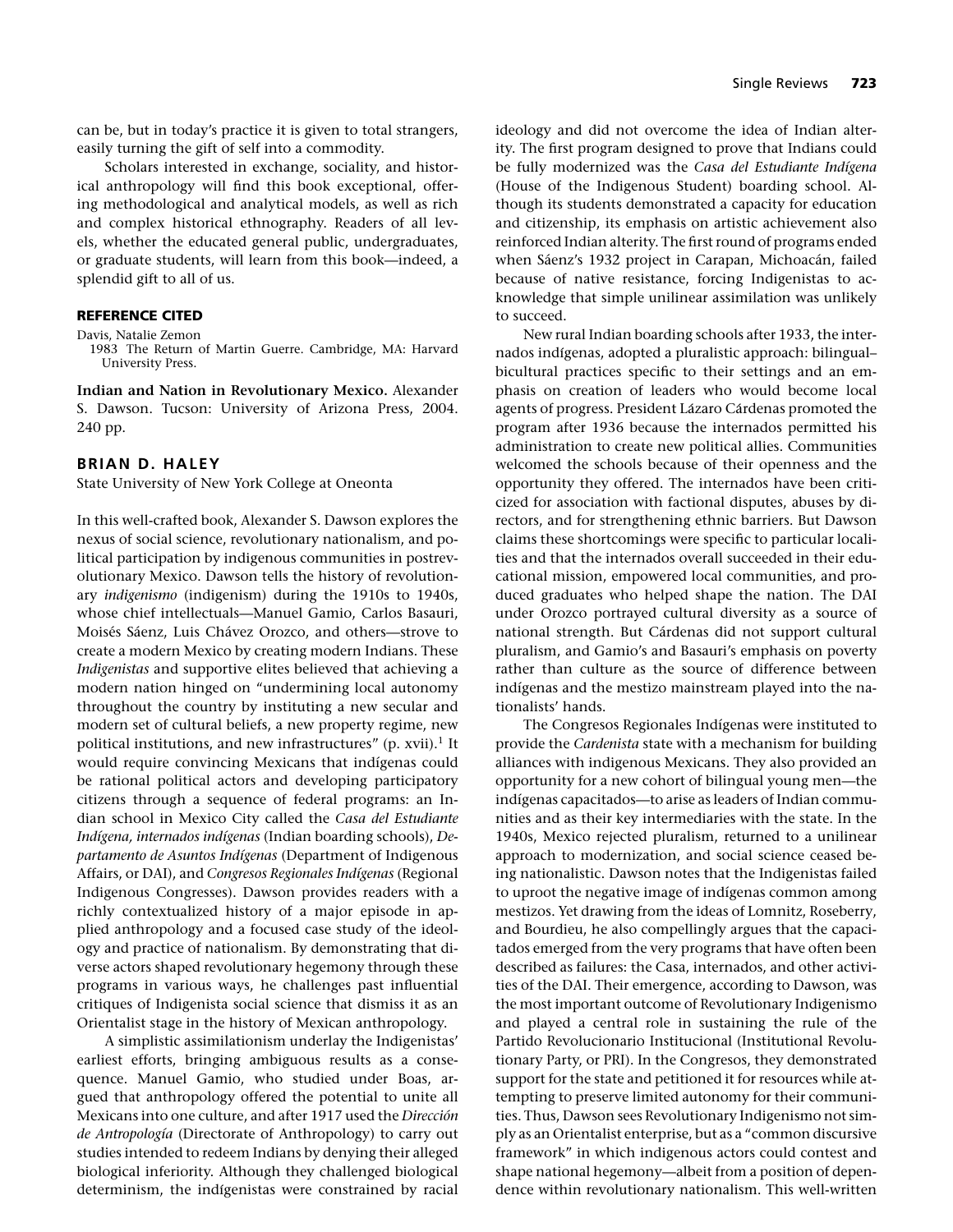can be, but in today's practice it is given to total strangers, easily turning the gift of self into a commodity.

Scholars interested in exchange, sociality, and historical anthropology will find this book exceptional, offering methodological and analytical models, as well as rich and complex historical ethnography. Readers of all levels, whether the educated general public, undergraduates, or graduate students, will learn from this book—indeed, a splendid gift to all of us.

### REFERENCE CITED

Davis, Natalie Zemon
1983 The Return of Martin Guerre. Cambridge, MA: Harvard University Press.

**Indian and Nation in Revolutionary Mexico.** Alexander S. Dawson. Tucson: University of Arizona Press, 2004. 240 pp.

## BRIAN D. HALEY

State University of New York College at Oneonta

In this well-crafted book, Alexander S. Dawson explores the nexus of social science, revolutionary nationalism, and political participation by indigenous communities in postrevolutionary Mexico. Dawson tells the history of revolutionary *indigenismo* (indigenism) during the 1910s to 1940s, whose chief intellectuals—Manuel Gamio, Carlos Basauri, Moisés Sáenz, Luis Chávez Orozco, and others—strove to create a modern Mexico by creating modern Indians. These *Indigenistas* and supportive elites believed that achieving a modern nation hinged on "undermining local autonomy throughout the country by instituting a new secular and modern set of cultural beliefs, a new property regime, new political institutions, and new infrastructures" (p. xvii).[1] It would require convincing Mexicans that indígenas could be rational political actors and developing participatory citizens through a sequence of federal programs: an Indian school in Mexico City called the *Casa del Estudiante Indígena, internados indígenas* (Indian boarding schools), *Departamento de Asuntos Indígenas* (Department of Indigenous Affairs, or DAI), and *Congresos Regionales Indígenas* (Regional Indigenous Congresses). Dawson provides readers with a richly contextualized history of a major episode in applied anthropology and a focused case study of the ideology and practice of nationalism. By demonstrating that diverse actors shaped revolutionary hegemony through these programs in various ways, he challenges past influential critiques of Indigenista social science that dismiss it as an Orientalist stage in the history of Mexican anthropology.

A simplistic assimilationism underlay the Indigenistas' earliest efforts, bringing ambiguous results as a consequence. Manuel Gamio, who studied under Boas, argued that anthropology offered the potential to unite all Mexicans into one culture, and after 1917 used the *Dirección de Antropología* (Directorate of Anthropology) to carry out studies intended to redeem Indians by denying their alleged biological inferiority. Although they challenged biological determinism, the indígenistas were constrained by racial ideology and did not overcome the idea of Indian alterity. The first program designed to prove that Indians could be fully modernized was the *Casa del Estudiante Indígena* (House of the Indigenous Student) boarding school. Although its students demonstrated a capacity for education and citizenship, its emphasis on artistic achievement also reinforced Indian alterity. The first round of programs ended when Sáenz's 1932 project in Carapan, Michoacán, failed because of native resistance, forcing Indigenistas to acknowledge that simple unilinear assimilation was unlikely to succeed.

New rural Indian boarding schools after 1933, the internados indígenas, adopted a pluralistic approach: bilingual–bicultural practices specific to their settings and an emphasis on creation of leaders who would become local agents of progress. President Lázaro Cárdenas promoted the program after 1936 because the internados permitted his administration to create new political allies. Communities welcomed the schools because of their openness and the opportunity they offered. The internados have been criticized for association with factional disputes, abuses by directors, and for strengthening ethnic barriers. But Dawson claims these shortcomings were specific to particular localities and that the internados overall succeeded in their educational mission, empowered local communities, and produced graduates who helped shape the nation. The DAI under Orozco portrayed cultural diversity as a source of national strength. But Cárdenas did not support cultural pluralism, and Gamio's and Basauri's emphasis on poverty rather than culture as the source of difference between indígenas and the mestizo mainstream played into the nationalists' hands.

The Congresos Regionales Indígenas were instituted to provide the *Cardenista* state with a mechanism for building alliances with indigenous Mexicans. They also provided an opportunity for a new cohort of bilingual young men—the indígenas capacitados—to arise as leaders of Indian communities and as their key intermediaries with the state. In the 1940s, Mexico rejected pluralism, returned to a unilinear approach to modernization, and social science ceased being nationalistic. Dawson notes that the Indigenistas failed to uproot the negative image of indígenas common among mestizos. Yet drawing from the ideas of Lomnitz, Roseberry, and Bourdieu, he also compellingly argues that the capacitados emerged from the very programs that have often been described as failures: the Casa, internados, and other activities of the DAI. Their emergence, according to Dawson, was the most important outcome of Revolutionary Indigenismo and played a central role in sustaining the rule of the Partido Revolucionario Institucional (Institutional Revolutionary Party, or PRI). In the Congresos, they demonstrated support for the state and petitioned it for resources while attempting to preserve limited autonomy for their communities. Thus, Dawson sees Revolutionary Indigenismo not simply as an Orientalist enterprise, but as a "common discursive framework" in which indigenous actors could contest and shape national hegemony—albeit from a position of dependence within revolutionary nationalism. This well-written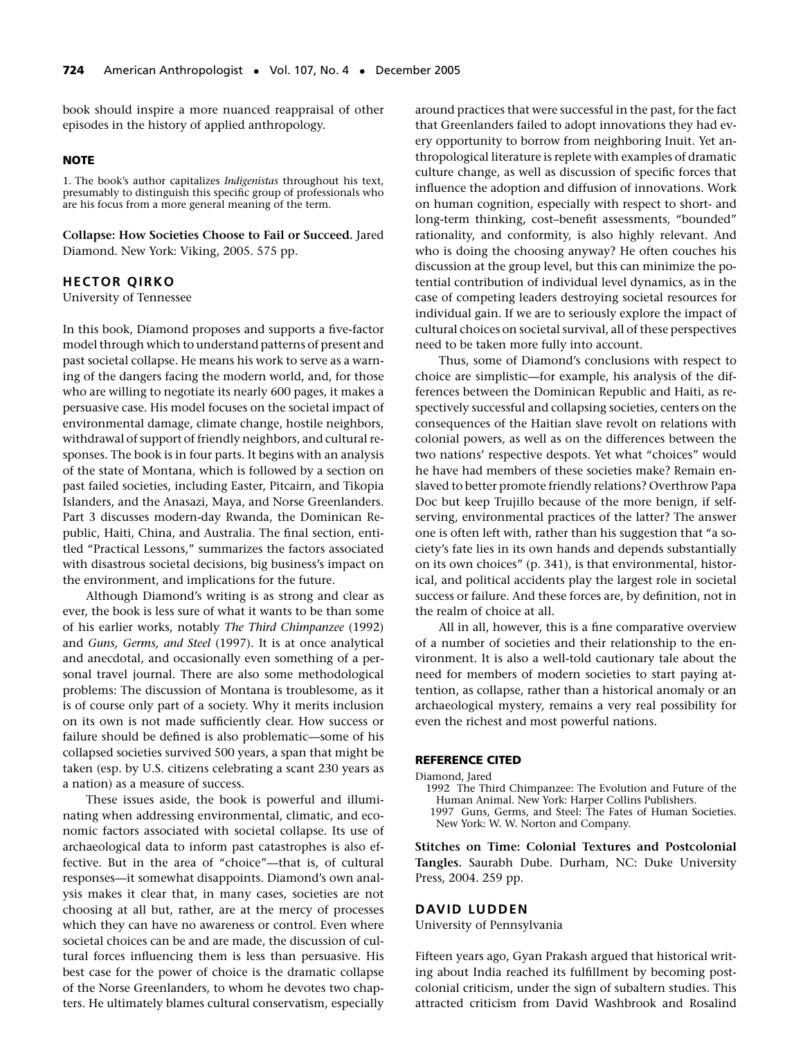book should inspire a more nuanced reappraisal of other episodes in the history of applied anthropology.

## NOTE

1. The book's author capitalizes *Indigenistas* throughout his text, presumably to distinguish this specific group of professionals who are his focus from a more general meaning of the term.

**Collapse: How Societies Choose to Fail or Succeed.** Jared Diamond. New York: Viking, 2005. 575 pp.

## HECTOR QIRKO

University of Tennessee

In this book, Diamond proposes and supports a five-factor model through which to understand patterns of present and past societal collapse. He means his work to serve as a warning of the dangers facing the modern world, and, for those who are willing to negotiate its nearly 600 pages, it makes a persuasive case. His model focuses on the societal impact of environmental damage, climate change, hostile neighbors, withdrawal of support of friendly neighbors, and cultural responses. The book is in four parts. It begins with an analysis of the state of Montana, which is followed by a section on past failed societies, including Easter, Pitcairn, and Tikopia Islanders, and the Anasazi, Maya, and Norse Greenlanders. Part 3 discusses modern-day Rwanda, the Dominican Republic, Haiti, China, and Australia. The final section, entitled "Practical Lessons," summarizes the factors associated with disastrous societal decisions, big business's impact on the environment, and implications for the future.

Although Diamond's writing is as strong and clear as ever, the book is less sure of what it wants to be than some of his earlier works, notably *The Third Chimpanzee* (1992) and *Guns, Germs, and Steel* (1997). It is at once analytical and anecdotal, and occasionally even something of a personal travel journal. There are also some methodological problems: The discussion of Montana is troublesome, as it is of course only part of a society. Why it merits inclusion on its own is not made sufficiently clear. How success or failure should be defined is also problematic—some of his collapsed societies survived 500 years, a span that might be taken (esp. by U.S. citizens celebrating a scant 230 years as a nation) as a measure of success.

These issues aside, the book is powerful and illuminating when addressing environmental, climatic, and economic factors associated with societal collapse. Its use of archaeological data to inform past catastrophes is also effective. But in the area of "choice"—that is, of cultural responses—it somewhat disappoints. Diamond's own analysis makes it clear that, in many cases, societies are not choosing at all but, rather, are at the mercy of processes which they can have no awareness or control. Even where societal choices can be and are made, the discussion of cultural forces influencing them is less than persuasive. His best case for the power of choice is the dramatic collapse of the Norse Greenlanders, to whom he devotes two chapters. He ultimately blames cultural conservatism, especially around practices that were successful in the past, for the fact that Greenlanders failed to adopt innovations they had every opportunity to borrow from neighboring Inuit. Yet anthropological literature is replete with examples of dramatic culture change, as well as discussion of specific forces that influence the adoption and diffusion of innovations. Work on human cognition, especially with respect to short- and long-term thinking, cost–benefit assessments, "bounded" rationality, and conformity, is also highly relevant. And who is doing the choosing anyway? He often couches his discussion at the group level, but this can minimize the potential contribution of individual level dynamics, as in the case of competing leaders destroying societal resources for individual gain. If we are to seriously explore the impact of cultural choices on societal survival, all of these perspectives need to be taken more fully into account.

Thus, some of Diamond's conclusions with respect to choice are simplistic—for example, his analysis of the differences between the Dominican Republic and Haiti, as respectively successful and collapsing societies, centers on the consequences of the Haitian slave revolt on relations with colonial powers, as well as on the differences between the two nations' respective despots. Yet what "choices" would he have had members of these societies make? Remain enslaved to better promote friendly relations? Overthrow Papa Doc but keep Trujillo because of the more benign, if self-serving, environmental practices of the latter? The answer one is often left with, rather than his suggestion that "a society's fate lies in its own hands and depends substantially on its own choices" (p. 341), is that environmental, historical, and political accidents play the largest role in societal success or failure. And these forces are, by definition, not in the realm of choice at all.

All in all, however, this is a fine comparative overview of a number of societies and their relationship to the environment. It is also a well-told cautionary tale about the need for members of modern societies to start paying attention, as collapse, rather than a historical anomaly or an archaeological mystery, remains a very real possibility for even the richest and most powerful nations.

## REFERENCE CITED

Diamond, Jared

1992 The Third Chimpanzee: The Evolution and Future of the Human Animal. New York: Harper Collins Publishers.

1997 Guns, Germs, and Steel: The Fates of Human Societies. New York: W. W. Norton and Company.

**Stitches on Time: Colonial Textures and Postcolonial Tangles.** Saurabh Dube. Durham, NC: Duke University Press, 2004. 259 pp.

## DAVID LUDDEN

University of Pennsylvania

Fifteen years ago, Gyan Prakash argued that historical writing about India reached its fulfillment by becoming postcolonial criticism, under the sign of subaltern studies. This attracted criticism from David Washbrook and Rosalind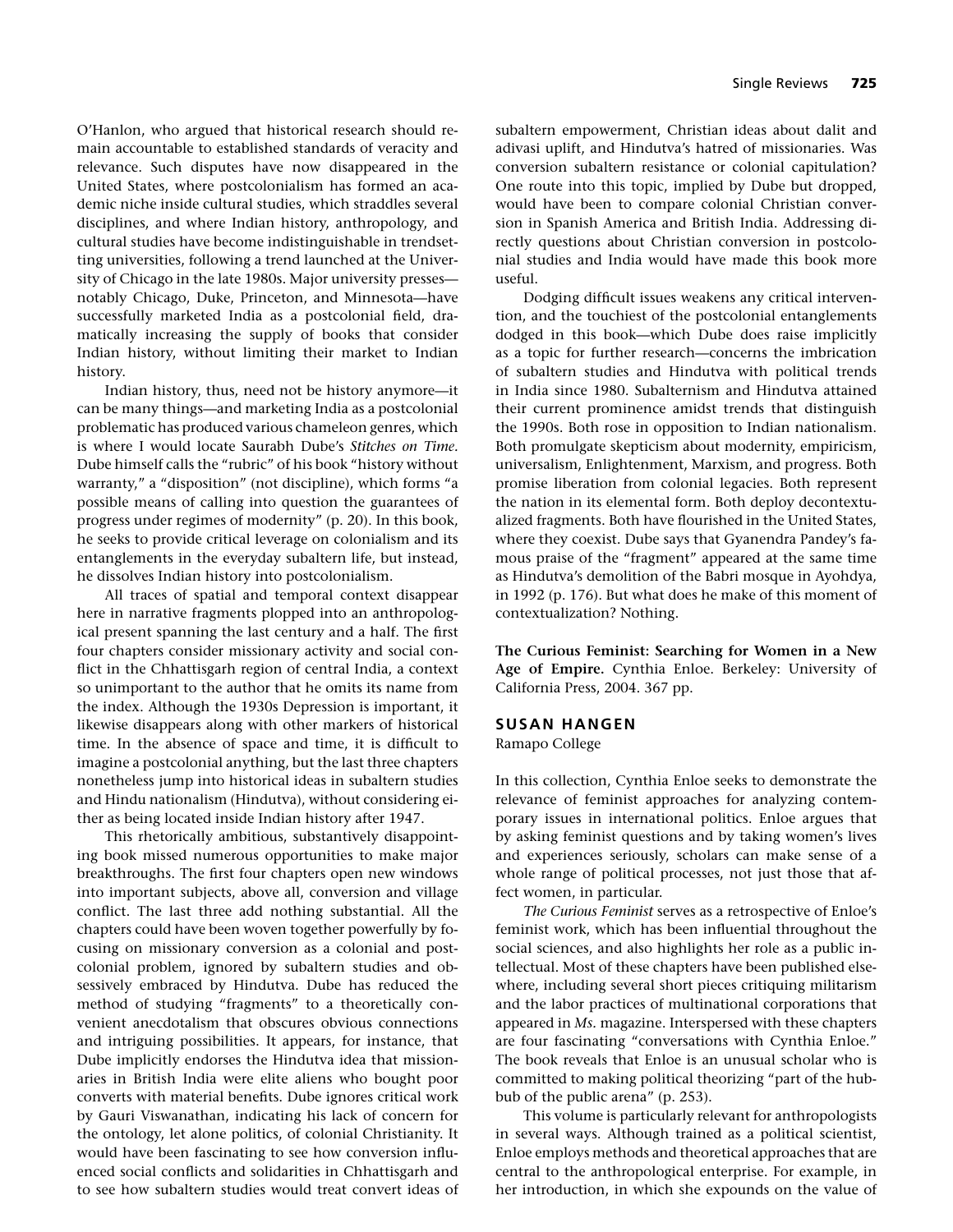O'Hanlon, who argued that historical research should remain accountable to established standards of veracity and relevance. Such disputes have now disappeared in the United States, where postcolonialism has formed an academic niche inside cultural studies, which straddles several disciplines, and where Indian history, anthropology, and cultural studies have become indistinguishable in trendsetting universities, following a trend launched at the University of Chicago in the late 1980s. Major university presses—notably Chicago, Duke, Princeton, and Minnesota—have successfully marketed India as a postcolonial field, dramatically increasing the supply of books that consider Indian history, without limiting their market to Indian history.

Indian history, thus, need not be history anymore—it can be many things—and marketing India as a postcolonial problematic has produced various chameleon genres, which is where I would locate Saurabh Dube's *Stitches on Time*. Dube himself calls the "rubric" of his book "history without warranty," a "disposition" (not discipline), which forms "a possible means of calling into question the guarantees of progress under regimes of modernity" (p. 20). In this book, he seeks to provide critical leverage on colonialism and its entanglements in the everyday subaltern life, but instead, he dissolves Indian history into postcolonialism.

All traces of spatial and temporal context disappear here in narrative fragments plopped into an anthropological present spanning the last century and a half. The first four chapters consider missionary activity and social conflict in the Chhattisgarh region of central India, a context so unimportant to the author that he omits its name from the index. Although the 1930s Depression is important, it likewise disappears along with other markers of historical time. In the absence of space and time, it is difficult to imagine a postcolonial anything, but the last three chapters nonetheless jump into historical ideas in subaltern studies and Hindu nationalism (Hindutva), without considering either as being located inside Indian history after 1947.

This rhetorically ambitious, substantively disappointing book missed numerous opportunities to make major breakthroughs. The first four chapters open new windows into important subjects, above all, conversion and village conflict. The last three add nothing substantial. All the chapters could have been woven together powerfully by focusing on missionary conversion as a colonial and postcolonial problem, ignored by subaltern studies and obsessively embraced by Hindutva. Dube has reduced the method of studying "fragments" to a theoretically convenient anecdotalism that obscures obvious connections and intriguing possibilities. It appears, for instance, that Dube implicitly endorses the Hindutva idea that missionaries in British India were elite aliens who bought poor converts with material benefits. Dube ignores critical work by Gauri Viswanathan, indicating his lack of concern for the ontology, let alone politics, of colonial Christianity. It would have been fascinating to see how conversion influenced social conflicts and solidarities in Chhattisgarh and to see how subaltern studies would treat convert ideas of subaltern empowerment, Christian ideas about dalit and adivasi uplift, and Hindutva's hatred of missionaries. Was conversion subaltern resistance or colonial capitulation? One route into this topic, implied by Dube but dropped, would have been to compare colonial Christian conversion in Spanish America and British India. Addressing directly questions about Christian conversion in postcolonial studies and India would have made this book more useful.

Dodging difficult issues weakens any critical intervention, and the touchiest of the postcolonial entanglements dodged in this book—which Dube does raise implicitly as a topic for further research—concerns the imbrication of subaltern studies and Hindutva with political trends in India since 1980. Subalternism and Hindutva attained their current prominence amidst trends that distinguish the 1990s. Both rose in opposition to Indian nationalism. Both promulgate skepticism about modernity, empiricism, universalism, Enlightenment, Marxism, and progress. Both promise liberation from colonial legacies. Both represent the nation in its elemental form. Both deploy decontextualized fragments. Both have flourished in the United States, where they coexist. Dube says that Gyanendra Pandey's famous praise of the "fragment" appeared at the same time as Hindutva's demolition of the Babri mosque in Ayohdya, in 1992 (p. 176). But what does he make of this moment of contextualization? Nothing.

**The Curious Feminist: Searching for Women in a New Age of Empire.** Cynthia Enloe. Berkeley: University of California Press, 2004. 367 pp.

### SUSAN HANGEN

Ramapo College

In this collection, Cynthia Enloe seeks to demonstrate the relevance of feminist approaches for analyzing contemporary issues in international politics. Enloe argues that by asking feminist questions and by taking women's lives and experiences seriously, scholars can make sense of a whole range of political processes, not just those that affect women, in particular.

*The Curious Feminist* serves as a retrospective of Enloe's feminist work, which has been influential throughout the social sciences, and also highlights her role as a public intellectual. Most of these chapters have been published elsewhere, including several short pieces critiquing militarism and the labor practices of multinational corporations that appeared in *Ms*. magazine. Interspersed with these chapters are four fascinating "conversations with Cynthia Enloe." The book reveals that Enloe is an unusual scholar who is committed to making political theorizing "part of the hubbub of the public arena" (p. 253).

This volume is particularly relevant for anthropologists in several ways. Although trained as a political scientist, Enloe employs methods and theoretical approaches that are central to the anthropological enterprise. For example, in her introduction, in which she expounds on the value of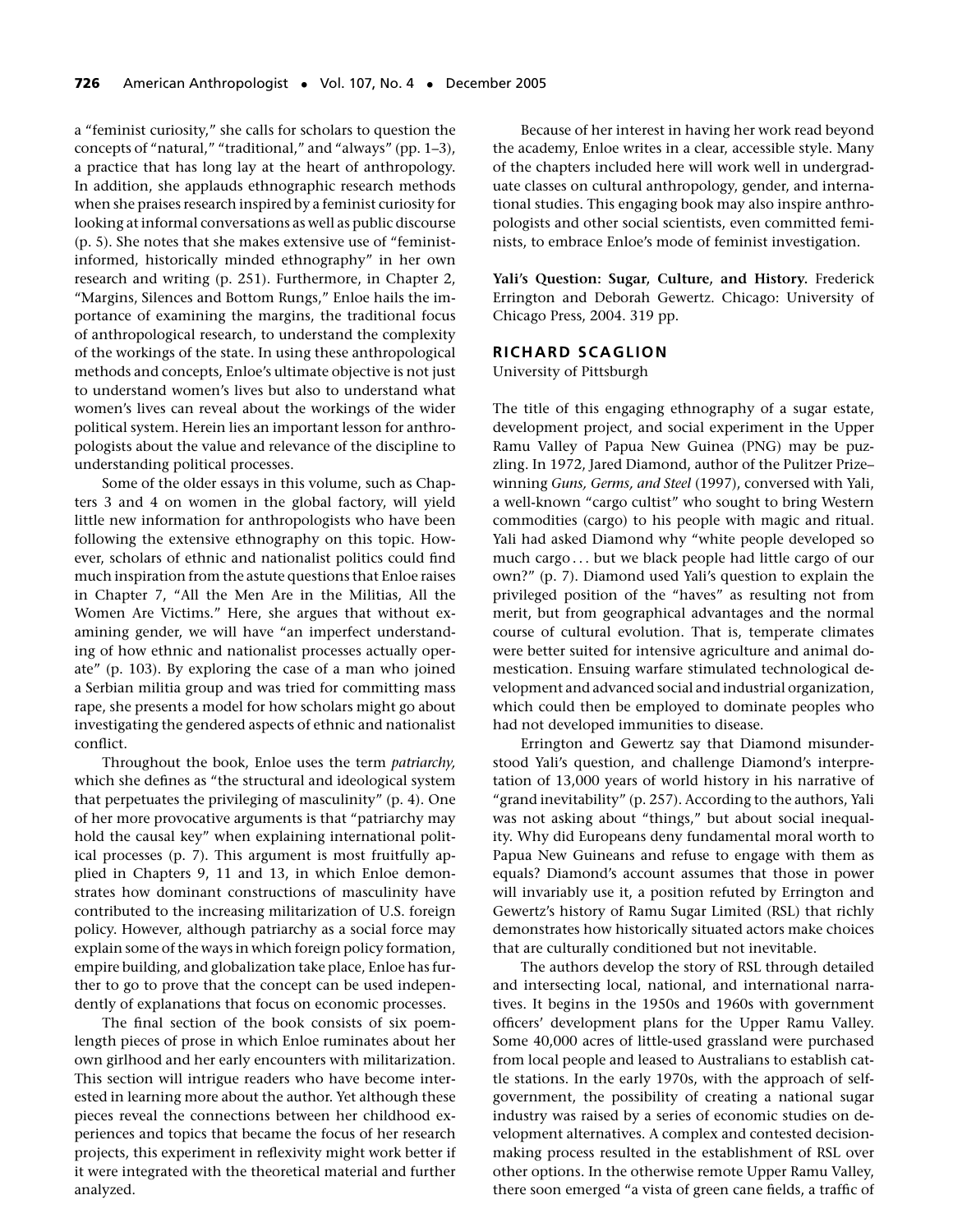a "feminist curiosity," she calls for scholars to question the concepts of "natural," "traditional," and "always" (pp. 1–3), a practice that has long lay at the heart of anthropology. In addition, she applauds ethnographic research methods when she praises research inspired by a feminist curiosity for looking at informal conversations as well as public discourse (p. 5). She notes that she makes extensive use of "feminist-informed, historically minded ethnography" in her own research and writing (p. 251). Furthermore, in Chapter 2, "Margins, Silences and Bottom Rungs," Enloe hails the importance of examining the margins, the traditional focus of anthropological research, to understand the complexity of the workings of the state. In using these anthropological methods and concepts, Enloe's ultimate objective is not just to understand women's lives but also to understand what women's lives can reveal about the workings of the wider political system. Herein lies an important lesson for anthropologists about the value and relevance of the discipline to understanding political processes.

Some of the older essays in this volume, such as Chapters 3 and 4 on women in the global factory, will yield little new information for anthropologists who have been following the extensive ethnography on this topic. However, scholars of ethnic and nationalist politics could find much inspiration from the astute questions that Enloe raises in Chapter 7, "All the Men Are in the Militias, All the Women Are Victims." Here, she argues that without examining gender, we will have "an imperfect understanding of how ethnic and nationalist processes actually operate" (p. 103). By exploring the case of a man who joined a Serbian militia group and was tried for committing mass rape, she presents a model for how scholars might go about investigating the gendered aspects of ethnic and nationalist conflict.

Throughout the book, Enloe uses the term *patriarchy,* which she defines as "the structural and ideological system that perpetuates the privileging of masculinity" (p. 4). One of her more provocative arguments is that "patriarchy may hold the causal key" when explaining international political processes (p. 7). This argument is most fruitfully applied in Chapters 9, 11 and 13, in which Enloe demonstrates how dominant constructions of masculinity have contributed to the increasing militarization of U.S. foreign policy. However, although patriarchy as a social force may explain some of the ways in which foreign policy formation, empire building, and globalization take place, Enloe has further to go to prove that the concept can be used independently of explanations that focus on economic processes.

The final section of the book consists of six poem-length pieces of prose in which Enloe ruminates about her own girlhood and her early encounters with militarization. This section will intrigue readers who have become interested in learning more about the author. Yet although these pieces reveal the connections between her childhood experiences and topics that became the focus of her research projects, this experiment in reflexivity might work better if it were integrated with the theoretical material and further analyzed.

Because of her interest in having her work read beyond the academy, Enloe writes in a clear, accessible style. Many of the chapters included here will work well in undergraduate classes on cultural anthropology, gender, and international studies. This engaging book may also inspire anthropologists and other social scientists, even committed feminists, to embrace Enloe's mode of feminist investigation.

**Yali's Question: Sugar, Culture, and History.** Frederick Errington and Deborah Gewertz. Chicago: University of Chicago Press, 2004. 319 pp.

**RICHARD SCAGLION**
University of Pittsburgh

The title of this engaging ethnography of a sugar estate, development project, and social experiment in the Upper Ramu Valley of Papua New Guinea (PNG) may be puzzling. In 1972, Jared Diamond, author of the Pulitzer Prize–winning *Guns, Germs, and Steel* (1997), conversed with Yali, a well-known "cargo cultist" who sought to bring Western commodities (cargo) to his people with magic and ritual. Yali had asked Diamond why "white people developed so much cargo . . . but we black people had little cargo of our own?" (p. 7). Diamond used Yali's question to explain the privileged position of the "haves" as resulting not from merit, but from geographical advantages and the normal course of cultural evolution. That is, temperate climates were better suited for intensive agriculture and animal domestication. Ensuing warfare stimulated technological development and advanced social and industrial organization, which could then be employed to dominate peoples who had not developed immunities to disease.

Errington and Gewertz say that Diamond misunderstood Yali's question, and challenge Diamond's interpretation of 13,000 years of world history in his narrative of "grand inevitability" (p. 257). According to the authors, Yali was not asking about "things," but about social inequality. Why did Europeans deny fundamental moral worth to Papua New Guineans and refuse to engage with them as equals? Diamond's account assumes that those in power will invariably use it, a position refuted by Errington and Gewertz's history of Ramu Sugar Limited (RSL) that richly demonstrates how historically situated actors make choices that are culturally conditioned but not inevitable.

The authors develop the story of RSL through detailed and intersecting local, national, and international narratives. It begins in the 1950s and 1960s with government officers' development plans for the Upper Ramu Valley. Some 40,000 acres of little-used grassland were purchased from local people and leased to Australians to establish cattle stations. In the early 1970s, with the approach of self-government, the possibility of creating a national sugar industry was raised by a series of economic studies on development alternatives. A complex and contested decision-making process resulted in the establishment of RSL over other options. In the otherwise remote Upper Ramu Valley, there soon emerged "a vista of green cane fields, a traffic of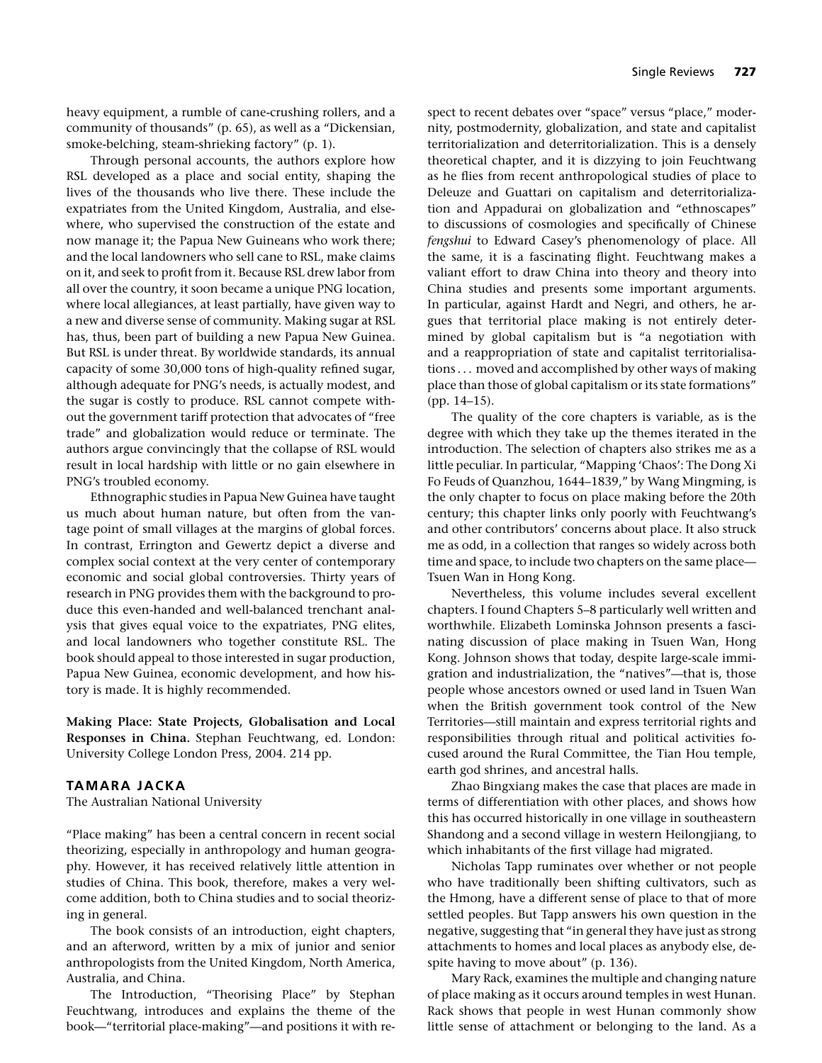heavy equipment, a rumble of cane-crushing rollers, and a community of thousands" (p. 65), as well as a "Dickensian, smoke-belching, steam-shrieking factory" (p. 1).

Through personal accounts, the authors explore how RSL developed as a place and social entity, shaping the lives of the thousands who live there. These include the expatriates from the United Kingdom, Australia, and elsewhere, who supervised the construction of the estate and now manage it; the Papua New Guineans who work there; and the local landowners who sell cane to RSL, make claims on it, and seek to profit from it. Because RSL drew labor from all over the country, it soon became a unique PNG location, where local allegiances, at least partially, have given way to a new and diverse sense of community. Making sugar at RSL has, thus, been part of building a new Papua New Guinea. But RSL is under threat. By worldwide standards, its annual capacity of some 30,000 tons of high-quality refined sugar, although adequate for PNG's needs, is actually modest, and the sugar is costly to produce. RSL cannot compete without the government tariff protection that advocates of "free trade" and globalization would reduce or terminate. The authors argue convincingly that the collapse of RSL would result in local hardship with little or no gain elsewhere in PNG's troubled economy.

Ethnographic studies in Papua New Guinea have taught us much about human nature, but often from the vantage point of small villages at the margins of global forces. In contrast, Errington and Gewertz depict a diverse and complex social context at the very center of contemporary economic and social global controversies. Thirty years of research in PNG provides them with the background to produce this even-handed and well-balanced trenchant analysis that gives equal voice to the expatriates, PNG elites, and local landowners who together constitute RSL. The book should appeal to those interested in sugar production, Papua New Guinea, economic development, and how history is made. It is highly recommended.

**Making Place: State Projects, Globalisation and Local Responses in China.** Stephan Feuchtwang, ed. London: University College London Press, 2004. 214 pp.

### TAMARA JACKA

The Australian National University

"Place making" has been a central concern in recent social theorizing, especially in anthropology and human geography. However, it has received relatively little attention in studies of China. This book, therefore, makes a very welcome addition, both to China studies and to social theorizing in general.

The book consists of an introduction, eight chapters, and an afterword, written by a mix of junior and senior anthropologists from the United Kingdom, North America, Australia, and China.

The Introduction, "Theorising Place" by Stephan Feuchtwang, introduces and explains the theme of the book—"territorial place-making"—and positions it with respect to recent debates over "space" versus "place," modernity, postmodernity, globalization, and state and capitalist territorialization and deterritorialization. This is a densely theoretical chapter, and it is dizzying to join Feuchtwang as he flies from recent anthropological studies of place to Deleuze and Guattari on capitalism and deterritorialization and Appadurai on globalization and "ethnoscapes" to discussions of cosmologies and specifically of Chinese *fengshui* to Edward Casey's phenomenology of place. All the same, it is a fascinating flight. Feuchtwang makes a valiant effort to draw China into theory and theory into China studies and presents some important arguments. In particular, against Hardt and Negri, and others, he argues that territorial place making is not entirely determined by global capitalism but is "a negotiation with and a reappropriation of state and capitalist territorialisations . . . moved and accomplished by other ways of making place than those of global capitalism or its state formations" (pp. 14–15).

The quality of the core chapters is variable, as is the degree with which they take up the themes iterated in the introduction. The selection of chapters also strikes me as a little peculiar. In particular, "Mapping 'Chaos': The Dong Xi Fo Feuds of Quanzhou, 1644–1839," by Wang Mingming, is the only chapter to focus on place making before the 20th century; this chapter links only poorly with Feuchtwang's and other contributors' concerns about place. It also struck me as odd, in a collection that ranges so widely across both time and space, to include two chapters on the same place—Tsuen Wan in Hong Kong.

Nevertheless, this volume includes several excellent chapters. I found Chapters 5–8 particularly well written and worthwhile. Elizabeth Lominska Johnson presents a fascinating discussion of place making in Tsuen Wan, Hong Kong. Johnson shows that today, despite large-scale immigration and industrialization, the "natives"—that is, those people whose ancestors owned or used land in Tsuen Wan when the British government took control of the New Territories—still maintain and express territorial rights and responsibilities through ritual and political activities focused around the Rural Committee, the Tian Hou temple, earth god shrines, and ancestral halls.

Zhao Bingxiang makes the case that places are made in terms of differentiation with other places, and shows how this has occurred historically in one village in southeastern Shandong and a second village in western Heilongjiang, to which inhabitants of the first village had migrated.

Nicholas Tapp ruminates over whether or not people who have traditionally been shifting cultivators, such as the Hmong, have a different sense of place to that of more settled peoples. But Tapp answers his own question in the negative, suggesting that "in general they have just as strong attachments to homes and local places as anybody else, despite having to move about" (p. 136).

Mary Rack, examines the multiple and changing nature of place making as it occurs around temples in west Hunan. Rack shows that people in west Hunan commonly show little sense of attachment or belonging to the land. As a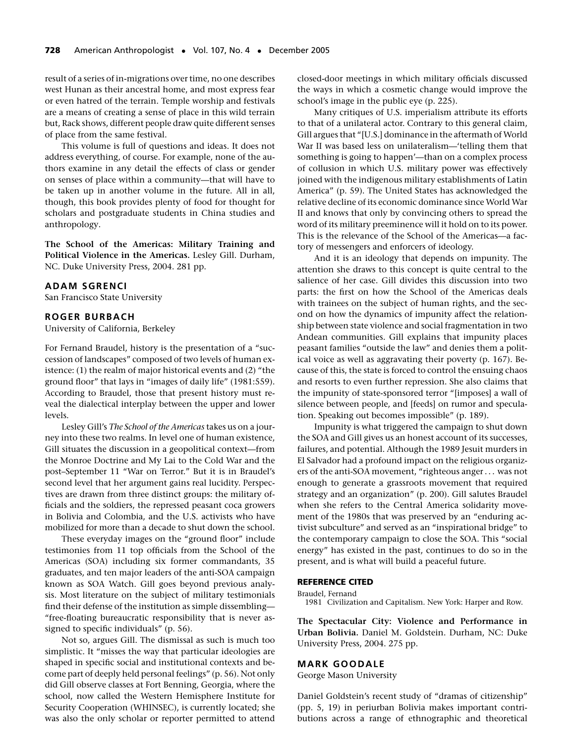result of a series of in-migrations over time, no one describes west Hunan as their ancestral home, and most express fear or even hatred of the terrain. Temple worship and festivals are a means of creating a sense of place in this wild terrain but, Rack shows, different people draw quite different senses of place from the same festival.

This volume is full of questions and ideas. It does not address everything, of course. For example, none of the authors examine in any detail the effects of class or gender on senses of place within a community—that will have to be taken up in another volume in the future. All in all, though, this book provides plenty of food for thought for scholars and postgraduate students in China studies and anthropology.

**The School of the Americas: Military Training and Political Violence in the Americas.** Lesley Gill. Durham, NC. Duke University Press, 2004. 281 pp.

### ADAM SGRENCI
San Francisco State University

### ROGER BURBACH
University of California, Berkeley

For Fernand Braudel, history is the presentation of a "succession of landscapes" composed of two levels of human existence: (1) the realm of major historical events and (2) "the ground floor" that lays in "images of daily life" (1981:559). According to Braudel, those that present history must reveal the dialectical interplay between the upper and lower levels.

Lesley Gill's *The School of the Americas* takes us on a journey into these two realms. In level one of human existence, Gill situates the discussion in a geopolitical context—from the Monroe Doctrine and My Lai to the Cold War and the post–September 11 "War on Terror." But it is in Braudel's second level that her argument gains real lucidity. Perspectives are drawn from three distinct groups: the military officials and the soldiers, the repressed peasant coca growers in Bolivia and Colombia, and the U.S. activists who have mobilized for more than a decade to shut down the school.

These everyday images on the "ground floor" include testimonies from 11 top officials from the School of the Americas (SOA) including six former commandants, 35 graduates, and ten major leaders of the anti-SOA campaign known as SOA Watch. Gill goes beyond previous analysis. Most literature on the subject of military testimonials find their defense of the institution as simple dissembling—"free-floating bureaucratic responsibility that is never assigned to specific individuals" (p. 56).

Not so, argues Gill. The dismissal as such is much too simplistic. It "misses the way that particular ideologies are shaped in specific social and institutional contexts and become part of deeply held personal feelings" (p. 56). Not only did Gill observe classes at Fort Benning, Georgia, where the school, now called the Western Hemisphere Institute for Security Cooperation (WHINSEC), is currently located; she was also the only scholar or reporter permitted to attend closed-door meetings in which military officials discussed the ways in which a cosmetic change would improve the school's image in the public eye (p. 225).

Many critiques of U.S. imperialism attribute its efforts to that of a unilateral actor. Contrary to this general claim, Gill argues that "[U.S.] dominance in the aftermath of World War II was based less on unilateralism—'telling them that something is going to happen'—than on a complex process of collusion in which U.S. military power was effectively joined with the indigenous military establishments of Latin America" (p. 59). The United States has acknowledged the relative decline of its economic dominance since World War II and knows that only by convincing others to spread the word of its military preeminence will it hold on to its power. This is the relevance of the School of the Americas—a factory of messengers and enforcers of ideology.

And it is an ideology that depends on impunity. The attention she draws to this concept is quite central to the salience of her case. Gill divides this discussion into two parts: the first on how the School of the Americas deals with trainees on the subject of human rights, and the second on how the dynamics of impunity affect the relationship between state violence and social fragmentation in two Andean communities. Gill explains that impunity places peasant families "outside the law" and denies them a political voice as well as aggravating their poverty (p. 167). Because of this, the state is forced to control the ensuing chaos and resorts to even further repression. She also claims that the impunity of state-sponsored terror "[imposes] a wall of silence between people, and [feeds] on rumor and speculation. Speaking out becomes impossible" (p. 189).

Impunity is what triggered the campaign to shut down the SOA and Gill gives us an honest account of its successes, failures, and potential. Although the 1989 Jesuit murders in El Salvador had a profound impact on the religious organizers of the anti-SOA movement, "righteous anger . . . was not enough to generate a grassroots movement that required strategy and an organization" (p. 200). Gill salutes Braudel when she refers to the Central America solidarity movement of the 1980s that was preserved by an "enduring activist subculture" and served as an "inspirational bridge" to the contemporary campaign to close the SOA. This "social energy" has existed in the past, continues to do so in the present, and is what will build a peaceful future.

#### REFERENCE CITED

Braudel, Fernand
1981 Civilization and Capitalism. New York: Harper and Row.

**The Spectacular City: Violence and Performance in Urban Bolivia.** Daniel M. Goldstein. Durham, NC: Duke University Press, 2004. 275 pp.

### MARK GOODALE
George Mason University

Daniel Goldstein's recent study of "dramas of citizenship" (pp. 5, 19) in periurban Bolivia makes important contributions across a range of ethnographic and theoretical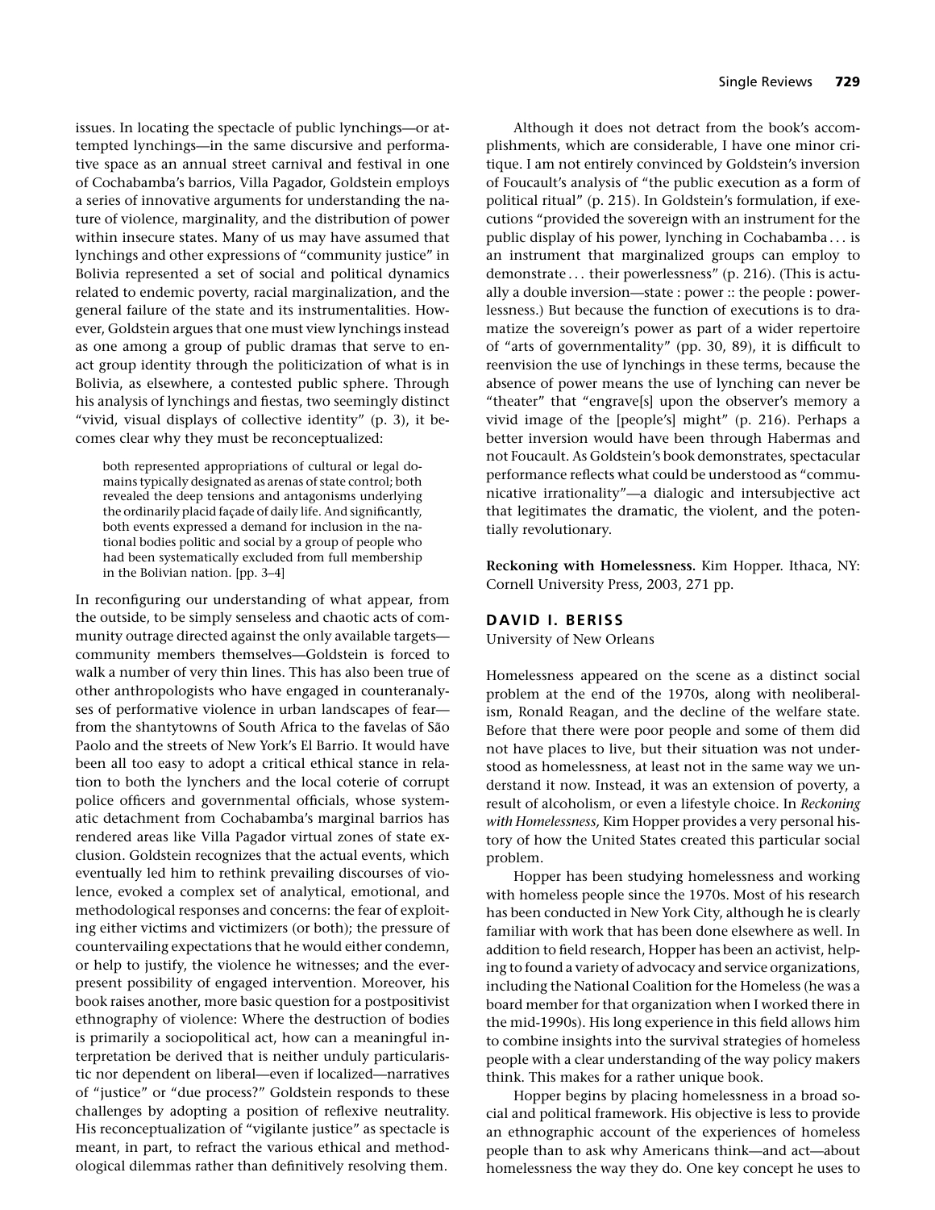issues. In locating the spectacle of public lynchings—or attempted lynchings—in the same discursive and performative space as an annual street carnival and festival in one of Cochabamba's barrios, Villa Pagador, Goldstein employs a series of innovative arguments for understanding the nature of violence, marginality, and the distribution of power within insecure states. Many of us may have assumed that lynchings and other expressions of "community justice" in Bolivia represented a set of social and political dynamics related to endemic poverty, racial marginalization, and the general failure of the state and its instrumentalities. However, Goldstein argues that one must view lynchings instead as one among a group of public dramas that serve to enact group identity through the politicization of what is in Bolivia, as elsewhere, a contested public sphere. Through his analysis of lynchings and fiestas, two seemingly distinct "vivid, visual displays of collective identity" (p. 3), it becomes clear why they must be reconceptualized:

> both represented appropriations of cultural or legal domains typically designated as arenas of state control; both revealed the deep tensions and antagonisms underlying the ordinarily placid façade of daily life. And significantly, both events expressed a demand for inclusion in the national bodies politic and social by a group of people who had been systematically excluded from full membership in the Bolivian nation. [pp. 3–4]

In reconfiguring our understanding of what appear, from the outside, to be simply senseless and chaotic acts of community outrage directed against the only available targets—community members themselves—Goldstein is forced to walk a number of very thin lines. This has also been true of other anthropologists who have engaged in counteranalyses of performative violence in urban landscapes of fear—from the shantytowns of South Africa to the favelas of São Paolo and the streets of New York's El Barrio. It would have been all too easy to adopt a critical ethical stance in relation to both the lynchers and the local coterie of corrupt police officers and governmental officials, whose systematic detachment from Cochabamba's marginal barrios has rendered areas like Villa Pagador virtual zones of state exclusion. Goldstein recognizes that the actual events, which eventually led him to rethink prevailing discourses of violence, evoked a complex set of analytical, emotional, and methodological responses and concerns: the fear of exploiting either victims and victimizers (or both); the pressure of countervailing expectations that he would either condemn, or help to justify, the violence he witnesses; and the ever-present possibility of engaged intervention. Moreover, his book raises another, more basic question for a postpositivist ethnography of violence: Where the destruction of bodies is primarily a sociopolitical act, how can a meaningful interpretation be derived that is neither unduly particularistic nor dependent on liberal—even if localized—narratives of "justice" or "due process?" Goldstein responds to these challenges by adopting a position of reflexive neutrality. His reconceptualization of "vigilante justice" as spectacle is meant, in part, to refract the various ethical and methodological dilemmas rather than definitively resolving them.

Although it does not detract from the book's accomplishments, which are considerable, I have one minor critique. I am not entirely convinced by Goldstein's inversion of Foucault's analysis of "the public execution as a form of political ritual" (p. 215). In Goldstein's formulation, if executions "provided the sovereign with an instrument for the public display of his power, lynching in Cochabamba . . . is an instrument that marginalized groups can employ to demonstrate . . . their powerlessness" (p. 216). (This is actually a double inversion—state : power :: the people : powerlessness.) But because the function of executions is to dramatize the sovereign's power as part of a wider repertoire of "arts of governmentality" (pp. 30, 89), it is difficult to reenvision the use of lynchings in these terms, because the absence of power means the use of lynching can never be "theater" that "engrave[s] upon the observer's memory a vivid image of the [people's] might" (p. 216). Perhaps a better inversion would have been through Habermas and not Foucault. As Goldstein's book demonstrates, spectacular performance reflects what could be understood as "communicative irrationality"—a dialogic and intersubjective act that legitimates the dramatic, the violent, and the potentially revolutionary.

**Reckoning with Homelessness.** Kim Hopper. Ithaca, NY: Cornell University Press, 2003, 271 pp.

## DAVID I. BERISS
University of New Orleans

Homelessness appeared on the scene as a distinct social problem at the end of the 1970s, along with neoliberalism, Ronald Reagan, and the decline of the welfare state. Before that there were poor people and some of them did not have places to live, but their situation was not understood as homelessness, at least not in the same way we understand it now. Instead, it was an extension of poverty, a result of alcoholism, or even a lifestyle choice. In *Reckoning with Homelessness,* Kim Hopper provides a very personal history of how the United States created this particular social problem.

Hopper has been studying homelessness and working with homeless people since the 1970s. Most of his research has been conducted in New York City, although he is clearly familiar with work that has been done elsewhere as well. In addition to field research, Hopper has been an activist, helping to found a variety of advocacy and service organizations, including the National Coalition for the Homeless (he was a board member for that organization when I worked there in the mid-1990s). His long experience in this field allows him to combine insights into the survival strategies of homeless people with a clear understanding of the way policy makers think. This makes for a rather unique book.

Hopper begins by placing homelessness in a broad social and political framework. His objective is less to provide an ethnographic account of the experiences of homeless people than to ask why Americans think—and act—about homelessness the way they do. One key concept he uses to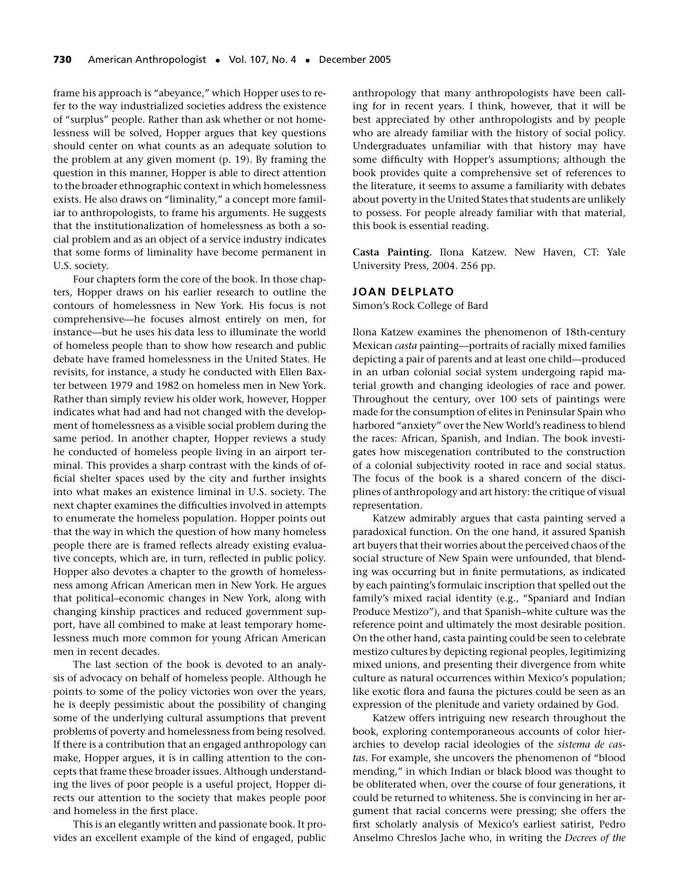frame his approach is "abeyance," which Hopper uses to refer to the way industrialized societies address the existence of "surplus" people. Rather than ask whether or not homelessness will be solved, Hopper argues that key questions should center on what counts as an adequate solution to the problem at any given moment (p. 19). By framing the question in this manner, Hopper is able to direct attention to the broader ethnographic context in which homelessness exists. He also draws on "liminality," a concept more familiar to anthropologists, to frame his arguments. He suggests that the institutionalization of homelessness as both a social problem and as an object of a service industry indicates that some forms of liminality have become permanent in U.S. society.

Four chapters form the core of the book. In those chapters, Hopper draws on his earlier research to outline the contours of homelessness in New York. His focus is not comprehensive—he focuses almost entirely on men, for instance—but he uses his data less to illuminate the world of homeless people than to show how research and public debate have framed homelessness in the United States. He revisits, for instance, a study he conducted with Ellen Baxter between 1979 and 1982 on homeless men in New York. Rather than simply review his older work, however, Hopper indicates what had and had not changed with the development of homelessness as a visible social problem during the same period. In another chapter, Hopper reviews a study he conducted of homeless people living in an airport terminal. This provides a sharp contrast with the kinds of official shelter spaces used by the city and further insights into what makes an existence liminal in U.S. society. The next chapter examines the difficulties involved in attempts to enumerate the homeless population. Hopper points out that the way in which the question of how many homeless people there are is framed reflects already existing evaluative concepts, which are, in turn, reflected in public policy. Hopper also devotes a chapter to the growth of homelessness among African American men in New York. He argues that political–economic changes in New York, along with changing kinship practices and reduced government support, have all combined to make at least temporary homelessness much more common for young African American men in recent decades.

The last section of the book is devoted to an analysis of advocacy on behalf of homeless people. Although he points to some of the policy victories won over the years, he is deeply pessimistic about the possibility of changing some of the underlying cultural assumptions that prevent problems of poverty and homelessness from being resolved. If there is a contribution that an engaged anthropology can make, Hopper argues, it is in calling attention to the concepts that frame these broader issues. Although understanding the lives of poor people is a useful project, Hopper directs our attention to the society that makes people poor and homeless in the first place.

This is an elegantly written and passionate book. It provides an excellent example of the kind of engaged, public anthropology that many anthropologists have been calling for in recent years. I think, however, that it will be best appreciated by other anthropologists and by people who are already familiar with the history of social policy. Undergraduates unfamiliar with that history may have some difficulty with Hopper's assumptions; although the book provides quite a comprehensive set of references to the literature, it seems to assume a familiarity with debates about poverty in the United States that students are unlikely to possess. For people already familiar with that material, this book is essential reading.

**Casta Painting.** Ilona Katzew. New Haven, CT: Yale University Press, 2004. 256 pp.

### JOAN DELPLATO

Simon's Rock College of Bard

Ilona Katzew examines the phenomenon of 18th-century Mexican *casta* painting—portraits of racially mixed families depicting a pair of parents and at least one child—produced in an urban colonial social system undergoing rapid material growth and changing ideologies of race and power. Throughout the century, over 100 sets of paintings were made for the consumption of elites in Peninsular Spain who harbored "anxiety" over the New World's readiness to blend the races: African, Spanish, and Indian. The book investigates how miscegenation contributed to the construction of a colonial subjectivity rooted in race and social status. The focus of the book is a shared concern of the disciplines of anthropology and art history: the critique of visual representation.

Katzew admirably argues that casta painting served a paradoxical function. On the one hand, it assured Spanish art buyers that their worries about the perceived chaos of the social structure of New Spain were unfounded, that blending was occurring but in finite permutations, as indicated by each painting's formulaic inscription that spelled out the family's mixed racial identity (e.g., "Spaniard and Indian Produce Mestizo"), and that Spanish–white culture was the reference point and ultimately the most desirable position. On the other hand, casta painting could be seen to celebrate mestizo cultures by depicting regional peoples, legitimizing mixed unions, and presenting their divergence from white culture as natural occurrences within Mexico's population; like exotic flora and fauna the pictures could be seen as an expression of the plenitude and variety ordained by God.

Katzew offers intriguing new research throughout the book, exploring contemporaneous accounts of color hierarchies to develop racial ideologies of the *sistema de castas*. For example, she uncovers the phenomenon of "blood mending," in which Indian or black blood was thought to be obliterated when, over the course of four generations, it could be returned to whiteness. She is convincing in her argument that racial concerns were pressing; she offers the first scholarly analysis of Mexico's earliest satirist, Pedro Anselmo Chreslos Jache who, in writing the *Decrees of the*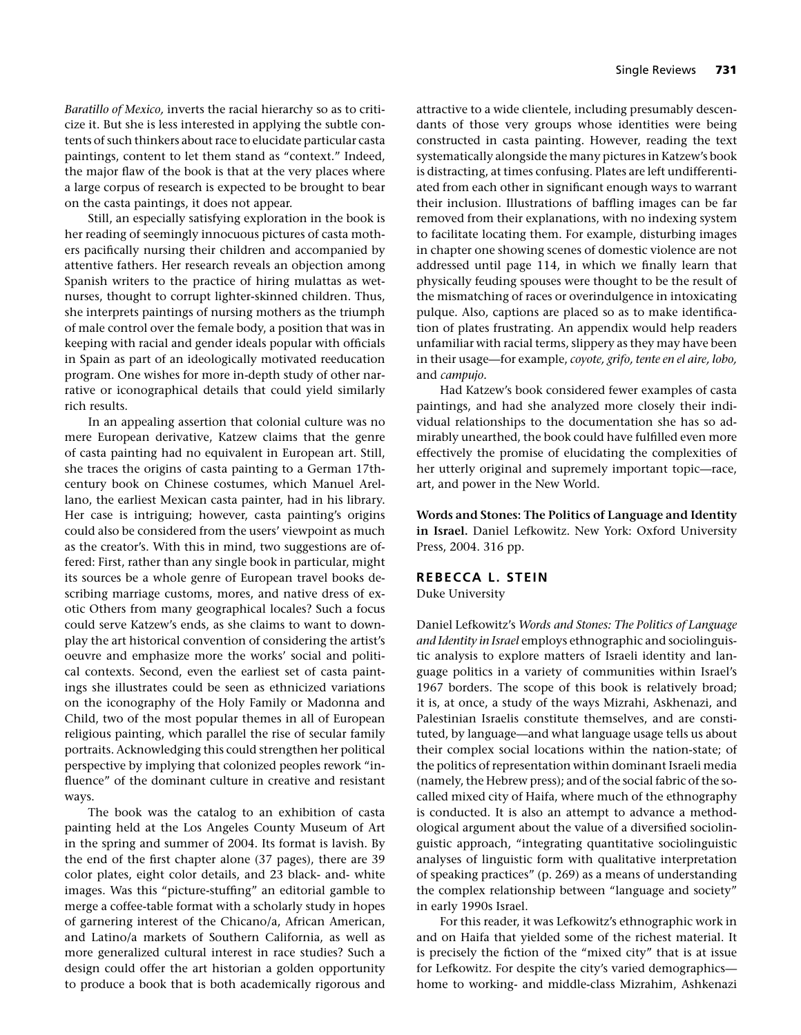*Baratillo of Mexico,* inverts the racial hierarchy so as to criticize it. But she is less interested in applying the subtle contents of such thinkers about race to elucidate particular casta paintings, content to let them stand as "context." Indeed, the major flaw of the book is that at the very places where a large corpus of research is expected to be brought to bear on the casta paintings, it does not appear.

Still, an especially satisfying exploration in the book is her reading of seemingly innocuous pictures of casta mothers pacifically nursing their children and accompanied by attentive fathers. Her research reveals an objection among Spanish writers to the practice of hiring mulattas as wet-nurses, thought to corrupt lighter-skinned children. Thus, she interprets paintings of nursing mothers as the triumph of male control over the female body, a position that was in keeping with racial and gender ideals popular with officials in Spain as part of an ideologically motivated reeducation program. One wishes for more in-depth study of other narrative or iconographical details that could yield similarly rich results.

In an appealing assertion that colonial culture was no mere European derivative, Katzew claims that the genre of casta painting had no equivalent in European art. Still, she traces the origins of casta painting to a German 17th-century book on Chinese costumes, which Manuel Arellano, the earliest Mexican casta painter, had in his library. Her case is intriguing; however, casta painting's origins could also be considered from the users' viewpoint as much as the creator's. With this in mind, two suggestions are offered: First, rather than any single book in particular, might its sources be a whole genre of European travel books describing marriage customs, mores, and native dress of exotic Others from many geographical locales? Such a focus could serve Katzew's ends, as she claims to want to downplay the art historical convention of considering the artist's oeuvre and emphasize more the works' social and political contexts. Second, even the earliest set of casta paintings she illustrates could be seen as ethnicized variations on the iconography of the Holy Family or Madonna and Child, two of the most popular themes in all of European religious painting, which parallel the rise of secular family portraits. Acknowledging this could strengthen her political perspective by implying that colonized peoples rework "influence" of the dominant culture in creative and resistant ways.

The book was the catalog to an exhibition of casta painting held at the Los Angeles County Museum of Art in the spring and summer of 2004. Its format is lavish. By the end of the first chapter alone (37 pages), there are 39 color plates, eight color details, and 23 black- and- white images. Was this "picture-stuffing" an editorial gamble to merge a coffee-table format with a scholarly study in hopes of garnering interest of the Chicano/a, African American, and Latino/a markets of Southern California, as well as more generalized cultural interest in race studies? Such a design could offer the art historian a golden opportunity to produce a book that is both academically rigorous and attractive to a wide clientele, including presumably descendants of those very groups whose identities were being constructed in casta painting. However, reading the text systematically alongside the many pictures in Katzew's book is distracting, at times confusing. Plates are left undifferentiated from each other in significant enough ways to warrant their inclusion. Illustrations of baffling images can be far removed from their explanations, with no indexing system to facilitate locating them. For example, disturbing images in chapter one showing scenes of domestic violence are not addressed until page 114, in which we finally learn that physically feuding spouses were thought to be the result of the mismatching of races or overindulgence in intoxicating pulque. Also, captions are placed so as to make identification of plates frustrating. An appendix would help readers unfamiliar with racial terms, slippery as they may have been in their usage—for example, *coyote, grifo, tente en el aire, lobo,* and *campujo.*

Had Katzew's book considered fewer examples of casta paintings, and had she analyzed more closely their individual relationships to the documentation she has so admirably unearthed, the book could have fulfilled even more effectively the promise of elucidating the complexities of her utterly original and supremely important topic—race, art, and power in the New World.

**Words and Stones: The Politics of Language and Identity in Israel.** Daniel Lefkowitz. New York: Oxford University Press, 2004. 316 pp.

**REBECCA L. STEIN**
Duke University

Daniel Lefkowitz's *Words and Stones: The Politics of Language and Identity in Israel* employs ethnographic and sociolinguistic analysis to explore matters of Israeli identity and language politics in a variety of communities within Israel's 1967 borders. The scope of this book is relatively broad; it is, at once, a study of the ways Mizrahi, Askhenazi, and Palestinian Israelis constitute themselves, and are constituted, by language—and what language usage tells us about their complex social locations within the nation-state; of the politics of representation within dominant Israeli media (namely, the Hebrew press); and of the social fabric of the so-called mixed city of Haifa, where much of the ethnography is conducted. It is also an attempt to advance a methodological argument about the value of a diversified sociolinguistic approach, "integrating quantitative sociolinguistic analyses of linguistic form with qualitative interpretation of speaking practices" (p. 269) as a means of understanding the complex relationship between "language and society" in early 1990s Israel.

For this reader, it was Lefkowitz's ethnographic work in and on Haifa that yielded some of the richest material. It is precisely the fiction of the "mixed city" that is at issue for Lefkowitz. For despite the city's varied demographics—home to working- and middle-class Mizrahim, Ashkenazi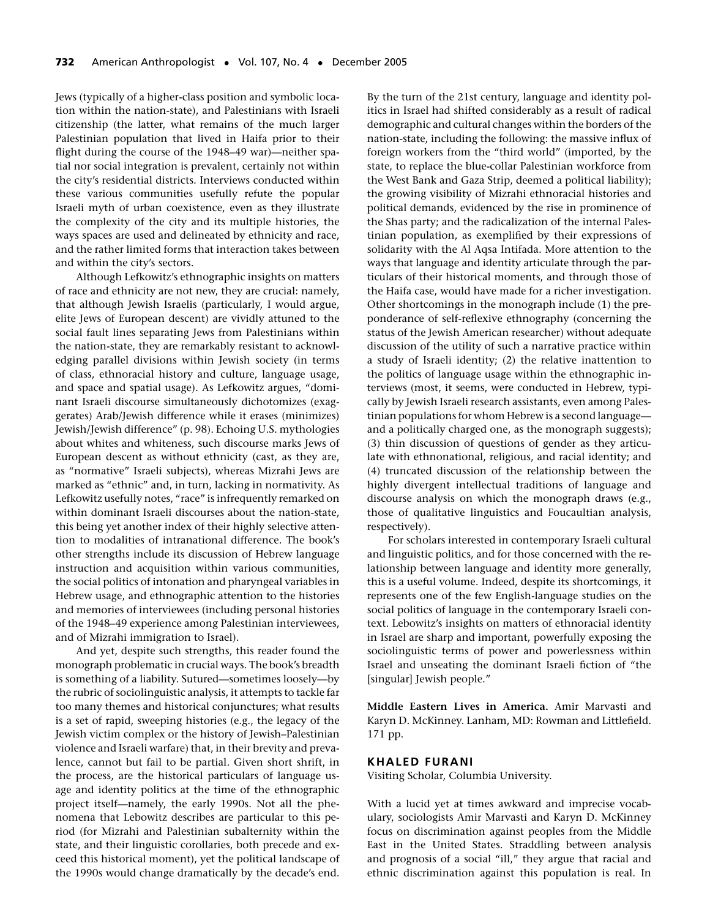Jews (typically of a higher-class position and symbolic location within the nation-state), and Palestinians with Israeli citizenship (the latter, what remains of the much larger Palestinian population that lived in Haifa prior to their flight during the course of the 1948–49 war)—neither spatial nor social integration is prevalent, certainly not within the city's residential districts. Interviews conducted within these various communities usefully refute the popular Israeli myth of urban coexistence, even as they illustrate the complexity of the city and its multiple histories, the ways spaces are used and delineated by ethnicity and race, and the rather limited forms that interaction takes between and within the city's sectors.

Although Lefkowitz's ethnographic insights on matters of race and ethnicity are not new, they are crucial: namely, that although Jewish Israelis (particularly, I would argue, elite Jews of European descent) are vividly attuned to the social fault lines separating Jews from Palestinians within the nation-state, they are remarkably resistant to acknowledging parallel divisions within Jewish society (in terms of class, ethnoracial history and culture, language usage, and space and spatial usage). As Lefkowitz argues, "dominant Israeli discourse simultaneously dichotomizes (exaggerates) Arab/Jewish difference while it erases (minimizes) Jewish/Jewish difference" (p. 98). Echoing U.S. mythologies about whites and whiteness, such discourse marks Jews of European descent as without ethnicity (cast, as they are, as "normative" Israeli subjects), whereas Mizrahi Jews are marked as "ethnic" and, in turn, lacking in normativity. As Lefkowitz usefully notes, "race" is infrequently remarked on within dominant Israeli discourses about the nation-state, this being yet another index of their highly selective attention to modalities of intranational difference. The book's other strengths include its discussion of Hebrew language instruction and acquisition within various communities, the social politics of intonation and pharyngeal variables in Hebrew usage, and ethnographic attention to the histories and memories of interviewees (including personal histories of the 1948–49 experience among Palestinian interviewees, and of Mizrahi immigration to Israel).

And yet, despite such strengths, this reader found the monograph problematic in crucial ways. The book's breadth is something of a liability. Sutured—sometimes loosely—by the rubric of sociolinguistic analysis, it attempts to tackle far too many themes and historical conjunctures; what results is a set of rapid, sweeping histories (e.g., the legacy of the Jewish victim complex or the history of Jewish–Palestinian violence and Israeli warfare) that, in their brevity and prevalence, cannot but fail to be partial. Given short shrift, in the process, are the historical particulars of language usage and identity politics at the time of the ethnographic project itself—namely, the early 1990s. Not all the phenomena that Lebowitz describes are particular to this period (for Mizrahi and Palestinian subalternity within the state, and their linguistic corollaries, both precede and exceed this historical moment), yet the political landscape of the 1990s would change dramatically by the decade's end. By the turn of the 21st century, language and identity politics in Israel had shifted considerably as a result of radical demographic and cultural changes within the borders of the nation-state, including the following: the massive influx of foreign workers from the "third world" (imported, by the state, to replace the blue-collar Palestinian workforce from the West Bank and Gaza Strip, deemed a political liability); the growing visibility of Mizrahi ethnoracial histories and political demands, evidenced by the rise in prominence of the Shas party; and the radicalization of the internal Palestinian population, as exemplified by their expressions of solidarity with the Al Aqsa Intifada. More attention to the ways that language and identity articulate through the particulars of their historical moments, and through those of the Haifa case, would have made for a richer investigation. Other shortcomings in the monograph include (1) the preponderance of self-reflexive ethnography (concerning the status of the Jewish American researcher) without adequate discussion of the utility of such a narrative practice within a study of Israeli identity; (2) the relative inattention to the politics of language usage within the ethnographic interviews (most, it seems, were conducted in Hebrew, typically by Jewish Israeli research assistants, even among Palestinian populations for whom Hebrew is a second language—and a politically charged one, as the monograph suggests); (3) thin discussion of questions of gender as they articulate with ethnonational, religious, and racial identity; and (4) truncated discussion of the relationship between the highly divergent intellectual traditions of language and discourse analysis on which the monograph draws (e.g., those of qualitative linguistics and Foucaultian analysis, respectively).

For scholars interested in contemporary Israeli cultural and linguistic politics, and for those concerned with the relationship between language and identity more generally, this is a useful volume. Indeed, despite its shortcomings, it represents one of the few English-language studies on the social politics of language in the contemporary Israeli context. Lebowitz's insights on matters of ethnoracial identity in Israel are sharp and important, powerfully exposing the sociolinguistic terms of power and powerlessness within Israel and unseating the dominant Israeli fiction of "the [singular] Jewish people."

**Middle Eastern Lives in America.** Amir Marvasti and Karyn D. McKinney. Lanham, MD: Rowman and Littlefield. 171 pp.

### KHALED FURANI

Visiting Scholar, Columbia University.

With a lucid yet at times awkward and imprecise vocabulary, sociologists Amir Marvasti and Karyn D. McKinney focus on discrimination against peoples from the Middle East in the United States. Straddling between analysis and prognosis of a social "ill," they argue that racial and ethnic discrimination against this population is real. In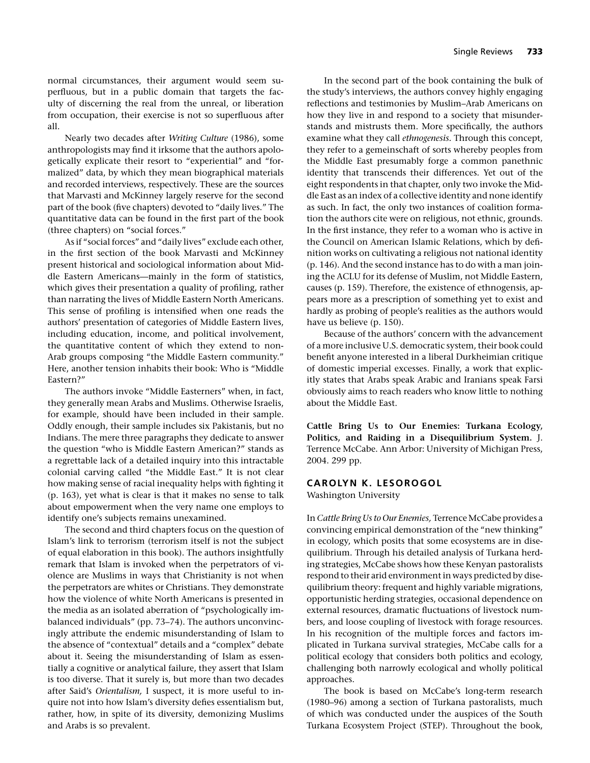normal circumstances, their argument would seem superfluous, but in a public domain that targets the faculty of discerning the real from the unreal, or liberation from occupation, their exercise is not so superfluous after all.

Nearly two decades after *Writing Culture* (1986), some anthropologists may find it irksome that the authors apologetically explicate their resort to "experiential" and "formalized" data, by which they mean biographical materials and recorded interviews, respectively. These are the sources that Marvasti and McKinney largely reserve for the second part of the book (five chapters) devoted to "daily lives." The quantitative data can be found in the first part of the book (three chapters) on "social forces."

As if "social forces" and "daily lives" exclude each other, in the first section of the book Marvasti and McKinney present historical and sociological information about Middle Eastern Americans—mainly in the form of statistics, which gives their presentation a quality of profiling, rather than narrating the lives of Middle Eastern North Americans. This sense of profiling is intensified when one reads the authors' presentation of categories of Middle Eastern lives, including education, income, and political involvement, the quantitative content of which they extend to non-Arab groups composing "the Middle Eastern community." Here, another tension inhabits their book: Who is "Middle Eastern?"

The authors invoke "Middle Easterners" when, in fact, they generally mean Arabs and Muslims. Otherwise Israelis, for example, should have been included in their sample. Oddly enough, their sample includes six Pakistanis, but no Indians. The mere three paragraphs they dedicate to answer the question "who is Middle Eastern American?" stands as a regrettable lack of a detailed inquiry into this intractable colonial carving called "the Middle East." It is not clear how making sense of racial inequality helps with fighting it (p. 163), yet what is clear is that it makes no sense to talk about empowerment when the very name one employs to identify one's subjects remains unexamined.

The second and third chapters focus on the question of Islam's link to terrorism (terrorism itself is not the subject of equal elaboration in this book). The authors insightfully remark that Islam is invoked when the perpetrators of violence are Muslims in ways that Christianity is not when the perpetrators are whites or Christians. They demonstrate how the violence of white North Americans is presented in the media as an isolated aberration of "psychologically imbalanced individuals" (pp. 73–74). The authors unconvincingly attribute the endemic misunderstanding of Islam to the absence of "contextual" details and a "complex" debate about it. Seeing the misunderstanding of Islam as essentially a cognitive or analytical failure, they assert that Islam is too diverse. That it surely is, but more than two decades after Said's *Orientalism,* I suspect, it is more useful to inquire not into how Islam's diversity defies essentialism but, rather, how, in spite of its diversity, demonizing Muslims and Arabs is so prevalent.

In the second part of the book containing the bulk of the study's interviews, the authors convey highly engaging reflections and testimonies by Muslim–Arab Americans on how they live in and respond to a society that misunderstands and mistrusts them. More specifically, the authors examine what they call *ethnogenesis*. Through this concept, they refer to a gemeinschaft of sorts whereby peoples from the Middle East presumably forge a common panethnic identity that transcends their differences. Yet out of the eight respondents in that chapter, only two invoke the Middle East as an index of a collective identity and none identify as such. In fact, the only two instances of coalition formation the authors cite were on religious, not ethnic, grounds. In the first instance, they refer to a woman who is active in the Council on American Islamic Relations, which by definition works on cultivating a religious not national identity (p. 146). And the second instance has to do with a man joining the ACLU for its defense of Muslim, not Middle Eastern, causes (p. 159). Therefore, the existence of ethnogenesis, appears more as a prescription of something yet to exist and hardly as probing of people's realities as the authors would have us believe (p. 150).

Because of the authors' concern with the advancement of a more inclusive U.S. democratic system, their book could benefit anyone interested in a liberal Durkheimian critique of domestic imperial excesses. Finally, a work that explicitly states that Arabs speak Arabic and Iranians speak Farsi obviously aims to reach readers who know little to nothing about the Middle East.

**Cattle Bring Us to Our Enemies: Turkana Ecology, Politics, and Raiding in a Disequilibrium System.** J. Terrence McCabe. Ann Arbor: University of Michigan Press, 2004. 299 pp.

### CAROLYN K. LESOROGOL

Washington University

In *Cattle Bring Us to Our Enemies,* Terrence McCabe provides a convincing empirical demonstration of the "new thinking" in ecology, which posits that some ecosystems are in disequilibrium. Through his detailed analysis of Turkana herding strategies, McCabe shows how these Kenyan pastoralists respond to their arid environment in ways predicted by disequilibrium theory: frequent and highly variable migrations, opportunistic herding strategies, occasional dependence on external resources, dramatic fluctuations of livestock numbers, and loose coupling of livestock with forage resources. In his recognition of the multiple forces and factors implicated in Turkana survival strategies, McCabe calls for a political ecology that considers both politics and ecology, challenging both narrowly ecological and wholly political approaches.

The book is based on McCabe's long-term research (1980–96) among a section of Turkana pastoralists, much of which was conducted under the auspices of the South Turkana Ecosystem Project (STEP). Throughout the book,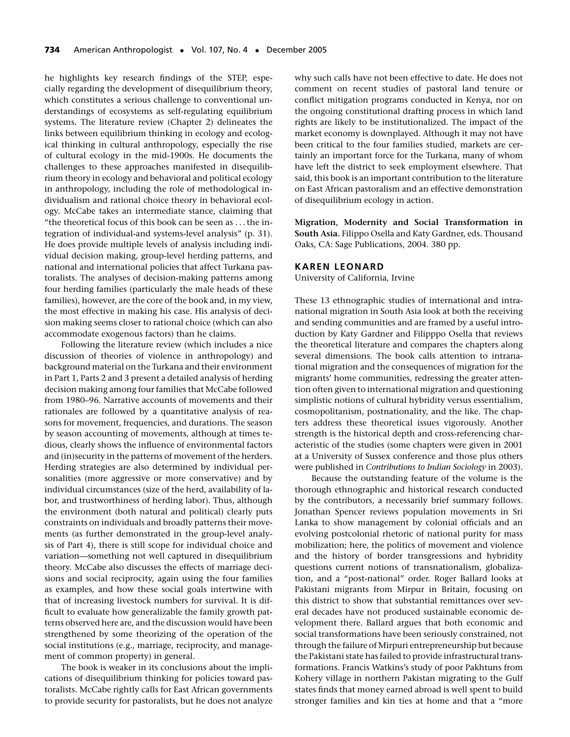he highlights key research findings of the STEP, especially regarding the development of disequilibrium theory, which constitutes a serious challenge to conventional understandings of ecosystems as self-regulating equilibrium systems. The literature review (Chapter 2) delineates the links between equilibrium thinking in ecology and ecological thinking in cultural anthropology, especially the rise of cultural ecology in the mid-1900s. He documents the challenges to these approaches manifested in disequilibrium theory in ecology and behavioral and political ecology in anthropology, including the role of methodological individualism and rational choice theory in behavioral ecology. McCabe takes an intermediate stance, claiming that "the theoretical focus of this book can be seen as . . . the integration of individual-and systems-level analysis" (p. 31). He does provide multiple levels of analysis including individual decision making, group-level herding patterns, and national and international policies that affect Turkana pastoralists. The analyses of decision-making patterns among four herding families (particularly the male heads of these families), however, are the core of the book and, in my view, the most effective in making his case. His analysis of decision making seems closer to rational choice (which can also accommodate exogenous factors) than he claims.

Following the literature review (which includes a nice discussion of theories of violence in anthropology) and background material on the Turkana and their environment in Part 1, Parts 2 and 3 present a detailed analysis of herding decision making among four families that McCabe followed from 1980–96. Narrative accounts of movements and their rationales are followed by a quantitative analysis of reasons for movement, frequencies, and durations. The season by season accounting of movements, although at times tedious, clearly shows the influence of environmental factors and (in)security in the patterns of movement of the herders. Herding strategies are also determined by individual personalities (more aggressive or more conservative) and by individual circumstances (size of the herd, availability of labor, and trustworthiness of herding labor). Thus, although the environment (both natural and political) clearly puts constraints on individuals and broadly patterns their movements (as further demonstrated in the group-level analysis of Part 4), there is still scope for individual choice and variation—something not well captured in disequilibrium theory. McCabe also discusses the effects of marriage decisions and social reciprocity, again using the four families as examples, and how these social goals intertwine with that of increasing livestock numbers for survival. It is difficult to evaluate how generalizable the family growth patterns observed here are, and the discussion would have been strengthened by some theorizing of the operation of the social institutions (e.g., marriage, reciprocity, and management of common property) in general.

The book is weaker in its conclusions about the implications of disequilibrium thinking for policies toward pastoralists. McCabe rightly calls for East African governments to provide security for pastoralists, but he does not analyze why such calls have not been effective to date. He does not comment on recent studies of pastoral land tenure or conflict mitigation programs conducted in Kenya, nor on the ongoing constitutional drafting process in which land rights are likely to be institutionalized. The impact of the market economy is downplayed. Although it may not have been critical to the four families studied, markets are certainly an important force for the Turkana, many of whom have left the district to seek employment elsewhere. That said, this book is an important contribution to the literature on East African pastoralism and an effective demonstration of disequilibrium ecology in action.

**Migration, Modernity and Social Transformation in South Asia.** Filippo Osella and Katy Gardner, eds. Thousand Oaks, CA: Sage Publications, 2004. 380 pp.

### KAREN LEONARD

University of California, Irvine

These 13 ethnographic studies of international and intranational migration in South Asia look at both the receiving and sending communities and are framed by a useful introduction by Katy Gardner and Filipppo Osella that reviews the theoretical literature and compares the chapters along several dimensions. The book calls attention to intranational migration and the consequences of migration for the migrants' home communities, redressing the greater attention often given to international migration and questioning simplistic notions of cultural hybridity versus essentialism, cosmopolitanism, postnationality, and the like. The chapters address these theoretical issues vigorously. Another strength is the historical depth and cross-referencing characteristic of the studies (some chapters were given in 2001 at a University of Sussex conference and those plus others were published in *Contributions to Indian Sociology* in 2003).

Because the outstanding feature of the volume is the thorough ethnographic and historical research conducted by the contributors, a necessarily brief summary follows. Jonathan Spencer reviews population movements in Sri Lanka to show management by colonial officials and an evolving postcolonial rhetoric of national purity for mass mobilization; here, the politics of movement and violence and the history of border transgressions and hybridity questions current notions of transnationalism, globalization, and a "post-national" order. Roger Ballard looks at Pakistani migrants from Mirpur in Britain, focusing on this district to show that substantial remittances over several decades have not produced sustainable economic development there. Ballard argues that both economic and social transformations have been seriously constrained, not through the failure of Mirpuri entrepreneurship but because the Pakistani state has failed to provide infrastructural transformations. Francis Watkins's study of poor Pakhtuns from Kohery village in northern Pakistan migrating to the Gulf states finds that money earned abroad is well spent to build stronger families and kin ties at home and that a "more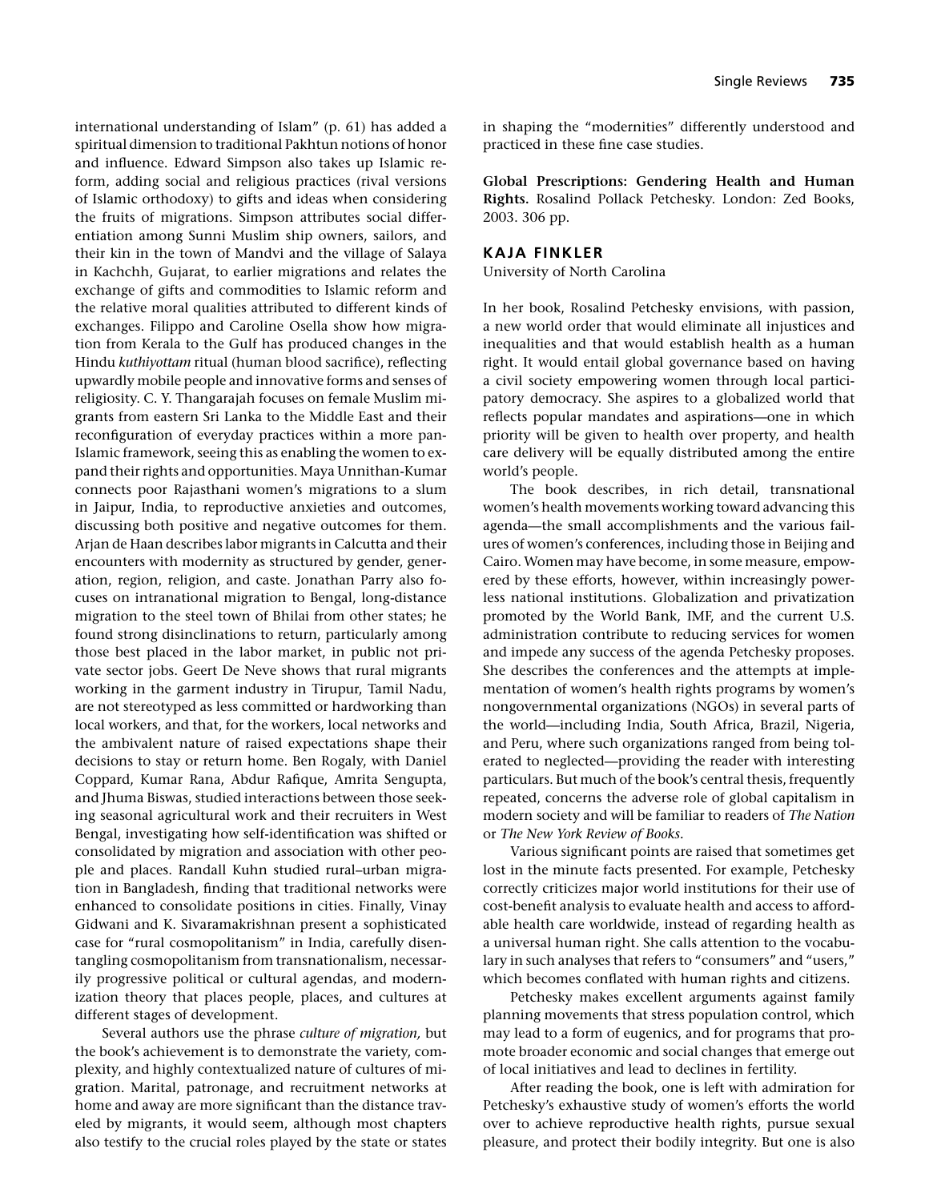international understanding of Islam" (p. 61) has added a spiritual dimension to traditional Pakhtun notions of honor and influence. Edward Simpson also takes up Islamic reform, adding social and religious practices (rival versions of Islamic orthodoxy) to gifts and ideas when considering the fruits of migrations. Simpson attributes social differentiation among Sunni Muslim ship owners, sailors, and their kin in the town of Mandvi and the village of Salaya in Kachchh, Gujarat, to earlier migrations and relates the exchange of gifts and commodities to Islamic reform and the relative moral qualities attributed to different kinds of exchanges. Filippo and Caroline Osella show how migration from Kerala to the Gulf has produced changes in the Hindu *kuthiyottam* ritual (human blood sacrifice), reflecting upwardly mobile people and innovative forms and senses of religiosity. C. Y. Thangarajah focuses on female Muslim migrants from eastern Sri Lanka to the Middle East and their reconfiguration of everyday practices within a more pan-Islamic framework, seeing this as enabling the women to expand their rights and opportunities. Maya Unnithan-Kumar connects poor Rajasthani women's migrations to a slum in Jaipur, India, to reproductive anxieties and outcomes, discussing both positive and negative outcomes for them. Arjan de Haan describes labor migrants in Calcutta and their encounters with modernity as structured by gender, generation, region, religion, and caste. Jonathan Parry also focuses on intranational migration to Bengal, long-distance migration to the steel town of Bhilai from other states; he found strong disinclinations to return, particularly among those best placed in the labor market, in public not private sector jobs. Geert De Neve shows that rural migrants working in the garment industry in Tirupur, Tamil Nadu, are not stereotyped as less committed or hardworking than local workers, and that, for the workers, local networks and the ambivalent nature of raised expectations shape their decisions to stay or return home. Ben Rogaly, with Daniel Coppard, Kumar Rana, Abdur Rafique, Amrita Sengupta, and Jhuma Biswas, studied interactions between those seeking seasonal agricultural work and their recruiters in West Bengal, investigating how self-identification was shifted or consolidated by migration and association with other people and places. Randall Kuhn studied rural–urban migration in Bangladesh, finding that traditional networks were enhanced to consolidate positions in cities. Finally, Vinay Gidwani and K. Sivaramakrishnan present a sophisticated case for "rural cosmopolitanism" in India, carefully disentangling cosmopolitanism from transnationalism, necessarily progressive political or cultural agendas, and modernization theory that places people, places, and cultures at different stages of development.

Several authors use the phrase *culture of migration,* but the book's achievement is to demonstrate the variety, complexity, and highly contextualized nature of cultures of migration. Marital, patronage, and recruitment networks at home and away are more significant than the distance traveled by migrants, it would seem, although most chapters also testify to the crucial roles played by the state or states in shaping the "modernities" differently understood and practiced in these fine case studies.

**Global Prescriptions: Gendering Health and Human Rights.** Rosalind Pollack Petchesky. London: Zed Books, 2003. 306 pp.

**KAJA FINKLER**
University of North Carolina

In her book, Rosalind Petchesky envisions, with passion, a new world order that would eliminate all injustices and inequalities and that would establish health as a human right. It would entail global governance based on having a civil society empowering women through local participatory democracy. She aspires to a globalized world that reflects popular mandates and aspirations—one in which priority will be given to health over property, and health care delivery will be equally distributed among the entire world's people.

The book describes, in rich detail, transnational women's health movements working toward advancing this agenda—the small accomplishments and the various failures of women's conferences, including those in Beijing and Cairo. Women may have become, in some measure, empowered by these efforts, however, within increasingly powerless national institutions. Globalization and privatization promoted by the World Bank, IMF, and the current U.S. administration contribute to reducing services for women and impede any success of the agenda Petchesky proposes. She describes the conferences and the attempts at implementation of women's health rights programs by women's nongovernmental organizations (NGOs) in several parts of the world—including India, South Africa, Brazil, Nigeria, and Peru, where such organizations ranged from being tolerated to neglected—providing the reader with interesting particulars. But much of the book's central thesis, frequently repeated, concerns the adverse role of global capitalism in modern society and will be familiar to readers of *The Nation* or *The New York Review of Books*.

Various significant points are raised that sometimes get lost in the minute facts presented. For example, Petchesky correctly criticizes major world institutions for their use of cost-benefit analysis to evaluate health and access to affordable health care worldwide, instead of regarding health as a universal human right. She calls attention to the vocabulary in such analyses that refers to "consumers" and "users," which becomes conflated with human rights and citizens.

Petchesky makes excellent arguments against family planning movements that stress population control, which may lead to a form of eugenics, and for programs that promote broader economic and social changes that emerge out of local initiatives and lead to declines in fertility.

After reading the book, one is left with admiration for Petchesky's exhaustive study of women's efforts the world over to achieve reproductive health rights, pursue sexual pleasure, and protect their bodily integrity. But one is also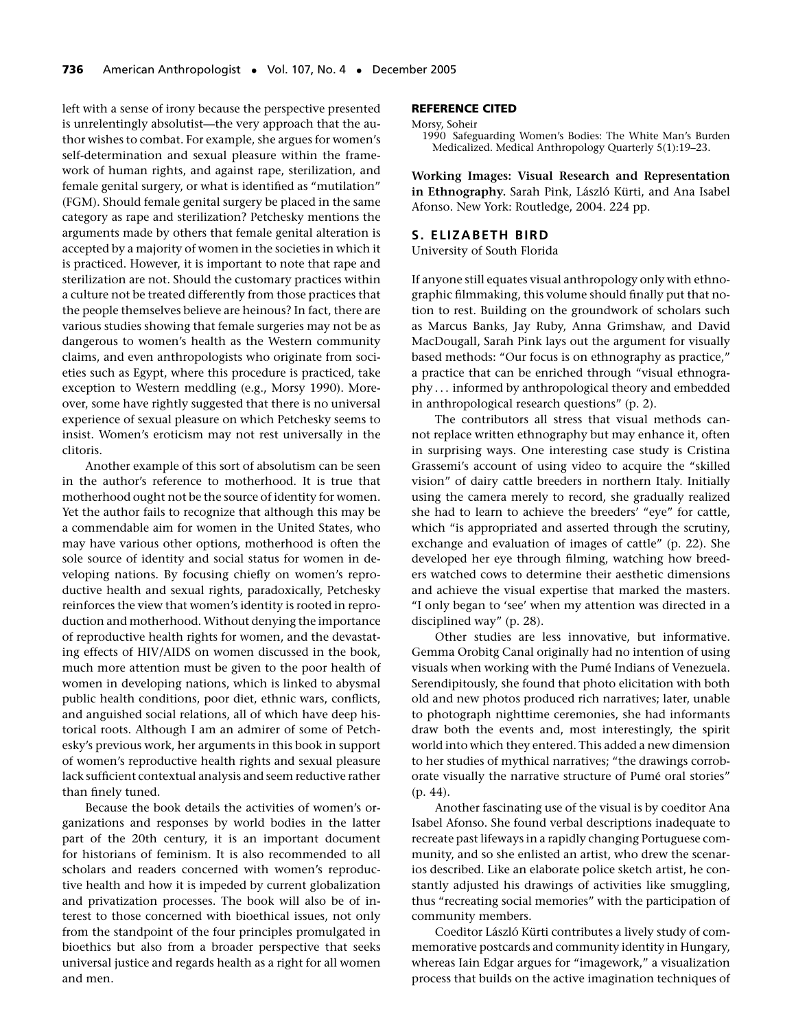left with a sense of irony because the perspective presented is unrelentingly absolutist—the very approach that the author wishes to combat. For example, she argues for women's self-determination and sexual pleasure within the framework of human rights, and against rape, sterilization, and female genital surgery, or what is identified as "mutilation" (FGM). Should female genital surgery be placed in the same category as rape and sterilization? Petchesky mentions the arguments made by others that female genital alteration is accepted by a majority of women in the societies in which it is practiced. However, it is important to note that rape and sterilization are not. Should the customary practices within a culture not be treated differently from those practices that the people themselves believe are heinous? In fact, there are various studies showing that female surgeries may not be as dangerous to women's health as the Western community claims, and even anthropologists who originate from societies such as Egypt, where this procedure is practiced, take exception to Western meddling (e.g., Morsy 1990). Moreover, some have rightly suggested that there is no universal experience of sexual pleasure on which Petchesky seems to insist. Women's eroticism may not rest universally in the clitoris.

Another example of this sort of absolutism can be seen in the author's reference to motherhood. It is true that motherhood ought not be the source of identity for women. Yet the author fails to recognize that although this may be a commendable aim for women in the United States, who may have various other options, motherhood is often the sole source of identity and social status for women in developing nations. By focusing chiefly on women's reproductive health and sexual rights, paradoxically, Petchesky reinforces the view that women's identity is rooted in reproduction and motherhood. Without denying the importance of reproductive health rights for women, and the devastating effects of HIV/AIDS on women discussed in the book, much more attention must be given to the poor health of women in developing nations, which is linked to abysmal public health conditions, poor diet, ethnic wars, conflicts, and anguished social relations, all of which have deep historical roots. Although I am an admirer of some of Petchesky's previous work, her arguments in this book in support of women's reproductive health rights and sexual pleasure lack sufficient contextual analysis and seem reductive rather than finely tuned.

Because the book details the activities of women's organizations and responses by world bodies in the latter part of the 20th century, it is an important document for historians of feminism. It is also recommended to all scholars and readers concerned with women's reproductive health and how it is impeded by current globalization and privatization processes. The book will also be of interest to those concerned with bioethical issues, not only from the standpoint of the four principles promulgated in bioethics but also from a broader perspective that seeks universal justice and regards health as a right for all women and men.

#### REFERENCE CITED

Morsy, Soheir
1990 Safeguarding Women's Bodies: The White Man's Burden Medicalized. Medical Anthropology Quarterly 5(1):19–23.

**Working Images: Visual Research and Representation in Ethnography.** Sarah Pink, László Kürti, and Ana Isabel Afonso. New York: Routledge, 2004. 224 pp.

### S. ELIZABETH BIRD

University of South Florida

If anyone still equates visual anthropology only with ethnographic filmmaking, this volume should finally put that notion to rest. Building on the groundwork of scholars such as Marcus Banks, Jay Ruby, Anna Grimshaw, and David MacDougall, Sarah Pink lays out the argument for visually based methods: "Our focus is on ethnography as practice," a practice that can be enriched through "visual ethnography . . . informed by anthropological theory and embedded in anthropological research questions" (p. 2).

The contributors all stress that visual methods cannot replace written ethnography but may enhance it, often in surprising ways. One interesting case study is Cristina Grassemi's account of using video to acquire the "skilled vision" of dairy cattle breeders in northern Italy. Initially using the camera merely to record, she gradually realized she had to learn to achieve the breeders' "eye" for cattle, which "is appropriated and asserted through the scrutiny, exchange and evaluation of images of cattle" (p. 22). She developed her eye through filming, watching how breeders watched cows to determine their aesthetic dimensions and achieve the visual expertise that marked the masters. "I only began to 'see' when my attention was directed in a disciplined way" (p. 28).

Other studies are less innovative, but informative. Gemma Orobitg Canal originally had no intention of using visuals when working with the Pumé Indians of Venezuela. Serendipitously, she found that photo elicitation with both old and new photos produced rich narratives; later, unable to photograph nighttime ceremonies, she had informants draw both the events and, most interestingly, the spirit world into which they entered. This added a new dimension to her studies of mythical narratives; "the drawings corroborate visually the narrative structure of Pumé oral stories" (p. 44).

Another fascinating use of the visual is by coeditor Ana Isabel Afonso. She found verbal descriptions inadequate to recreate past lifeways in a rapidly changing Portuguese community, and so she enlisted an artist, who drew the scenarios described. Like an elaborate police sketch artist, he constantly adjusted his drawings of activities like smuggling, thus "recreating social memories" with the participation of community members.

Coeditor László Kürti contributes a lively study of commemorative postcards and community identity in Hungary, whereas Iain Edgar argues for "imagework," a visualization process that builds on the active imagination techniques of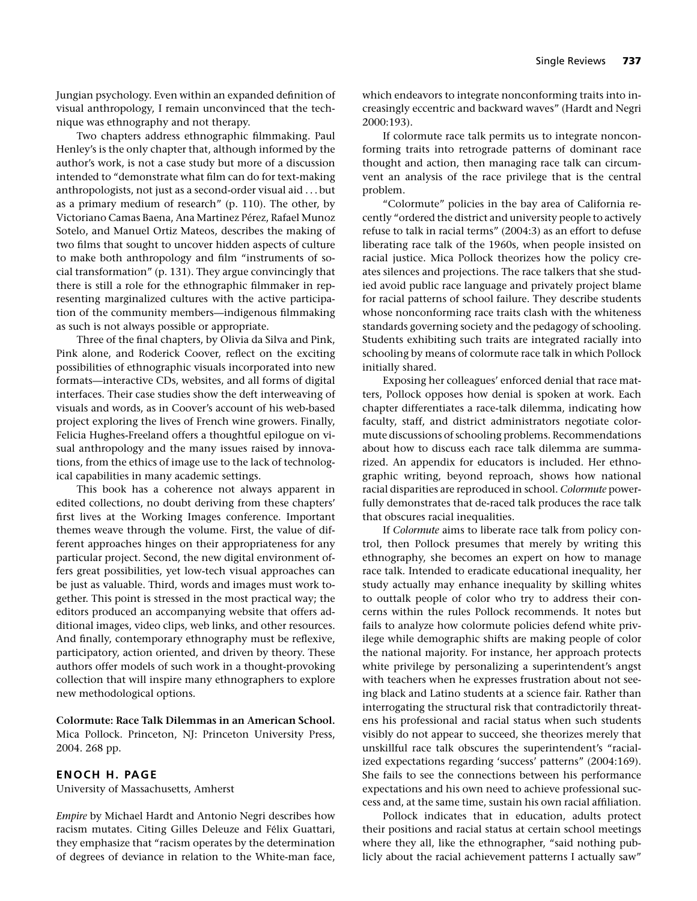Jungian psychology. Even within an expanded definition of visual anthropology, I remain unconvinced that the technique was ethnography and not therapy.

Two chapters address ethnographic filmmaking. Paul Henley's is the only chapter that, although informed by the author's work, is not a case study but more of a discussion intended to "demonstrate what film can do for text-making anthropologists, not just as a second-order visual aid . . . but as a primary medium of research" (p. 110). The other, by Victoriano Camas Baena, Ana Martinez Pérez, Rafael Munoz Sotelo, and Manuel Ortiz Mateos, describes the making of two films that sought to uncover hidden aspects of culture to make both anthropology and film "instruments of social transformation" (p. 131). They argue convincingly that there is still a role for the ethnographic filmmaker in representing marginalized cultures with the active participation of the community members—indigenous filmmaking as such is not always possible or appropriate.

Three of the final chapters, by Olivia da Silva and Pink, Pink alone, and Roderick Coover, reflect on the exciting possibilities of ethnographic visuals incorporated into new formats—interactive CDs, websites, and all forms of digital interfaces. Their case studies show the deft interweaving of visuals and words, as in Coover's account of his web-based project exploring the lives of French wine growers. Finally, Felicia Hughes-Freeland offers a thoughtful epilogue on visual anthropology and the many issues raised by innovations, from the ethics of image use to the lack of technological capabilities in many academic settings.

This book has a coherence not always apparent in edited collections, no doubt deriving from these chapters' first lives at the Working Images conference. Important themes weave through the volume. First, the value of different approaches hinges on their appropriateness for any particular project. Second, the new digital environment offers great possibilities, yet low-tech visual approaches can be just as valuable. Third, words and images must work together. This point is stressed in the most practical way; the editors produced an accompanying website that offers additional images, video clips, web links, and other resources. And finally, contemporary ethnography must be reflexive, participatory, action oriented, and driven by theory. These authors offer models of such work in a thought-provoking collection that will inspire many ethnographers to explore new methodological options.

**Colormute: Race Talk Dilemmas in an American School.** Mica Pollock. Princeton, NJ: Princeton University Press, 2004. 268 pp.

### ENOCH H. PAGE

University of Massachusetts, Amherst

*Empire* by Michael Hardt and Antonio Negri describes how racism mutates. Citing Gilles Deleuze and Félix Guattari, they emphasize that "racism operates by the determination of degrees of deviance in relation to the White-man face, which endeavors to integrate nonconforming traits into increasingly eccentric and backward waves" (Hardt and Negri 2000:193).

If colormute race talk permits us to integrate nonconforming traits into retrograde patterns of dominant race thought and action, then managing race talk can circumvent an analysis of the race privilege that is the central problem.

"Colormute" policies in the bay area of California recently "ordered the district and university people to actively refuse to talk in racial terms" (2004:3) as an effort to defuse liberating race talk of the 1960s, when people insisted on racial justice. Mica Pollock theorizes how the policy creates silences and projections. The race talkers that she studied avoid public race language and privately project blame for racial patterns of school failure. They describe students whose nonconforming race traits clash with the whiteness standards governing society and the pedagogy of schooling. Students exhibiting such traits are integrated racially into schooling by means of colormute race talk in which Pollock initially shared.

Exposing her colleagues' enforced denial that race matters, Pollock opposes how denial is spoken at work. Each chapter differentiates a race-talk dilemma, indicating how faculty, staff, and district administrators negotiate colormute discussions of schooling problems. Recommendations about how to discuss each race talk dilemma are summarized. An appendix for educators is included. Her ethnographic writing, beyond reproach, shows how national racial disparities are reproduced in school. *Colormute* powerfully demonstrates that de-raced talk produces the race talk that obscures racial inequalities.

If *Colormute* aims to liberate race talk from policy control, then Pollock presumes that merely by writing this ethnography, she becomes an expert on how to manage race talk. Intended to eradicate educational inequality, her study actually may enhance inequality by skilling whites to outtalk people of color who try to address their concerns within the rules Pollock recommends. It notes but fails to analyze how colormute policies defend white privilege while demographic shifts are making people of color the national majority. For instance, her approach protects white privilege by personalizing a superintendent's angst with teachers when he expresses frustration about not seeing black and Latino students at a science fair. Rather than interrogating the structural risk that contradictorily threatens his professional and racial status when such students visibly do not appear to succeed, she theorizes merely that unskillful race talk obscures the superintendent's "racialized expectations regarding 'success' patterns" (2004:169). She fails to see the connections between his performance expectations and his own need to achieve professional success and, at the same time, sustain his own racial affiliation.

Pollock indicates that in education, adults protect their positions and racial status at certain school meetings where they all, like the ethnographer, "said nothing publicly about the racial achievement patterns I actually saw"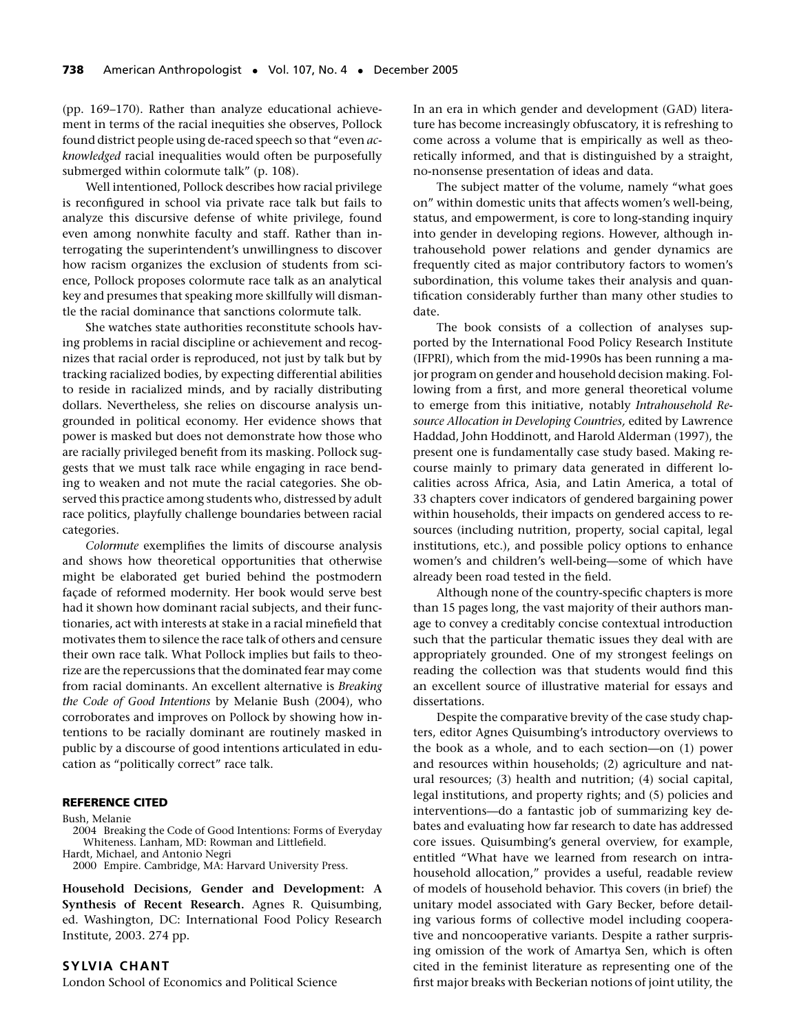(pp. 169–170). Rather than analyze educational achievement in terms of the racial inequities she observes, Pollock found district people using de-raced speech so that "even *acknowledged* racial inequalities would often be purposefully submerged within colormute talk" (p. 108).

Well intentioned, Pollock describes how racial privilege is reconfigured in school via private race talk but fails to analyze this discursive defense of white privilege, found even among nonwhite faculty and staff. Rather than interrogating the superintendent's unwillingness to discover how racism organizes the exclusion of students from science, Pollock proposes colormute race talk as an analytical key and presumes that speaking more skillfully will dismantle the racial dominance that sanctions colormute talk.

She watches state authorities reconstitute schools having problems in racial discipline or achievement and recognizes that racial order is reproduced, not just by talk but by tracking racialized bodies, by expecting differential abilities to reside in racialized minds, and by racially distributing dollars. Nevertheless, she relies on discourse analysis ungrounded in political economy. Her evidence shows that power is masked but does not demonstrate how those who are racially privileged benefit from its masking. Pollock suggests that we must talk race while engaging in race bending to weaken and not mute the racial categories. She observed this practice among students who, distressed by adult race politics, playfully challenge boundaries between racial categories.

*Colormute* exemplifies the limits of discourse analysis and shows how theoretical opportunities that otherwise might be elaborated get buried behind the postmodern façade of reformed modernity. Her book would serve best had it shown how dominant racial subjects, and their functionaries, act with interests at stake in a racial minefield that motivates them to silence the race talk of others and censure their own race talk. What Pollock implies but fails to theorize are the repercussions that the dominated fear may come from racial dominants. An excellent alternative is *Breaking the Code of Good Intentions* by Melanie Bush (2004), who corroborates and improves on Pollock by showing how intentions to be racially dominant are routinely masked in public by a discourse of good intentions articulated in education as "politically correct" race talk.

### REFERENCE CITED

Bush, Melanie
2004 Breaking the Code of Good Intentions: Forms of Everyday Whiteness. Lanham, MD: Rowman and Littlefield.

Hardt, Michael, and Antonio Negri
2000 Empire. Cambridge, MA: Harvard University Press.

**Household Decisions, Gender and Development: A Synthesis of Recent Research.** Agnes R. Quisumbing, ed. Washington, DC: International Food Policy Research Institute, 2003. 274 pp.

**SYLVIA CHANT**
London School of Economics and Political Science

In an era in which gender and development (GAD) literature has become increasingly obfuscatory, it is refreshing to come across a volume that is empirically as well as theoretically informed, and that is distinguished by a straight, no-nonsense presentation of ideas and data.

The subject matter of the volume, namely "what goes on" within domestic units that affects women's well-being, status, and empowerment, is core to long-standing inquiry into gender in developing regions. However, although intrahousehold power relations and gender dynamics are frequently cited as major contributory factors to women's subordination, this volume takes their analysis and quantification considerably further than many other studies to date.

The book consists of a collection of analyses supported by the International Food Policy Research Institute (IFPRI), which from the mid-1990s has been running a major program on gender and household decision making. Following from a first, and more general theoretical volume to emerge from this initiative, notably *Intrahousehold Resource Allocation in Developing Countries,* edited by Lawrence Haddad, John Hoddinott, and Harold Alderman (1997), the present one is fundamentally case study based. Making recourse mainly to primary data generated in different localities across Africa, Asia, and Latin America, a total of 33 chapters cover indicators of gendered bargaining power within households, their impacts on gendered access to resources (including nutrition, property, social capital, legal institutions, etc.), and possible policy options to enhance women's and children's well-being—some of which have already been road tested in the field.

Although none of the country-specific chapters is more than 15 pages long, the vast majority of their authors manage to convey a creditably concise contextual introduction such that the particular thematic issues they deal with are appropriately grounded. One of my strongest feelings on reading the collection was that students would find this an excellent source of illustrative material for essays and dissertations.

Despite the comparative brevity of the case study chapters, editor Agnes Quisumbing's introductory overviews to the book as a whole, and to each section—on (1) power and resources within households; (2) agriculture and natural resources; (3) health and nutrition; (4) social capital, legal institutions, and property rights; and (5) policies and interventions—do a fantastic job of summarizing key debates and evaluating how far research to date has addressed core issues. Quisumbing's general overview, for example, entitled "What have we learned from research on intrahousehold allocation," provides a useful, readable review of models of household behavior. This covers (in brief) the unitary model associated with Gary Becker, before detailing various forms of collective model including cooperative and noncooperative variants. Despite a rather surprising omission of the work of Amartya Sen, which is often cited in the feminist literature as representing one of the first major breaks with Beckerian notions of joint utility, the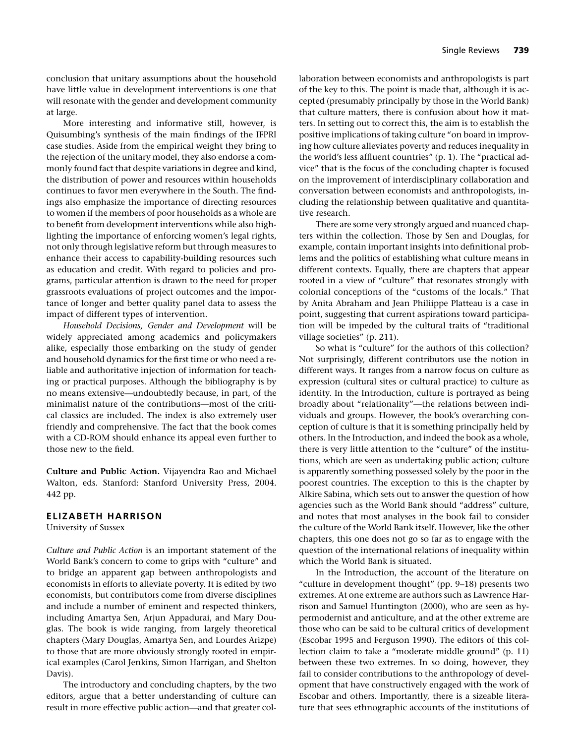conclusion that unitary assumptions about the household have little value in development interventions is one that will resonate with the gender and development community at large.

More interesting and informative still, however, is Quisumbing's synthesis of the main findings of the IFPRI case studies. Aside from the empirical weight they bring to the rejection of the unitary model, they also endorse a commonly found fact that despite variations in degree and kind, the distribution of power and resources within households continues to favor men everywhere in the South. The findings also emphasize the importance of directing resources to women if the members of poor households as a whole are to benefit from development interventions while also highlighting the importance of enforcing women's legal rights, not only through legislative reform but through measures to enhance their access to capability-building resources such as education and credit. With regard to policies and programs, particular attention is drawn to the need for proper grassroots evaluations of project outcomes and the importance of longer and better quality panel data to assess the impact of different types of intervention.

*Household Decisions, Gender and Development* will be widely appreciated among academics and policymakers alike, especially those embarking on the study of gender and household dynamics for the first time or who need a reliable and authoritative injection of information for teaching or practical purposes. Although the bibliography is by no means extensive—undoubtedly because, in part, of the minimalist nature of the contributions—most of the critical classics are included. The index is also extremely user friendly and comprehensive. The fact that the book comes with a CD-ROM should enhance its appeal even further to those new to the field.

**Culture and Public Action.** Vijayendra Rao and Michael Walton, eds. Stanford: Stanford University Press, 2004. 442 pp.

**ELIZABETH HARRISON**
University of Sussex

*Culture and Public Action* is an important statement of the World Bank's concern to come to grips with "culture" and to bridge an apparent gap between anthropologists and economists in efforts to alleviate poverty. It is edited by two economists, but contributors come from diverse disciplines and include a number of eminent and respected thinkers, including Amartya Sen, Arjun Appadurai, and Mary Douglas. The book is wide ranging, from largely theoretical chapters (Mary Douglas, Amartya Sen, and Lourdes Arizpe) to those that are more obviously strongly rooted in empirical examples (Carol Jenkins, Simon Harrigan, and Shelton Davis).

The introductory and concluding chapters, by the two editors, argue that a better understanding of culture can result in more effective public action—and that greater collaboration between economists and anthropologists is part of the key to this. The point is made that, although it is accepted (presumably principally by those in the World Bank) that culture matters, there is confusion about how it matters. In setting out to correct this, the aim is to establish the positive implications of taking culture "on board in improving how culture alleviates poverty and reduces inequality in the world's less affluent countries" (p. 1). The "practical advice" that is the focus of the concluding chapter is focused on the improvement of interdisciplinary collaboration and conversation between economists and anthropologists, including the relationship between qualitative and quantitative research.

There are some very strongly argued and nuanced chapters within the collection. Those by Sen and Douglas, for example, contain important insights into definitional problems and the politics of establishing what culture means in different contexts. Equally, there are chapters that appear rooted in a view of "culture" that resonates strongly with colonial conceptions of the "customs of the locals." That by Anita Abraham and Jean Philiippe Platteau is a case in point, suggesting that current aspirations toward participation will be impeded by the cultural traits of "traditional village societies" (p. 211).

So what is "culture" for the authors of this collection? Not surprisingly, different contributors use the notion in different ways. It ranges from a narrow focus on culture as expression (cultural sites or cultural practice) to culture as identity. In the Introduction, culture is portrayed as being broadly about "relationality"—the relations between individuals and groups. However, the book's overarching conception of culture is that it is something principally held by others. In the Introduction, and indeed the book as a whole, there is very little attention to the "culture" of the institutions, which are seen as undertaking public action; culture is apparently something possessed solely by the poor in the poorest countries. The exception to this is the chapter by Alkire Sabina, which sets out to answer the question of how agencies such as the World Bank should "address" culture, and notes that most analyses in the book fail to consider the culture of the World Bank itself. However, like the other chapters, this one does not go so far as to engage with the question of the international relations of inequality within which the World Bank is situated.

In the Introduction, the account of the literature on "culture in development thought" (pp. 9–18) presents two extremes. At one extreme are authors such as Lawrence Harrison and Samuel Huntington (2000), who are seen as hypermodernist and anticulture, and at the other extreme are those who can be said to be cultural critics of development (Escobar 1995 and Ferguson 1990). The editors of this collection claim to take a "moderate middle ground" (p. 11) between these two extremes. In so doing, however, they fail to consider contributions to the anthropology of development that have constructively engaged with the work of Escobar and others. Importantly, there is a sizeable literature that sees ethnographic accounts of the institutions of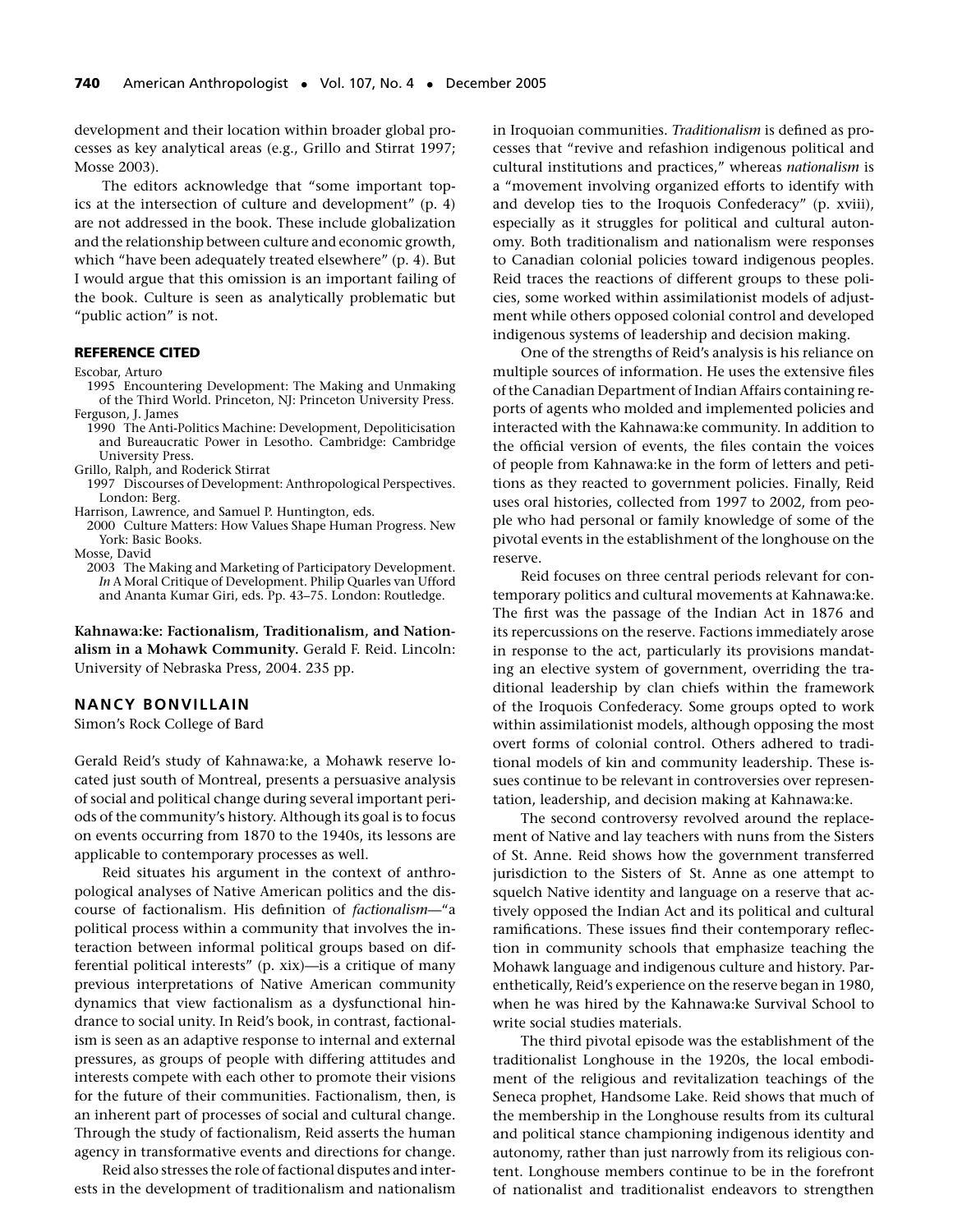development and their location within broader global processes as key analytical areas (e.g., Grillo and Stirrat 1997; Mosse 2003).

The editors acknowledge that "some important topics at the intersection of culture and development" (p. 4) are not addressed in the book. These include globalization and the relationship between culture and economic growth, which "have been adequately treated elsewhere" (p. 4). But I would argue that this omission is an important failing of the book. Culture is seen as analytically problematic but "public action" is not.

#### REFERENCE CITED

Escobar, Arturo
1995 Encountering Development: The Making and Unmaking of the Third World. Princeton, NJ: Princeton University Press.

Ferguson, J. James
1990 The Anti-Politics Machine: Development, Depoliticisation and Bureaucratic Power in Lesotho. Cambridge: Cambridge University Press.

Grillo, Ralph, and Roderick Stirrat
1997 Discourses of Development: Anthropological Perspectives. London: Berg.

Harrison, Lawrence, and Samuel P. Huntington, eds.
2000 Culture Matters: How Values Shape Human Progress. New York: Basic Books.

Mosse, David
2003 The Making and Marketing of Participatory Development. *In* A Moral Critique of Development. Philip Quarles van Ufford and Ananta Kumar Giri, eds. Pp. 43–75. London: Routledge.

**Kahnawa:ke: Factionalism, Traditionalism, and Nationalism in a Mohawk Community.** Gerald F. Reid. Lincoln: University of Nebraska Press, 2004. 235 pp.

### NANCY BONVILLAIN
Simon's Rock College of Bard

Gerald Reid's study of Kahnawa:ke, a Mohawk reserve located just south of Montreal, presents a persuasive analysis of social and political change during several important periods of the community's history. Although its goal is to focus on events occurring from 1870 to the 1940s, its lessons are applicable to contemporary processes as well.

Reid situates his argument in the context of anthropological analyses of Native American politics and the discourse of factionalism. His definition of *factionalism*—"a political process within a community that involves the interaction between informal political groups based on differential political interests" (p. xix)—is a critique of many previous interpretations of Native American community dynamics that view factionalism as a dysfunctional hindrance to social unity. In Reid's book, in contrast, factionalism is seen as an adaptive response to internal and external pressures, as groups of people with differing attitudes and interests compete with each other to promote their visions for the future of their communities. Factionalism, then, is an inherent part of processes of social and cultural change. Through the study of factionalism, Reid asserts the human agency in transformative events and directions for change.

Reid also stresses the role of factional disputes and interests in the development of traditionalism and nationalism in Iroquoian communities. *Traditionalism* is defined as processes that "revive and refashion indigenous political and cultural institutions and practices," whereas *nationalism* is a "movement involving organized efforts to identify with and develop ties to the Iroquois Confederacy" (p. xviii), especially as it struggles for political and cultural autonomy. Both traditionalism and nationalism were responses to Canadian colonial policies toward indigenous peoples. Reid traces the reactions of different groups to these policies, some worked within assimilationist models of adjustment while others opposed colonial control and developed indigenous systems of leadership and decision making.

One of the strengths of Reid's analysis is his reliance on multiple sources of information. He uses the extensive files of the Canadian Department of Indian Affairs containing reports of agents who molded and implemented policies and interacted with the Kahnawa:ke community. In addition to the official version of events, the files contain the voices of people from Kahnawa:ke in the form of letters and petitions as they reacted to government policies. Finally, Reid uses oral histories, collected from 1997 to 2002, from people who had personal or family knowledge of some of the pivotal events in the establishment of the longhouse on the reserve.

Reid focuses on three central periods relevant for contemporary politics and cultural movements at Kahnawa:ke. The first was the passage of the Indian Act in 1876 and its repercussions on the reserve. Factions immediately arose in response to the act, particularly its provisions mandating an elective system of government, overriding the traditional leadership by clan chiefs within the framework of the Iroquois Confederacy. Some groups opted to work within assimilationist models, although opposing the most overt forms of colonial control. Others adhered to traditional models of kin and community leadership. These issues continue to be relevant in controversies over representation, leadership, and decision making at Kahnawa:ke.

The second controversy revolved around the replacement of Native and lay teachers with nuns from the Sisters of St. Anne. Reid shows how the government transferred jurisdiction to the Sisters of St. Anne as one attempt to squelch Native identity and language on a reserve that actively opposed the Indian Act and its political and cultural ramifications. These issues find their contemporary reflection in community schools that emphasize teaching the Mohawk language and indigenous culture and history. Parenthetically, Reid's experience on the reserve began in 1980, when he was hired by the Kahnawa:ke Survival School to write social studies materials.

The third pivotal episode was the establishment of the traditionalist Longhouse in the 1920s, the local embodiment of the religious and revitalization teachings of the Seneca prophet, Handsome Lake. Reid shows that much of the membership in the Longhouse results from its cultural and political stance championing indigenous identity and autonomy, rather than just narrowly from its religious content. Longhouse members continue to be in the forefront of nationalist and traditionalist endeavors to strengthen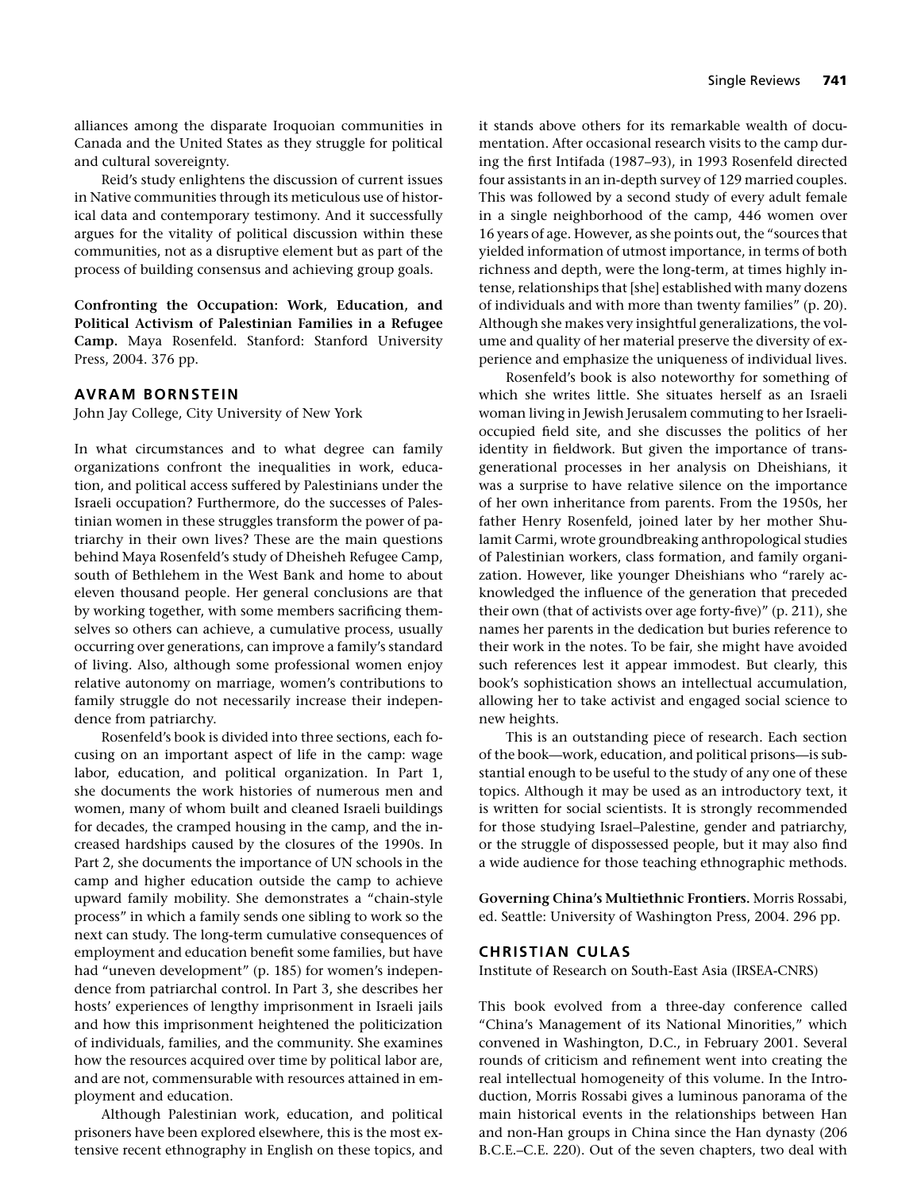alliances among the disparate Iroquoian communities in Canada and the United States as they struggle for political and cultural sovereignty.

Reid's study enlightens the discussion of current issues in Native communities through its meticulous use of historical data and contemporary testimony. And it successfully argues for the vitality of political discussion within these communities, not as a disruptive element but as part of the process of building consensus and achieving group goals.

**Confronting the Occupation: Work, Education, and Political Activism of Palestinian Families in a Refugee Camp.** Maya Rosenfeld. Stanford: Stanford University Press, 2004. 376 pp.

### AVRAM BORNSTEIN

John Jay College, City University of New York

In what circumstances and to what degree can family organizations confront the inequalities in work, education, and political access suffered by Palestinians under the Israeli occupation? Furthermore, do the successes of Palestinian women in these struggles transform the power of patriarchy in their own lives? These are the main questions behind Maya Rosenfeld's study of Dheisheh Refugee Camp, south of Bethlehem in the West Bank and home to about eleven thousand people. Her general conclusions are that by working together, with some members sacrificing themselves so others can achieve, a cumulative process, usually occurring over generations, can improve a family's standard of living. Also, although some professional women enjoy relative autonomy on marriage, women's contributions to family struggle do not necessarily increase their independence from patriarchy.

Rosenfeld's book is divided into three sections, each focusing on an important aspect of life in the camp: wage labor, education, and political organization. In Part 1, she documents the work histories of numerous men and women, many of whom built and cleaned Israeli buildings for decades, the cramped housing in the camp, and the increased hardships caused by the closures of the 1990s. In Part 2, she documents the importance of UN schools in the camp and higher education outside the camp to achieve upward family mobility. She demonstrates a "chain-style process" in which a family sends one sibling to work so the next can study. The long-term cumulative consequences of employment and education benefit some families, but have had "uneven development" (p. 185) for women's independence from patriarchal control. In Part 3, she describes her hosts' experiences of lengthy imprisonment in Israeli jails and how this imprisonment heightened the politicization of individuals, families, and the community. She examines how the resources acquired over time by political labor are, and are not, commensurable with resources attained in employment and education.

Although Palestinian work, education, and political prisoners have been explored elsewhere, this is the most extensive recent ethnography in English on these topics, and it stands above others for its remarkable wealth of documentation. After occasional research visits to the camp during the first Intifada (1987–93), in 1993 Rosenfeld directed four assistants in an in-depth survey of 129 married couples. This was followed by a second study of every adult female in a single neighborhood of the camp, 446 women over 16 years of age. However, as she points out, the "sources that yielded information of utmost importance, in terms of both richness and depth, were the long-term, at times highly intense, relationships that [she] established with many dozens of individuals and with more than twenty families" (p. 20). Although she makes very insightful generalizations, the volume and quality of her material preserve the diversity of experience and emphasize the uniqueness of individual lives.

Rosenfeld's book is also noteworthy for something of which she writes little. She situates herself as an Israeli woman living in Jewish Jerusalem commuting to her Israeli-occupied field site, and she discusses the politics of her identity in fieldwork. But given the importance of transgenerational processes in her analysis on Dheishians, it was a surprise to have relative silence on the importance of her own inheritance from parents. From the 1950s, her father Henry Rosenfeld, joined later by her mother Shulamit Carmi, wrote groundbreaking anthropological studies of Palestinian workers, class formation, and family organization. However, like younger Dheishians who "rarely acknowledged the influence of the generation that preceded their own (that of activists over age forty-five)" (p. 211), she names her parents in the dedication but buries reference to their work in the notes. To be fair, she might have avoided such references lest it appear immodest. But clearly, this book's sophistication shows an intellectual accumulation, allowing her to take activist and engaged social science to new heights.

This is an outstanding piece of research. Each section of the book—work, education, and political prisons—is substantial enough to be useful to the study of any one of these topics. Although it may be used as an introductory text, it is written for social scientists. It is strongly recommended for those studying Israel–Palestine, gender and patriarchy, or the struggle of dispossessed people, but it may also find a wide audience for those teaching ethnographic methods.

**Governing China's Multiethnic Frontiers.** Morris Rossabi, ed. Seattle: University of Washington Press, 2004. 296 pp.

### CHRISTIAN CULAS

Institute of Research on South-East Asia (IRSEA-CNRS)

This book evolved from a three-day conference called "China's Management of its National Minorities," which convened in Washington, D.C., in February 2001. Several rounds of criticism and refinement went into creating the real intellectual homogeneity of this volume. In the Introduction, Morris Rossabi gives a luminous panorama of the main historical events in the relationships between Han and non-Han groups in China since the Han dynasty (206 B.C.E.–C.E. 220). Out of the seven chapters, two deal with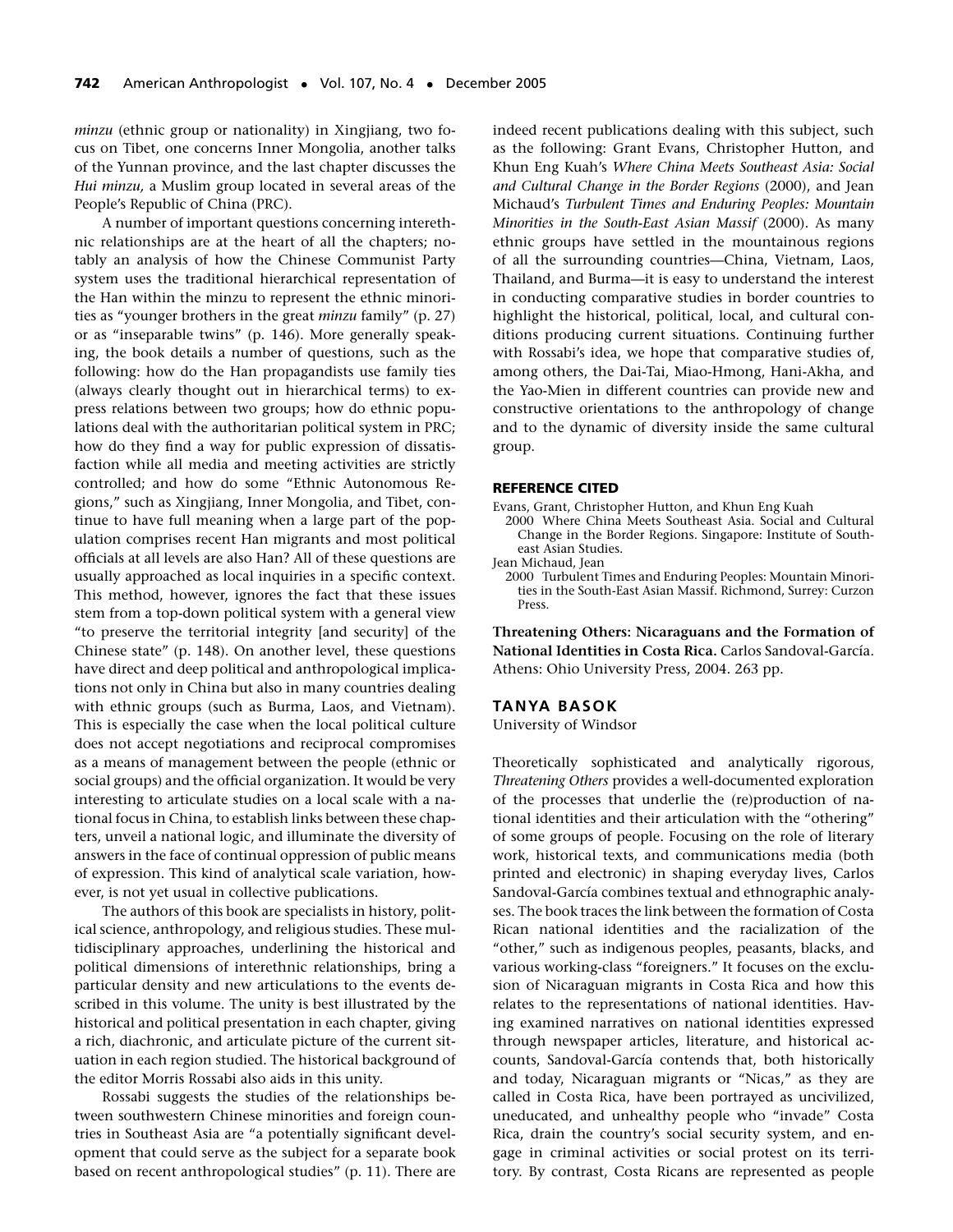*minzu* (ethnic group or nationality) in Xingjiang, two focus on Tibet, one concerns Inner Mongolia, another talks of the Yunnan province, and the last chapter discusses the *Hui minzu,* a Muslim group located in several areas of the People's Republic of China (PRC).

A number of important questions concerning interethnic relationships are at the heart of all the chapters; notably an analysis of how the Chinese Communist Party system uses the traditional hierarchical representation of the Han within the minzu to represent the ethnic minorities as "younger brothers in the great *minzu* family" (p. 27) or as "inseparable twins" (p. 146). More generally speaking, the book details a number of questions, such as the following: how do the Han propagandists use family ties (always clearly thought out in hierarchical terms) to express relations between two groups; how do ethnic populations deal with the authoritarian political system in PRC; how do they find a way for public expression of dissatisfaction while all media and meeting activities are strictly controlled; and how do some "Ethnic Autonomous Regions," such as Xingjiang, Inner Mongolia, and Tibet, continue to have full meaning when a large part of the population comprises recent Han migrants and most political officials at all levels are also Han? All of these questions are usually approached as local inquiries in a specific context. This method, however, ignores the fact that these issues stem from a top-down political system with a general view "to preserve the territorial integrity [and security] of the Chinese state" (p. 148). On another level, these questions have direct and deep political and anthropological implications not only in China but also in many countries dealing with ethnic groups (such as Burma, Laos, and Vietnam). This is especially the case when the local political culture does not accept negotiations and reciprocal compromises as a means of management between the people (ethnic or social groups) and the official organization. It would be very interesting to articulate studies on a local scale with a national focus in China, to establish links between these chapters, unveil a national logic, and illuminate the diversity of answers in the face of continual oppression of public means of expression. This kind of analytical scale variation, however, is not yet usual in collective publications.

The authors of this book are specialists in history, political science, anthropology, and religious studies. These multidisciplinary approaches, underlining the historical and political dimensions of interethnic relationships, bring a particular density and new articulations to the events described in this volume. The unity is best illustrated by the historical and political presentation in each chapter, giving a rich, diachronic, and articulate picture of the current situation in each region studied. The historical background of the editor Morris Rossabi also aids in this unity.

Rossabi suggests the studies of the relationships between southwestern Chinese minorities and foreign countries in Southeast Asia are "a potentially significant development that could serve as the subject for a separate book based on recent anthropological studies" (p. 11). There are indeed recent publications dealing with this subject, such as the following: Grant Evans, Christopher Hutton, and Khun Eng Kuah's *Where China Meets Southeast Asia: Social and Cultural Change in the Border Regions* (2000), and Jean Michaud's *Turbulent Times and Enduring Peoples: Mountain Minorities in the South-East Asian Massif* (2000). As many ethnic groups have settled in the mountainous regions of all the surrounding countries—China, Vietnam, Laos, Thailand, and Burma—it is easy to understand the interest in conducting comparative studies in border countries to highlight the historical, political, local, and cultural conditions producing current situations. Continuing further with Rossabi's idea, we hope that comparative studies of, among others, the Dai-Tai, Miao-Hmong, Hani-Akha, and the Yao-Mien in different countries can provide new and constructive orientations to the anthropology of change and to the dynamic of diversity inside the same cultural group.

#### REFERENCE CITED

Evans, Grant, Christopher Hutton, and Khun Eng Kuah
2000 Where China Meets Southeast Asia. Social and Cultural Change in the Border Regions. Singapore: Institute of Southeast Asian Studies.

Jean Michaud, Jean
2000 Turbulent Times and Enduring Peoples: Mountain Minorities in the South-East Asian Massif. Richmond, Surrey: Curzon Press.

**Threatening Others: Nicaraguans and the Formation of National Identities in Costa Rica.** Carlos Sandoval-García. Athens: Ohio University Press, 2004. 263 pp.

### TANYA BASOK

University of Windsor

Theoretically sophisticated and analytically rigorous, *Threatening Others* provides a well-documented exploration of the processes that underlie the (re)production of national identities and their articulation with the "othering" of some groups of people. Focusing on the role of literary work, historical texts, and communications media (both printed and electronic) in shaping everyday lives, Carlos Sandoval-García combines textual and ethnographic analyses. The book traces the link between the formation of Costa Rican national identities and the racialization of the "other," such as indigenous peoples, peasants, blacks, and various working-class "foreigners." It focuses on the exclusion of Nicaraguan migrants in Costa Rica and how this relates to the representations of national identities. Having examined narratives on national identities expressed through newspaper articles, literature, and historical accounts, Sandoval-García contends that, both historically and today, Nicaraguan migrants or "Nicas," as they are called in Costa Rica, have been portrayed as uncivilized, uneducated, and unhealthy people who "invade" Costa Rica, drain the country's social security system, and engage in criminal activities or social protest on its territory. By contrast, Costa Ricans are represented as people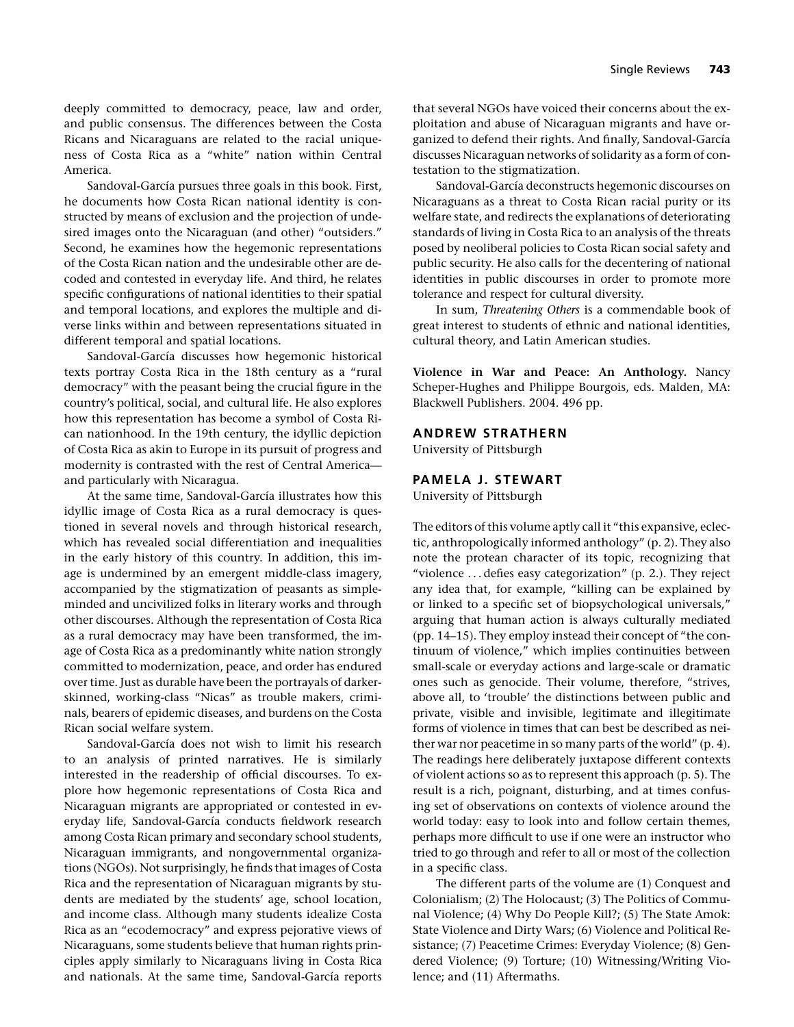deeply committed to democracy, peace, law and order, and public consensus. The differences between the Costa Ricans and Nicaraguans are related to the racial uniqueness of Costa Rica as a "white" nation within Central America.

Sandoval-García pursues three goals in this book. First, he documents how Costa Rican national identity is constructed by means of exclusion and the projection of undesired images onto the Nicaraguan (and other) "outsiders." Second, he examines how the hegemonic representations of the Costa Rican nation and the undesirable other are decoded and contested in everyday life. And third, he relates specific configurations of national identities to their spatial and temporal locations, and explores the multiple and diverse links within and between representations situated in different temporal and spatial locations.

Sandoval-García discusses how hegemonic historical texts portray Costa Rica in the 18th century as a "rural democracy" with the peasant being the crucial figure in the country's political, social, and cultural life. He also explores how this representation has become a symbol of Costa Rican nationhood. In the 19th century, the idyllic depiction of Costa Rica as akin to Europe in its pursuit of progress and modernity is contrasted with the rest of Central America—and particularly with Nicaragua.

At the same time, Sandoval-García illustrates how this idyllic image of Costa Rica as a rural democracy is questioned in several novels and through historical research, which has revealed social differentiation and inequalities in the early history of this country. In addition, this image is undermined by an emergent middle-class imagery, accompanied by the stigmatization of peasants as simple-minded and uncivilized folks in literary works and through other discourses. Although the representation of Costa Rica as a rural democracy may have been transformed, the image of Costa Rica as a predominantly white nation strongly committed to modernization, peace, and order has endured over time. Just as durable have been the portrayals of darker-skinned, working-class "Nicas" as trouble makers, criminals, bearers of epidemic diseases, and burdens on the Costa Rican social welfare system.

Sandoval-García does not wish to limit his research to an analysis of printed narratives. He is similarly interested in the readership of official discourses. To explore how hegemonic representations of Costa Rica and Nicaraguan migrants are appropriated or contested in everyday life, Sandoval-García conducts fieldwork research among Costa Rican primary and secondary school students, Nicaraguan immigrants, and nongovernmental organizations (NGOs). Not surprisingly, he finds that images of Costa Rica and the representation of Nicaraguan migrants by students are mediated by the students' age, school location, and income class. Although many students idealize Costa Rica as an "ecodemocracy" and express pejorative views of Nicaraguans, some students believe that human rights principles apply similarly to Nicaraguans living in Costa Rica and nationals. At the same time, Sandoval-García reports that several NGOs have voiced their concerns about the exploitation and abuse of Nicaraguan migrants and have organized to defend their rights. And finally, Sandoval-García discusses Nicaraguan networks of solidarity as a form of contestation to the stigmatization.

Sandoval-García deconstructs hegemonic discourses on Nicaraguans as a threat to Costa Rican racial purity or its welfare state, and redirects the explanations of deteriorating standards of living in Costa Rica to an analysis of the threats posed by neoliberal policies to Costa Rican social safety and public security. He also calls for the decentering of national identities in public discourses in order to promote more tolerance and respect for cultural diversity.

In sum, *Threatening Others* is a commendable book of great interest to students of ethnic and national identities, cultural theory, and Latin American studies.

**Violence in War and Peace: An Anthology.** Nancy Scheper-Hughes and Philippe Bourgois, eds. Malden, MA: Blackwell Publishers. 2004. 496 pp.

**ANDREW STRATHERN**
University of Pittsburgh

**PAMELA J. STEWART**
University of Pittsburgh

The editors of this volume aptly call it "this expansive, eclectic, anthropologically informed anthology" (p. 2). They also note the protean character of its topic, recognizing that "violence ... defies easy categorization" (p. 2.). They reject any idea that, for example, "killing can be explained by or linked to a specific set of biopsychological universals," arguing that human action is always culturally mediated (pp. 14–15). They employ instead their concept of "the continuum of violence," which implies continuities between small-scale or everyday actions and large-scale or dramatic ones such as genocide. Their volume, therefore, "strives, above all, to 'trouble' the distinctions between public and private, visible and invisible, legitimate and illegitimate forms of violence in times that can best be described as neither war nor peacetime in so many parts of the world" (p. 4). The readings here deliberately juxtapose different contexts of violent actions so as to represent this approach (p. 5). The result is a rich, poignant, disturbing, and at times confusing set of observations on contexts of violence around the world today: easy to look into and follow certain themes, perhaps more difficult to use if one were an instructor who tried to go through and refer to all or most of the collection in a specific class.

The different parts of the volume are (1) Conquest and Colonialism; (2) The Holocaust; (3) The Politics of Communal Violence; (4) Why Do People Kill?; (5) The State Amok: State Violence and Dirty Wars; (6) Violence and Political Resistance; (7) Peacetime Crimes: Everyday Violence; (8) Gendered Violence; (9) Torture; (10) Witnessing/Writing Violence; and (11) Aftermaths.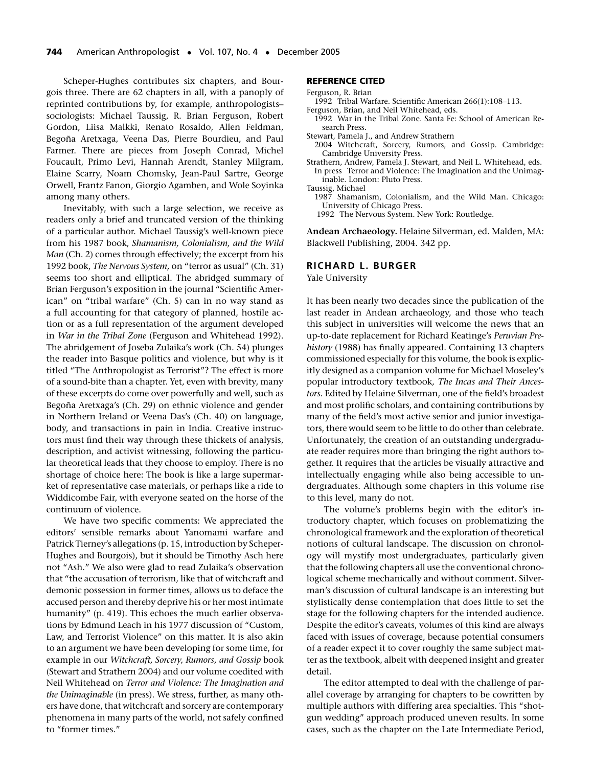Scheper-Hughes contributes six chapters, and Bourgois three. There are 62 chapters in all, with a panoply of reprinted contributions by, for example, anthropologists–sociologists: Michael Taussig, R. Brian Ferguson, Robert Gordon, Liisa Malkki, Renato Rosaldo, Allen Feldman, Begoña Aretxaga, Veena Das, Pierre Bourdieu, and Paul Farmer. There are pieces from Joseph Conrad, Michel Foucault, Primo Levi, Hannah Arendt, Stanley Milgram, Elaine Scarry, Noam Chomsky, Jean-Paul Sartre, George Orwell, Frantz Fanon, Giorgio Agamben, and Wole Soyinka among many others.

Inevitably, with such a large selection, we receive as readers only a brief and truncated version of the thinking of a particular author. Michael Taussig's well-known piece from his 1987 book, *Shamanism, Colonialism, and the Wild Man* (Ch. 2) comes through effectively; the excerpt from his 1992 book, *The Nervous System,* on "terror as usual" (Ch. 31) seems too short and elliptical. The abridged summary of Brian Ferguson's exposition in the journal "Scientific American" on "tribal warfare" (Ch. 5) can in no way stand as a full accounting for that category of planned, hostile action or as a full representation of the argument developed in *War in the Tribal Zone* (Ferguson and Whitehead 1992). The abridgement of Joseba Zulaika's work (Ch. 54) plunges the reader into Basque politics and violence, but why is it titled "The Anthropologist as Terrorist"? The effect is more of a sound-bite than a chapter. Yet, even with brevity, many of these excerpts do come over powerfully and well, such as Begoña Aretxaga's (Ch. 29) on ethnic violence and gender in Northern Ireland or Veena Das's (Ch. 40) on language, body, and transactions in pain in India. Creative instructors must find their way through these thickets of analysis, description, and activist witnessing, following the particular theoretical leads that they choose to employ. There is no shortage of choice here: The book is like a large supermarket of representative case materials, or perhaps like a ride to Widdicombe Fair, with everyone seated on the horse of the continuum of violence.

We have two specific comments: We appreciated the editors' sensible remarks about Yanomami warfare and Patrick Tierney's allegations (p. 15, introduction by Scheper-Hughes and Bourgois), but it should be Timothy Asch here not "Ash." We also were glad to read Zulaika's observation that "the accusation of terrorism, like that of witchcraft and demonic possession in former times, allows us to deface the accused person and thereby deprive him or her most intimate humanity" (p. 419). This echoes the much earlier observations by Edmund Leach in his 1977 discussion of "Custom, Law, and Terrorist Violence" on this matter. It is also akin to an argument we have been developing for some time, for example in our *Witchcraft, Sorcery, Rumors, and Gossip* book (Stewart and Strathern 2004) and our volume coedited with Neil Whitehead on *Terror and Violence: The Imagination and the Unimaginable* (in press). We stress, further, as many others have done, that witchcraft and sorcery are contemporary phenomena in many parts of the world, not safely confined to "former times."

## REFERENCE CITED

Ferguson, R. Brian
1992 Tribal Warfare. Scientific American 266(1):108–113.

Ferguson, Brian, and Neil Whitehead, eds.
1992 War in the Tribal Zone. Santa Fe: School of American Research Press.

Stewart, Pamela J., and Andrew Strathern
2004 Witchcraft, Sorcery, Rumors, and Gossip. Cambridge: Cambridge University Press.

Strathern, Andrew, Pamela J. Stewart, and Neil L. Whitehead, eds.
In press Terror and Violence: The Imagination and the Unimaginable. London: Pluto Press.

Taussig, Michael
1987 Shamanism, Colonialism, and the Wild Man. Chicago: University of Chicago Press.
1992 The Nervous System. New York: Routledge.

**Andean Archaeology.** Helaine Silverman, ed. Malden, MA: Blackwell Publishing, 2004. 342 pp.

### RICHARD L. BURGER

Yale University

It has been nearly two decades since the publication of the last reader in Andean archaeology, and those who teach this subject in universities will welcome the news that an up-to-date replacement for Richard Keatinge's *Peruvian Prehistory* (1988) has finally appeared. Containing 13 chapters commissioned especially for this volume, the book is explicitly designed as a companion volume for Michael Moseley's popular introductory textbook, *The Incas and Their Ancestors*. Edited by Helaine Silverman, one of the field's broadest and most prolific scholars, and containing contributions by many of the field's most active senior and junior investigators, there would seem to be little to do other than celebrate. Unfortunately, the creation of an outstanding undergraduate reader requires more than bringing the right authors together. It requires that the articles be visually attractive and intellectually engaging while also being accessible to undergraduates. Although some chapters in this volume rise to this level, many do not.

The volume's problems begin with the editor's introductory chapter, which focuses on problematizing the chronological framework and the exploration of theoretical notions of cultural landscape. The discussion on chronology will mystify most undergraduates, particularly given that the following chapters all use the conventional chronological scheme mechanically and without comment. Silverman's discussion of cultural landscape is an interesting but stylistically dense contemplation that does little to set the stage for the following chapters for the intended audience. Despite the editor's caveats, volumes of this kind are always faced with issues of coverage, because potential consumers of a reader expect it to cover roughly the same subject matter as the textbook, albeit with deepened insight and greater detail.

The editor attempted to deal with the challenge of parallel coverage by arranging for chapters to be cowritten by multiple authors with differing area specialties. This "shotgun wedding" approach produced uneven results. In some cases, such as the chapter on the Late Intermediate Period,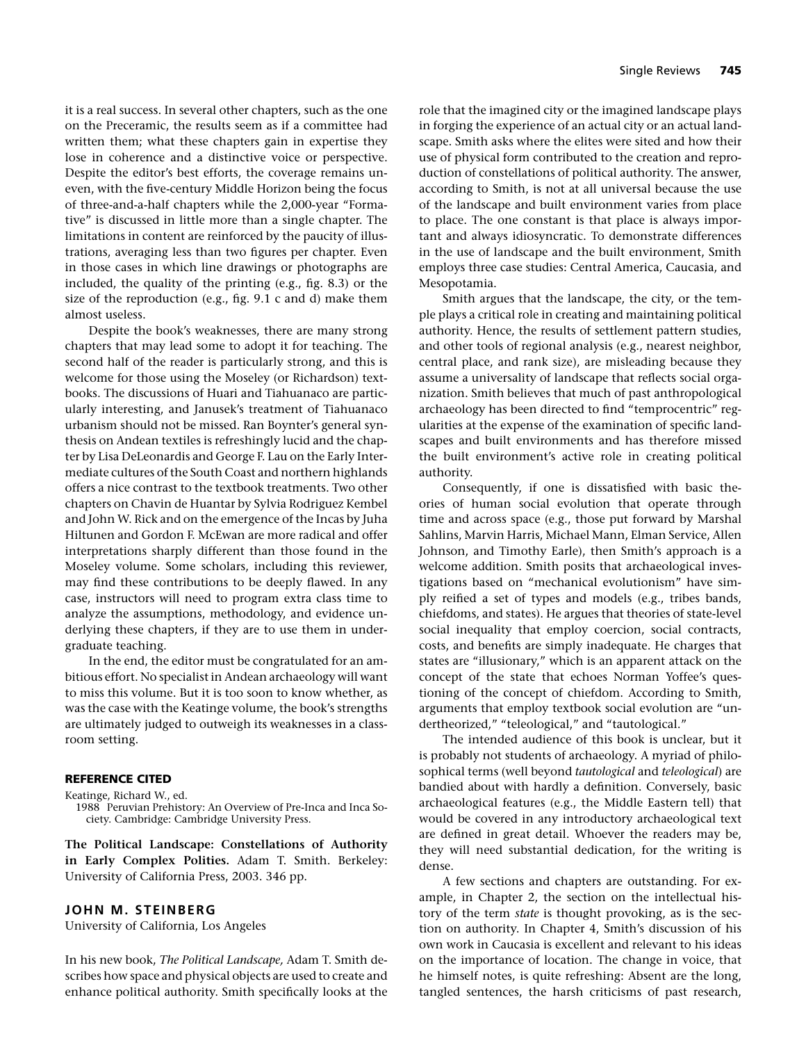it is a real success. In several other chapters, such as the one on the Preceramic, the results seem as if a committee had written them; what these chapters gain in expertise they lose in coherence and a distinctive voice or perspective. Despite the editor's best efforts, the coverage remains uneven, with the five-century Middle Horizon being the focus of three-and-a-half chapters while the 2,000-year "Formative" is discussed in little more than a single chapter. The limitations in content are reinforced by the paucity of illustrations, averaging less than two figures per chapter. Even in those cases in which line drawings or photographs are included, the quality of the printing (e.g., fig. 8.3) or the size of the reproduction (e.g., fig. 9.1 c and d) make them almost useless.

Despite the book's weaknesses, there are many strong chapters that may lead some to adopt it for teaching. The second half of the reader is particularly strong, and this is welcome for those using the Moseley (or Richardson) textbooks. The discussions of Huari and Tiahuanaco are particularly interesting, and Janusek's treatment of Tiahuanaco urbanism should not be missed. Ran Boynter's general synthesis on Andean textiles is refreshingly lucid and the chapter by Lisa DeLeonardis and George F. Lau on the Early Intermediate cultures of the South Coast and northern highlands offers a nice contrast to the textbook treatments. Two other chapters on Chavin de Huantar by Sylvia Rodriguez Kembel and John W. Rick and on the emergence of the Incas by Juha Hiltunen and Gordon F. McEwan are more radical and offer interpretations sharply different than those found in the Moseley volume. Some scholars, including this reviewer, may find these contributions to be deeply flawed. In any case, instructors will need to program extra class time to analyze the assumptions, methodology, and evidence underlying these chapters, if they are to use them in undergraduate teaching.

In the end, the editor must be congratulated for an ambitious effort. No specialist in Andean archaeology will want to miss this volume. But it is too soon to know whether, as was the case with the Keatinge volume, the book's strengths are ultimately judged to outweigh its weaknesses in a classroom setting.

### REFERENCE CITED

Keatinge, Richard W., ed.
1988 Peruvian Prehistory: An Overview of Pre-Inca and Inca Society. Cambridge: Cambridge University Press.

**The Political Landscape: Constellations of Authority in Early Complex Polities.** Adam T. Smith. Berkeley: University of California Press, 2003. 346 pp.

**JOHN M. STEINBERG**
University of California, Los Angeles

In his new book, *The Political Landscape,* Adam T. Smith describes how space and physical objects are used to create and enhance political authority. Smith specifically looks at the role that the imagined city or the imagined landscape plays in forging the experience of an actual city or an actual landscape. Smith asks where the elites were sited and how their use of physical form contributed to the creation and reproduction of constellations of political authority. The answer, according to Smith, is not at all universal because the use of the landscape and built environment varies from place to place. The one constant is that place is always important and always idiosyncratic. To demonstrate differences in the use of landscape and the built environment, Smith employs three case studies: Central America, Caucasia, and Mesopotamia.

Smith argues that the landscape, the city, or the temple plays a critical role in creating and maintaining political authority. Hence, the results of settlement pattern studies, and other tools of regional analysis (e.g., nearest neighbor, central place, and rank size), are misleading because they assume a universality of landscape that reflects social organization. Smith believes that much of past anthropological archaeology has been directed to find "temprocentric" regularities at the expense of the examination of specific landscapes and built environments and has therefore missed the built environment's active role in creating political authority.

Consequently, if one is dissatisfied with basic theories of human social evolution that operate through time and across space (e.g., those put forward by Marshal Sahlins, Marvin Harris, Michael Mann, Elman Service, Allen Johnson, and Timothy Earle), then Smith's approach is a welcome addition. Smith posits that archaeological investigations based on "mechanical evolutionism" have simply reified a set of types and models (e.g., tribes bands, chiefdoms, and states). He argues that theories of state-level social inequality that employ coercion, social contracts, costs, and benefits are simply inadequate. He charges that states are "illusionary," which is an apparent attack on the concept of the state that echoes Norman Yoffee's questioning of the concept of chiefdom. According to Smith, arguments that employ textbook social evolution are "undertheorized," "teleological," and "tautological."

The intended audience of this book is unclear, but it is probably not students of archaeology. A myriad of philosophical terms (well beyond *tautological* and *teleological*) are bandied about with hardly a definition. Conversely, basic archaeological features (e.g., the Middle Eastern tell) that would be covered in any introductory archaeological text are defined in great detail. Whoever the readers may be, they will need substantial dedication, for the writing is dense.

A few sections and chapters are outstanding. For example, in Chapter 2, the section on the intellectual history of the term *state* is thought provoking, as is the section on authority. In Chapter 4, Smith's discussion of his own work in Caucasia is excellent and relevant to his ideas on the importance of location. The change in voice, that he himself notes, is quite refreshing: Absent are the long, tangled sentences, the harsh criticisms of past research,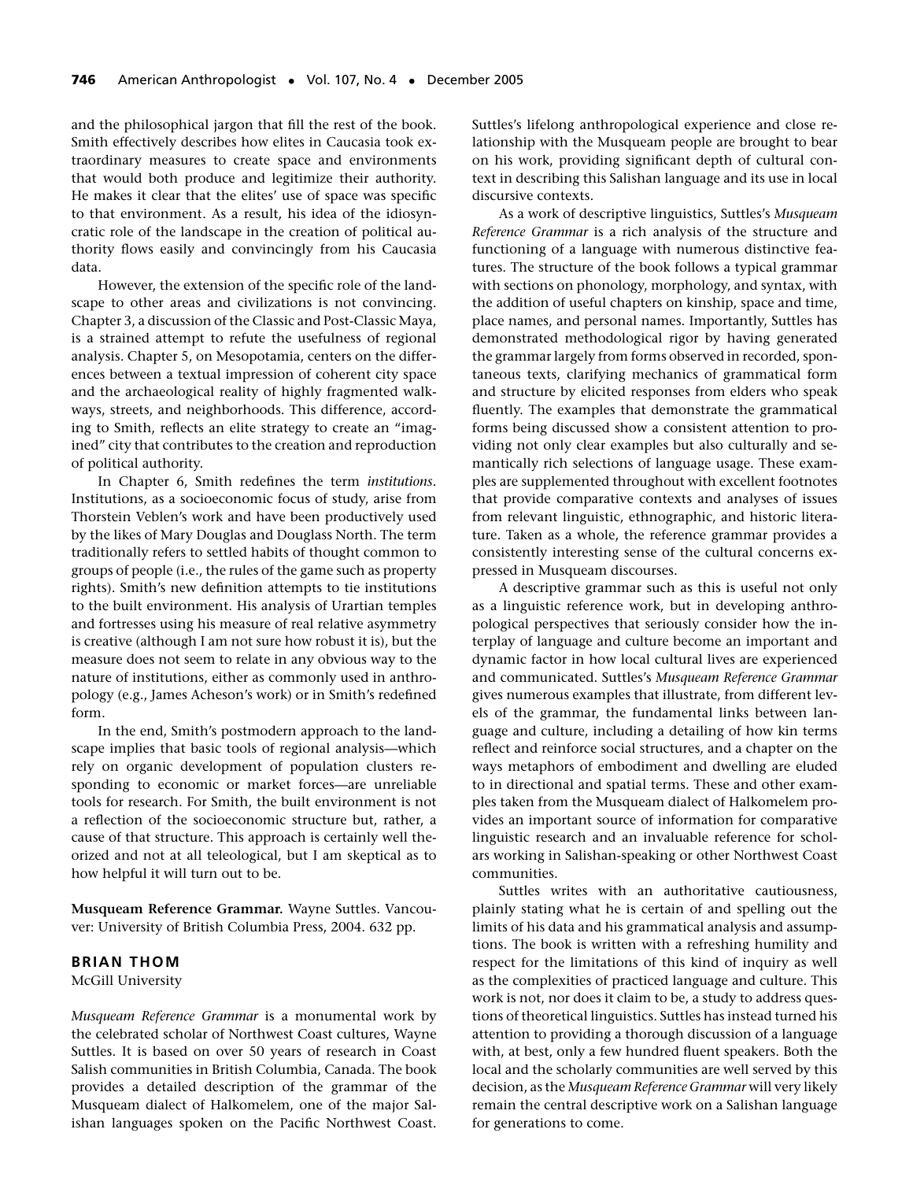and the philosophical jargon that fill the rest of the book. Smith effectively describes how elites in Caucasia took extraordinary measures to create space and environments that would both produce and legitimize their authority. He makes it clear that the elites' use of space was specific to that environment. As a result, his idea of the idiosyncratic role of the landscape in the creation of political authority flows easily and convincingly from his Caucasia data.

However, the extension of the specific role of the landscape to other areas and civilizations is not convincing. Chapter 3, a discussion of the Classic and Post-Classic Maya, is a strained attempt to refute the usefulness of regional analysis. Chapter 5, on Mesopotamia, centers on the differences between a textual impression of coherent city space and the archaeological reality of highly fragmented walkways, streets, and neighborhoods. This difference, according to Smith, reflects an elite strategy to create an "imagined" city that contributes to the creation and reproduction of political authority.

In Chapter 6, Smith redefines the term *institutions*. Institutions, as a socioeconomic focus of study, arise from Thorstein Veblen's work and have been productively used by the likes of Mary Douglas and Douglass North. The term traditionally refers to settled habits of thought common to groups of people (i.e., the rules of the game such as property rights). Smith's new definition attempts to tie institutions to the built environment. His analysis of Urartian temples and fortresses using his measure of real relative asymmetry is creative (although I am not sure how robust it is), but the measure does not seem to relate in any obvious way to the nature of institutions, either as commonly used in anthropology (e.g., James Acheson's work) or in Smith's redefined form.

In the end, Smith's postmodern approach to the landscape implies that basic tools of regional analysis—which rely on organic development of population clusters responding to economic or market forces—are unreliable tools for research. For Smith, the built environment is not a reflection of the socioeconomic structure but, rather, a cause of that structure. This approach is certainly well theorized and not at all teleological, but I am skeptical as to how helpful it will turn out to be.

**Musqueam Reference Grammar.** Wayne Suttles. Vancouver: University of British Columbia Press, 2004. 632 pp.

### BRIAN THOM

McGill University

*Musqueam Reference Grammar* is a monumental work by the celebrated scholar of Northwest Coast cultures, Wayne Suttles. It is based on over 50 years of research in Coast Salish communities in British Columbia, Canada. The book provides a detailed description of the grammar of the Musqueam dialect of Halkomelem, one of the major Salishan languages spoken on the Pacific Northwest Coast. Suttles's lifelong anthropological experience and close relationship with the Musqueam people are brought to bear on his work, providing significant depth of cultural context in describing this Salishan language and its use in local discursive contexts.

As a work of descriptive linguistics, Suttles's *Musqueam Reference Grammar* is a rich analysis of the structure and functioning of a language with numerous distinctive features. The structure of the book follows a typical grammar with sections on phonology, morphology, and syntax, with the addition of useful chapters on kinship, space and time, place names, and personal names. Importantly, Suttles has demonstrated methodological rigor by having generated the grammar largely from forms observed in recorded, spontaneous texts, clarifying mechanics of grammatical form and structure by elicited responses from elders who speak fluently. The examples that demonstrate the grammatical forms being discussed show a consistent attention to providing not only clear examples but also culturally and semantically rich selections of language usage. These examples are supplemented throughout with excellent footnotes that provide comparative contexts and analyses of issues from relevant linguistic, ethnographic, and historic literature. Taken as a whole, the reference grammar provides a consistently interesting sense of the cultural concerns expressed in Musqueam discourses.

A descriptive grammar such as this is useful not only as a linguistic reference work, but in developing anthropological perspectives that seriously consider how the interplay of language and culture become an important and dynamic factor in how local cultural lives are experienced and communicated. Suttles's *Musqueam Reference Grammar* gives numerous examples that illustrate, from different levels of the grammar, the fundamental links between language and culture, including a detailing of how kin terms reflect and reinforce social structures, and a chapter on the ways metaphors of embodiment and dwelling are eluded to in directional and spatial terms. These and other examples taken from the Musqueam dialect of Halkomelem provides an important source of information for comparative linguistic research and an invaluable reference for scholars working in Salishan-speaking or other Northwest Coast communities.

Suttles writes with an authoritative cautiousness, plainly stating what he is certain of and spelling out the limits of his data and his grammatical analysis and assumptions. The book is written with a refreshing humility and respect for the limitations of this kind of inquiry as well as the complexities of practiced language and culture. This work is not, nor does it claim to be, a study to address questions of theoretical linguistics. Suttles has instead turned his attention to providing a thorough discussion of a language with, at best, only a few hundred fluent speakers. Both the local and the scholarly communities are well served by this decision, as the *Musqueam Reference Grammar* will very likely remain the central descriptive work on a Salishan language for generations to come.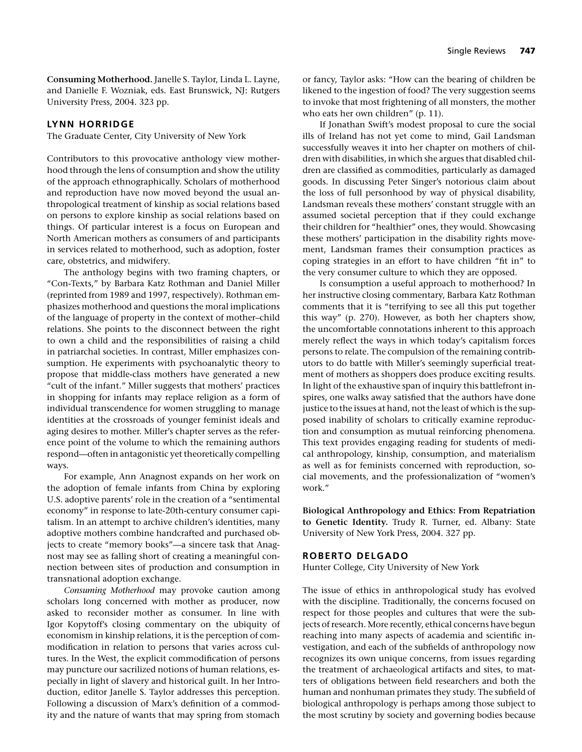**Consuming Motherhood.** Janelle S. Taylor, Linda L. Layne, and Danielle F. Wozniak, eds. East Brunswick, NJ: Rutgers University Press, 2004. 323 pp.

### LYNN HORRIDGE

The Graduate Center, City University of New York

Contributors to this provocative anthology view motherhood through the lens of consumption and show the utility of the approach ethnographically. Scholars of motherhood and reproduction have now moved beyond the usual anthropological treatment of kinship as social relations based on persons to explore kinship as social relations based on things. Of particular interest is a focus on European and North American mothers as consumers of and participants in services related to motherhood, such as adoption, foster care, obstetrics, and midwifery.

The anthology begins with two framing chapters, or "Con-Texts," by Barbara Katz Rothman and Daniel Miller (reprinted from 1989 and 1997, respectively). Rothman emphasizes motherhood and questions the moral implications of the language of property in the context of mother–child relations. She points to the disconnect between the right to own a child and the responsibilities of raising a child in patriarchal societies. In contrast, Miller emphasizes consumption. He experiments with psychoanalytic theory to propose that middle-class mothers have generated a new "cult of the infant." Miller suggests that mothers' practices in shopping for infants may replace religion as a form of individual transcendence for women struggling to manage identities at the crossroads of younger feminist ideals and aging desires to mother. Miller's chapter serves as the reference point of the volume to which the remaining authors respond—often in antagonistic yet theoretically compelling ways.

For example, Ann Anagnost expands on her work on the adoption of female infants from China by exploring U.S. adoptive parents' role in the creation of a "sentimental economy" in response to late-20th-century consumer capitalism. In an attempt to archive children's identities, many adoptive mothers combine handcrafted and purchased objects to create "memory books"—a sincere task that Anagnost may see as falling short of creating a meaningful connection between sites of production and consumption in transnational adoption exchange.

*Consuming Motherhood* may provoke caution among scholars long concerned with mother as producer, now asked to reconsider mother as consumer. In line with Igor Kopytoff's closing commentary on the ubiquity of economism in kinship relations, it is the perception of commodification in relation to persons that varies across cultures. In the West, the explicit commodification of persons may puncture our sacrilized notions of human relations, especially in light of slavery and historical guilt. In her Introduction, editor Janelle S. Taylor addresses this perception. Following a discussion of Marx's definition of a commodity and the nature of wants that may spring from stomach or fancy, Taylor asks: "How can the bearing of children be likened to the ingestion of food? The very suggestion seems to invoke that most frightening of all monsters, the mother who eats her own children" (p. 11).

If Jonathan Swift's modest proposal to cure the social ills of Ireland has not yet come to mind, Gail Landsman successfully weaves it into her chapter on mothers of children with disabilities, in which she argues that disabled children are classified as commodities, particularly as damaged goods. In discussing Peter Singer's notorious claim about the loss of full personhood by way of physical disability, Landsman reveals these mothers' constant struggle with an assumed societal perception that if they could exchange their children for "healthier" ones, they would. Showcasing these mothers' participation in the disability rights movement, Landsman frames their consumption practices as coping strategies in an effort to have children "fit in" to the very consumer culture to which they are opposed.

Is consumption a useful approach to motherhood? In her instructive closing commentary, Barbara Katz Rothman comments that it is "terrifying to see all this put together this way" (p. 270). However, as both her chapters show, the uncomfortable connotations inherent to this approach merely reflect the ways in which today's capitalism forces persons to relate. The compulsion of the remaining contributors to do battle with Miller's seemingly superficial treatment of mothers as shoppers does produce exciting results. In light of the exhaustive span of inquiry this battlefront inspires, one walks away satisfied that the authors have done justice to the issues at hand, not the least of which is the supposed inability of scholars to critically examine reproduction and consumption as mutual reinforcing phenomena. This text provides engaging reading for students of medical anthropology, kinship, consumption, and materialism as well as for feminists concerned with reproduction, social movements, and the professionalization of "women's work."

**Biological Anthropology and Ethics: From Repatriation to Genetic Identity.** Trudy R. Turner, ed. Albany: State University of New York Press, 2004. 327 pp.

### ROBERTO DELGADO

Hunter College, City University of New York

The issue of ethics in anthropological study has evolved with the discipline. Traditionally, the concerns focused on respect for those peoples and cultures that were the subjects of research. More recently, ethical concerns have begun reaching into many aspects of academia and scientific investigation, and each of the subfields of anthropology now recognizes its own unique concerns, from issues regarding the treatment of archaeological artifacts and sites, to matters of obligations between field researchers and both the human and nonhuman primates they study. The subfield of biological anthropology is perhaps among those subject to the most scrutiny by society and governing bodies because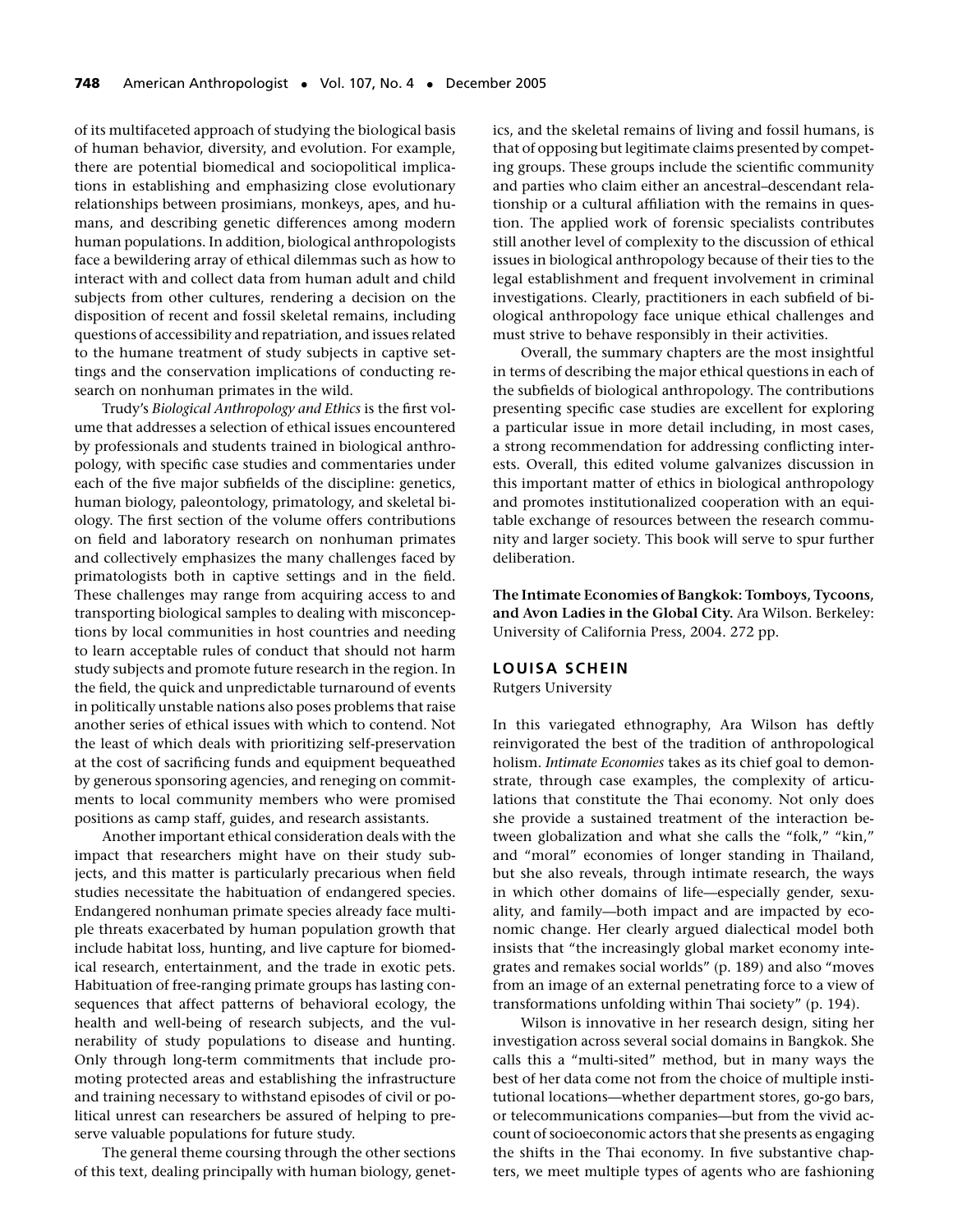of its multifaceted approach of studying the biological basis of human behavior, diversity, and evolution. For example, there are potential biomedical and sociopolitical implications in establishing and emphasizing close evolutionary relationships between prosimians, monkeys, apes, and humans, and describing genetic differences among modern human populations. In addition, biological anthropologists face a bewildering array of ethical dilemmas such as how to interact with and collect data from human adult and child subjects from other cultures, rendering a decision on the disposition of recent and fossil skeletal remains, including questions of accessibility and repatriation, and issues related to the humane treatment of study subjects in captive settings and the conservation implications of conducting research on nonhuman primates in the wild.

Trudy's *Biological Anthropology and Ethics* is the first volume that addresses a selection of ethical issues encountered by professionals and students trained in biological anthropology, with specific case studies and commentaries under each of the five major subfields of the discipline: genetics, human biology, paleontology, primatology, and skeletal biology. The first section of the volume offers contributions on field and laboratory research on nonhuman primates and collectively emphasizes the many challenges faced by primatologists both in captive settings and in the field. These challenges may range from acquiring access to and transporting biological samples to dealing with misconceptions by local communities in host countries and needing to learn acceptable rules of conduct that should not harm study subjects and promote future research in the region. In the field, the quick and unpredictable turnaround of events in politically unstable nations also poses problems that raise another series of ethical issues with which to contend. Not the least of which deals with prioritizing self-preservation at the cost of sacrificing funds and equipment bequeathed by generous sponsoring agencies, and reneging on commitments to local community members who were promised positions as camp staff, guides, and research assistants.

Another important ethical consideration deals with the impact that researchers might have on their study subjects, and this matter is particularly precarious when field studies necessitate the habituation of endangered species. Endangered nonhuman primate species already face multiple threats exacerbated by human population growth that include habitat loss, hunting, and live capture for biomedical research, entertainment, and the trade in exotic pets. Habituation of free-ranging primate groups has lasting consequences that affect patterns of behavioral ecology, the health and well-being of research subjects, and the vulnerability of study populations to disease and hunting. Only through long-term commitments that include promoting protected areas and establishing the infrastructure and training necessary to withstand episodes of civil or political unrest can researchers be assured of helping to preserve valuable populations for future study.

The general theme coursing through the other sections of this text, dealing principally with human biology, genetics, and the skeletal remains of living and fossil humans, is that of opposing but legitimate claims presented by competing groups. These groups include the scientific community and parties who claim either an ancestral–descendant relationship or a cultural affiliation with the remains in question. The applied work of forensic specialists contributes still another level of complexity to the discussion of ethical issues in biological anthropology because of their ties to the legal establishment and frequent involvement in criminal investigations. Clearly, practitioners in each subfield of biological anthropology face unique ethical challenges and must strive to behave responsibly in their activities.

Overall, the summary chapters are the most insightful in terms of describing the major ethical questions in each of the subfields of biological anthropology. The contributions presenting specific case studies are excellent for exploring a particular issue in more detail including, in most cases, a strong recommendation for addressing conflicting interests. Overall, this edited volume galvanizes discussion in this important matter of ethics in biological anthropology and promotes institutionalized cooperation with an equitable exchange of resources between the research community and larger society. This book will serve to spur further deliberation.

**The Intimate Economies of Bangkok: Tomboys, Tycoons, and Avon Ladies in the Global City.** Ara Wilson. Berkeley: University of California Press, 2004. 272 pp.

## LOUISA SCHEIN

Rutgers University

In this variegated ethnography, Ara Wilson has deftly reinvigorated the best of the tradition of anthropological holism. *Intimate Economies* takes as its chief goal to demonstrate, through case examples, the complexity of articulations that constitute the Thai economy. Not only does she provide a sustained treatment of the interaction between globalization and what she calls the "folk," "kin," and "moral" economies of longer standing in Thailand, but she also reveals, through intimate research, the ways in which other domains of life—especially gender, sexuality, and family—both impact and are impacted by economic change. Her clearly argued dialectical model both insists that "the increasingly global market economy integrates and remakes social worlds" (p. 189) and also "moves from an image of an external penetrating force to a view of transformations unfolding within Thai society" (p. 194).

Wilson is innovative in her research design, siting her investigation across several social domains in Bangkok. She calls this a "multi-sited" method, but in many ways the best of her data come not from the choice of multiple institutional locations—whether department stores, go-go bars, or telecommunications companies—but from the vivid account of socioeconomic actors that she presents as engaging the shifts in the Thai economy. In five substantive chapters, we meet multiple types of agents who are fashioning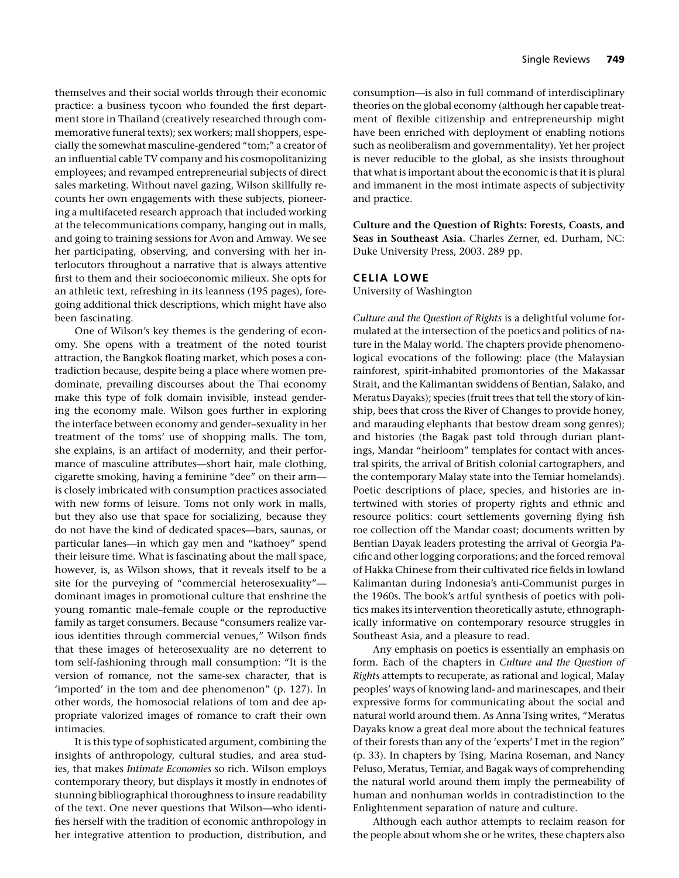themselves and their social worlds through their economic practice: a business tycoon who founded the first department store in Thailand (creatively researched through commemorative funeral texts); sex workers; mall shoppers, especially the somewhat masculine-gendered "tom;" a creator of an influential cable TV company and his cosmopolitanizing employees; and revamped entrepreneurial subjects of direct sales marketing. Without navel gazing, Wilson skillfully recounts her own engagements with these subjects, pioneering a multifaceted research approach that included working at the telecommunications company, hanging out in malls, and going to training sessions for Avon and Amway. We see her participating, observing, and conversing with her interlocutors throughout a narrative that is always attentive first to them and their socioeconomic milieux. She opts for an athletic text, refreshing in its leanness (195 pages), foregoing additional thick descriptions, which might have also been fascinating.

One of Wilson's key themes is the gendering of economy. She opens with a treatment of the noted tourist attraction, the Bangkok floating market, which poses a contradiction because, despite being a place where women predominate, prevailing discourses about the Thai economy make this type of folk domain invisible, instead gendering the economy male. Wilson goes further in exploring the interface between economy and gender–sexuality in her treatment of the toms' use of shopping malls. The tom, she explains, is an artifact of modernity, and their performance of masculine attributes—short hair, male clothing, cigarette smoking, having a feminine "dee" on their arm—is closely imbricated with consumption practices associated with new forms of leisure. Toms not only work in malls, but they also use that space for socializing, because they do not have the kind of dedicated spaces—bars, saunas, or particular lanes—in which gay men and "kathoey" spend their leisure time. What is fascinating about the mall space, however, is, as Wilson shows, that it reveals itself to be a site for the purveying of "commercial heterosexuality"—dominant images in promotional culture that enshrine the young romantic male–female couple or the reproductive family as target consumers. Because "consumers realize various identities through commercial venues," Wilson finds that these images of heterosexuality are no deterrent to tom self-fashioning through mall consumption: "It is the version of romance, not the same-sex character, that is 'imported' in the tom and dee phenomenon" (p. 127). In other words, the homosocial relations of tom and dee appropriate valorized images of romance to craft their own intimacies.

It is this type of sophisticated argument, combining the insights of anthropology, cultural studies, and area studies, that makes *Intimate Economies* so rich. Wilson employs contemporary theory, but displays it mostly in endnotes of stunning bibliographical thoroughness to insure readability of the text. One never questions that Wilson—who identifies herself with the tradition of economic anthropology in her integrative attention to production, distribution, and consumption—is also in full command of interdisciplinary theories on the global economy (although her capable treatment of flexible citizenship and entrepreneurship might have been enriched with deployment of enabling notions such as neoliberalism and governmentality). Yet her project is never reducible to the global, as she insists throughout that what is important about the economic is that it is plural and immanent in the most intimate aspects of subjectivity and practice.

**Culture and the Question of Rights: Forests, Coasts, and Seas in Southeast Asia.** Charles Zerner, ed. Durham, NC: Duke University Press, 2003. 289 pp.

**CELIA LOWE**
University of Washington

*Culture and the Question of Rights* is a delightful volume formulated at the intersection of the poetics and politics of nature in the Malay world. The chapters provide phenomenological evocations of the following: place (the Malaysian rainforest, spirit-inhabited promontories of the Makassar Strait, and the Kalimantan swiddens of Bentian, Salako, and Meratus Dayaks); species (fruit trees that tell the story of kinship, bees that cross the River of Changes to provide honey, and marauding elephants that bestow dream song genres); and histories (the Bagak past told through durian plantings, Mandar "heirloom" templates for contact with ancestral spirits, the arrival of British colonial cartographers, and the contemporary Malay state into the Temiar homelands). Poetic descriptions of place, species, and histories are intertwined with stories of property rights and ethnic and resource politics: court settlements governing flying fish roe collection off the Mandar coast; documents written by Bentian Dayak leaders protesting the arrival of Georgia Pacific and other logging corporations; and the forced removal of Hakka Chinese from their cultivated rice fields in lowland Kalimantan during Indonesia's anti-Communist purges in the 1960s. The book's artful synthesis of poetics with politics makes its intervention theoretically astute, ethnographically informative on contemporary resource struggles in Southeast Asia, and a pleasure to read.

Any emphasis on poetics is essentially an emphasis on form. Each of the chapters in *Culture and the Question of Rights* attempts to recuperate, as rational and logical, Malay peoples' ways of knowing land- and marinescapes, and their expressive forms for communicating about the social and natural world around them. As Anna Tsing writes, "Meratus Dayaks know a great deal more about the technical features of their forests than any of the 'experts' I met in the region" (p. 33). In chapters by Tsing, Marina Roseman, and Nancy Peluso, Meratus, Temiar, and Bagak ways of comprehending the natural world around them imply the permeability of human and nonhuman worlds in contradistinction to the Enlightenment separation of nature and culture.

Although each author attempts to reclaim reason for the people about whom she or he writes, these chapters also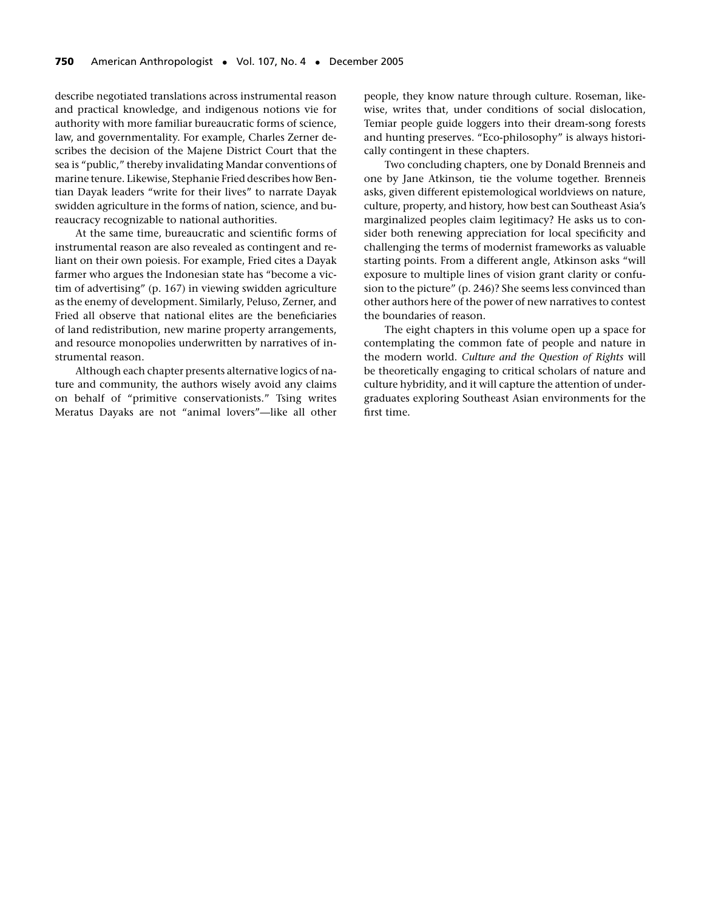describe negotiated translations across instrumental reason and practical knowledge, and indigenous notions vie for authority with more familiar bureaucratic forms of science, law, and governmentality. For example, Charles Zerner describes the decision of the Majene District Court that the sea is "public," thereby invalidating Mandar conventions of marine tenure. Likewise, Stephanie Fried describes how Bentian Dayak leaders "write for their lives" to narrate Dayak swidden agriculture in the forms of nation, science, and bureaucracy recognizable to national authorities.

At the same time, bureaucratic and scientific forms of instrumental reason are also revealed as contingent and reliant on their own poiesis. For example, Fried cites a Dayak farmer who argues the Indonesian state has "become a victim of advertising" (p. 167) in viewing swidden agriculture as the enemy of development. Similarly, Peluso, Zerner, and Fried all observe that national elites are the beneficiaries of land redistribution, new marine property arrangements, and resource monopolies underwritten by narratives of instrumental reason.

Although each chapter presents alternative logics of nature and community, the authors wisely avoid any claims on behalf of "primitive conservationists." Tsing writes Meratus Dayaks are not "animal lovers"—like all other people, they know nature through culture. Roseman, likewise, writes that, under conditions of social dislocation, Temiar people guide loggers into their dream-song forests and hunting preserves. "Eco-philosophy" is always historically contingent in these chapters.

Two concluding chapters, one by Donald Brenneis and one by Jane Atkinson, tie the volume together. Brenneis asks, given different epistemological worldviews on nature, culture, property, and history, how best can Southeast Asia's marginalized peoples claim legitimacy? He asks us to consider both renewing appreciation for local specificity and challenging the terms of modernist frameworks as valuable starting points. From a different angle, Atkinson asks "will exposure to multiple lines of vision grant clarity or confusion to the picture" (p. 246)? She seems less convinced than other authors here of the power of new narratives to contest the boundaries of reason.

The eight chapters in this volume open up a space for contemplating the common fate of people and nature in the modern world. *Culture and the Question of Rights* will be theoretically engaging to critical scholars of nature and culture hybridity, and it will capture the attention of undergraduates exploring Southeast Asian environments for the first time.